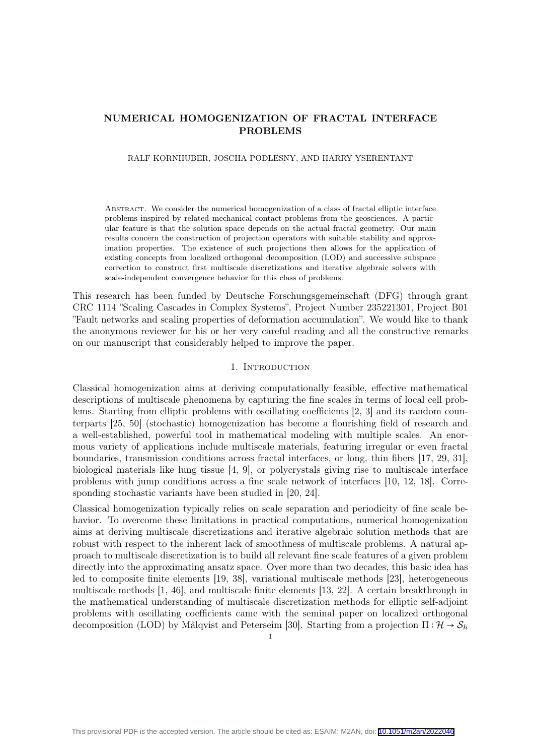# NUMERICAL HOMOGENIZATION OF FRACTAL INTERFACE PROBLEMS

RALF KORNHUBER, JOSCHA PODLESNY, AND HARRY YSERENTANT

Abstract. We consider the numerical homogenization of a class of fractal elliptic interface problems inspired by related mechanical contact problems from the geosciences. A particular feature is that the solution space depends on the actual fractal geometry. Our main results concern the construction of projection operators with suitable stability and approximation properties. The existence of such projections then allows for the application of existing concepts from localized orthogonal decomposition (LOD) and successive subspace correction to construct first multiscale discretizations and iterative algebraic solvers with scale-independent convergence behavior for this class of problems.

This research has been funded by Deutsche Forschungsgemeinschaft (DFG) through grant CRC 1114 "Scaling Cascades in Complex Systems", Project Number 235221301, Project B01 "Fault networks and scaling properties of deformation accumulation". We would like to thank the anonymous reviewer for his or her very careful reading and all the constructive remarks on our manuscript that considerably helped to improve the paper.

## 1. Introduction

Classical homogenization aims at deriving computationally feasible, effective mathematical descriptions of multiscale phenomena by capturing the fine scales in terms of local cell problems. Starting from elliptic problems with oscillating coefficients [2, 3] and its random counterparts [25, 50] (stochastic) homogenization has become a flourishing field of research and a well-established, powerful tool in mathematical modeling with multiple scales. An enormous variety of applications include multiscale materials, featuring irregular or even fractal boundaries, transmission conditions across fractal interfaces, or long, thin fibers [17, 29, 31], biological materials like lung tissue [4, 9], or polycrystals giving rise to multiscale interface problems with jump conditions across a fine scale network of interfaces [10, 12, 18]. Corresponding stochastic variants have been studied in [20, 24].

Classical homogenization typically relies on scale separation and periodicity of fine scale behavior. To overcome these limitations in practical computations, numerical homogenization aims at deriving multiscale discretizations and iterative algebraic solution methods that are robust with respect to the inherent lack of smoothness of multiscale problems. A natural approach to multiscale discretization is to build all relevant fine scale features of a given problem directly into the approximating ansatz space. Over more than two decades, this basic idea has led to composite finite elements [19, 38], variational multiscale methods [23], heterogeneous multiscale methods [1, 46], and multiscale finite elements [13, 22]. A certain breakthrough in the mathematical understanding of multiscale discretization methods for elliptic self-adjoint problems with oscillating coefficients came with the seminal paper on localized orthogonal decomposition (LOD) by Målqvist and Peterseim [30]. Starting from a projection $\Pi : \mathcal{H} \to \mathcal{S}_h$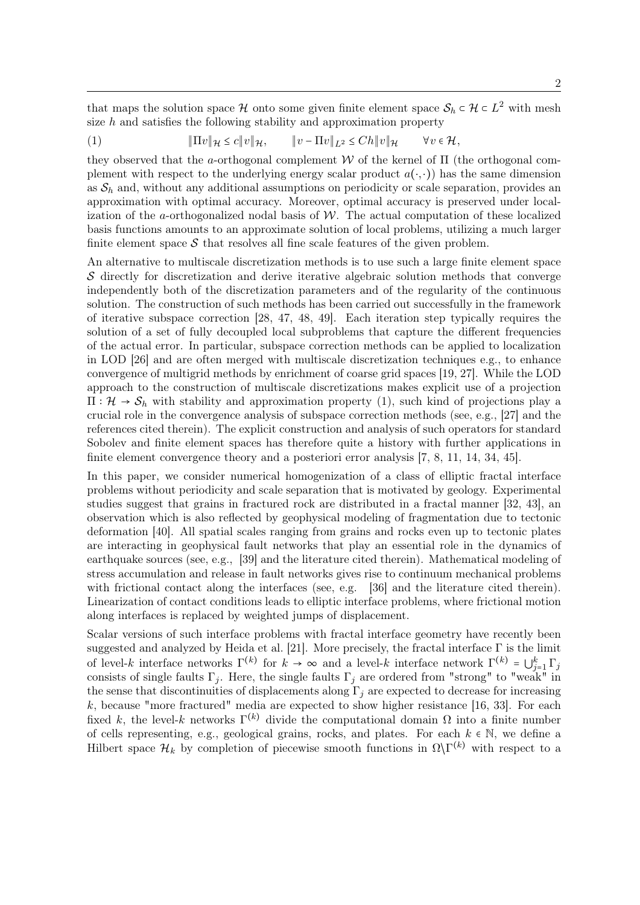that maps the solution space $\mathcal{H}$ onto some given finite element space $\mathcal{S}_h \subset \mathcal{H} \subset L^2$ with mesh size $h$ and satisfies the following stability and approximation property

$$\|\Pi v\|_{\mathcal{H}} \leq c\|v\|_{\mathcal{H}}, \qquad \|v - \Pi v\|_{L^2} \leq Ch\|v\|_{\mathcal{H}} \qquad \forall v \in \mathcal{H}, \tag{1}$$

they observed that the $a$-orthogonal complement $\mathcal{W}$ of the kernel of $\Pi$ (the orthogonal complement with respect to the underlying energy scalar product $a(\cdot,\cdot)$) has the same dimension as $\mathcal{S}_h$ and, without any additional assumptions on periodicity or scale separation, provides an approximation with optimal accuracy. Moreover, optimal accuracy is preserved under localization of the $a$-orthogonalized nodal basis of $\mathcal{W}$. The actual computation of these localized basis functions amounts to an approximate solution of local problems, utilizing a much larger finite element space $\mathcal{S}$ that resolves all fine scale features of the given problem.

An alternative to multiscale discretization methods is to use such a large finite element space $\mathcal{S}$ directly for discretization and derive iterative algebraic solution methods that converge independently both of the discretization parameters and of the regularity of the continuous solution. The construction of such methods has been carried out successfully in the framework of iterative subspace correction [28, 47, 48, 49]. Each iteration step typically requires the solution of a set of fully decoupled local subproblems that capture the different frequencies of the actual error. In particular, subspace correction methods can be applied to localization in LOD [26] and are often merged with multiscale discretization techniques e.g., to enhance convergence of multigrid methods by enrichment of coarse grid spaces [19, 27]. While the LOD approach to the construction of multiscale discretizations makes explicit use of a projection $\Pi : \mathcal{H} \to \mathcal{S}_h$ with stability and approximation property (1), such kind of projections play a crucial role in the convergence analysis of subspace correction methods (see, e.g., [27] and the references cited therein). The explicit construction and analysis of such operators for standard Sobolev and finite element spaces has therefore quite a history with further applications in finite element convergence theory and a posteriori error analysis [7, 8, 11, 14, 34, 45].

In this paper, we consider numerical homogenization of a class of elliptic fractal interface problems without periodicity and scale separation that is motivated by geology. Experimental studies suggest that grains in fractured rock are distributed in a fractal manner [32, 43], an observation which is also reflected by geophysical modeling of fragmentation due to tectonic deformation [40]. All spatial scales ranging from grains and rocks even up to tectonic plates are interacting in geophysical fault networks that play an essential role in the dynamics of earthquake sources (see, e.g., [39] and the literature cited therein). Mathematical modeling of stress accumulation and release in fault networks gives rise to continuum mechanical problems with frictional contact along the interfaces (see, e.g. [36] and the literature cited therein). Linearization of contact conditions leads to elliptic interface problems, where frictional motion along interfaces is replaced by weighted jumps of displacement.

Scalar versions of such interface problems with fractal interface geometry have recently been suggested and analyzed by Heida et al. [21]. More precisely, the fractal interface $\Gamma$ is the limit of level-$k$ interface networks $\Gamma^{(k)}$ for $k \to \infty$ and a level-$k$ interface network $\Gamma^{(k)} = \bigcup_{j=1}^{k} \Gamma_j$ consists of single faults $\Gamma_j$. Here, the single faults $\Gamma_j$ are ordered from "strong" to "weak" in the sense that discontinuities of displacements along $\Gamma_j$ are expected to decrease for increasing $k$, because "more fractured" media are expected to show higher resistance [16, 33]. For each fixed $k$, the level-$k$ networks $\Gamma^{(k)}$ divide the computational domain $\Omega$ into a finite number of cells representing, e.g., geological grains, rocks, and plates. For each $k \in \mathbb{N}$, we define a Hilbert space $\mathcal{H}_k$ by completion of piecewise smooth functions in $\Omega \backslash \Gamma^{(k)}$ with respect to a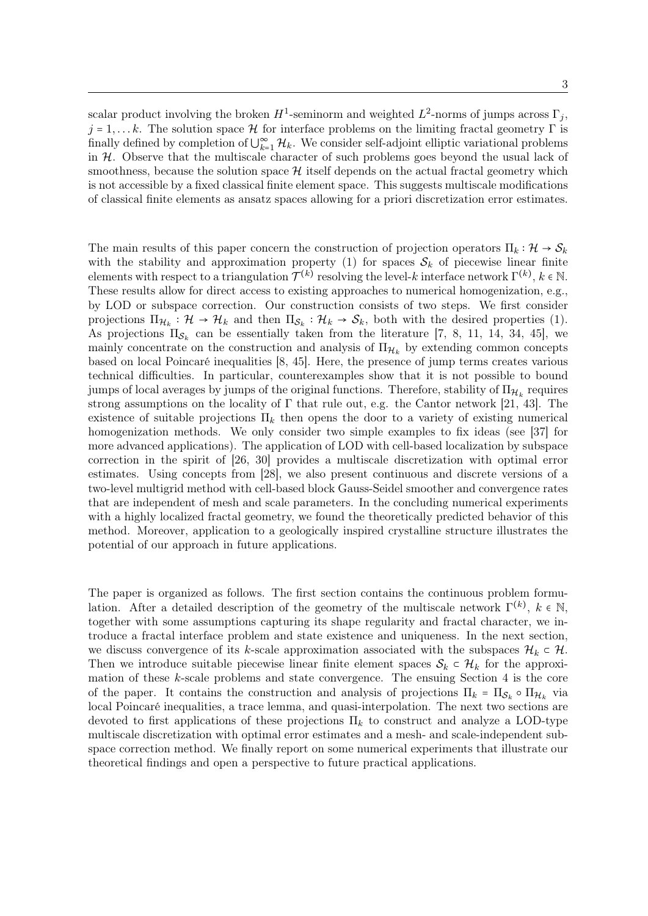scalar product involving the broken $H^1$-seminorm and weighted $L^2$-norms of jumps across $\Gamma_j$, $j = 1, \dots k$. The solution space $\mathcal{H}$ for interface problems on the limiting fractal geometry $\Gamma$ is finally defined by completion of $\bigcup_{k=1}^{\infty} \mathcal{H}_k$. We consider self-adjoint elliptic variational problems in $\mathcal{H}$. Observe that the multiscale character of such problems goes beyond the usual lack of smoothness, because the solution space $\mathcal{H}$ itself depends on the actual fractal geometry which is not accessible by a fixed classical finite element space. This suggests multiscale modifications of classical finite elements as ansatz spaces allowing for a priori discretization error estimates.

The main results of this paper concern the construction of projection operators $\Pi_k : \mathcal{H} \to \mathcal{S}_k$ with the stability and approximation property (1) for spaces $\mathcal{S}_k$ of piecewise linear finite elements with respect to a triangulation $\mathcal{T}^{(k)}$ resolving the level-$k$ interface network $\Gamma^{(k)}$, $k \in \mathbb{N}$. These results allow for direct access to existing approaches to numerical homogenization, e.g., by LOD or subspace correction. Our construction consists of two steps. We first consider projections $\Pi_{\mathcal{H}_k} : \mathcal{H} \to \mathcal{H}_k$ and then $\Pi_{\mathcal{S}_k} : \mathcal{H}_k \to \mathcal{S}_k$, both with the desired properties (1). As projections $\Pi_{\mathcal{S}_k}$ can be essentially taken from the literature [7, 8, 11, 14, 34, 45], we mainly concentrate on the construction and analysis of $\Pi_{\mathcal{H}_k}$ by extending common concepts based on local Poincaré inequalities [8, 45]. Here, the presence of jump terms creates various technical difficulties. In particular, counterexamples show that it is not possible to bound jumps of local averages by jumps of the original functions. Therefore, stability of $\Pi_{\mathcal{H}_k}$ requires strong assumptions on the locality of $\Gamma$ that rule out, e.g. the Cantor network [21, 43]. The existence of suitable projections $\Pi_k$ then opens the door to a variety of existing numerical homogenization methods. We only consider two simple examples to fix ideas (see [37] for more advanced applications). The application of LOD with cell-based localization by subspace correction in the spirit of [26, 30] provides a multiscale discretization with optimal error estimates. Using concepts from [28], we also present continuous and discrete versions of a two-level multigrid method with cell-based block Gauss-Seidel smoother and convergence rates that are independent of mesh and scale parameters. In the concluding numerical experiments with a highly localized fractal geometry, we found the theoretically predicted behavior of this method. Moreover, application to a geologically inspired crystalline structure illustrates the potential of our approach in future applications.

The paper is organized as follows. The first section contains the continuous problem formulation. After a detailed description of the geometry of the multiscale network $\Gamma^{(k)}$, $k \in \mathbb{N}$, together with some assumptions capturing its shape regularity and fractal character, we introduce a fractal interface problem and state existence and uniqueness. In the next section, we discuss convergence of its $k$-scale approximation associated with the subspaces $\mathcal{H}_k \subset \mathcal{H}$. Then we introduce suitable piecewise linear finite element spaces $\mathcal{S}_k \subset \mathcal{H}_k$ for the approximation of these $k$-scale problems and state convergence. The ensuing Section 4 is the core of the paper. It contains the construction and analysis of projections $\Pi_k = \Pi_{\mathcal{S}_k} \circ \Pi_{\mathcal{H}_k}$ via local Poincaré inequalities, a trace lemma, and quasi-interpolation. The next two sections are devoted to first applications of these projections $\Pi_k$ to construct and analyze a LOD-type multiscale discretization with optimal error estimates and a mesh- and scale-independent subspace correction method. We finally report on some numerical experiments that illustrate our theoretical findings and open a perspective to future practical applications.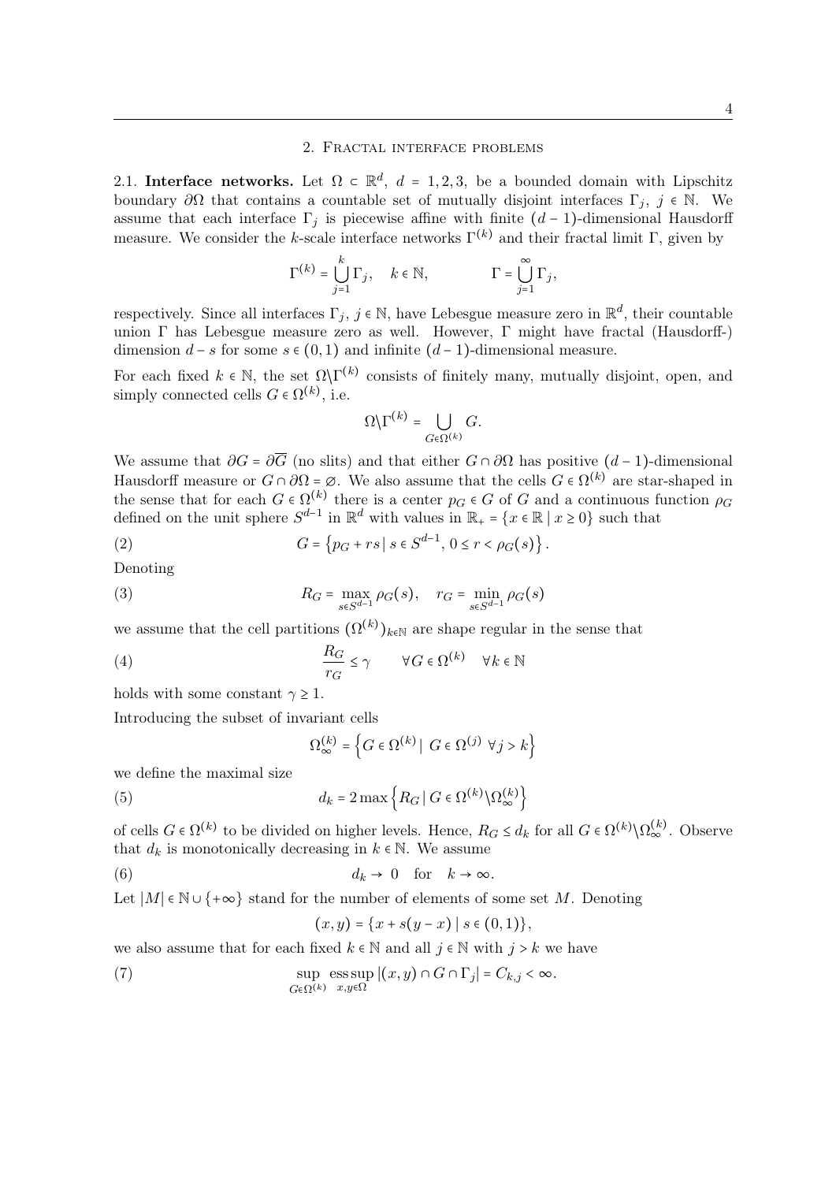## 2. Fractal interface problems

2.1. **Interface networks.** Let $\Omega \subset \mathbb{R}^d$, $d = 1,2,3$, be a bounded domain with Lipschitz boundary $\partial\Omega$ that contains a countable set of mutually disjoint interfaces $\Gamma_j$, $j \in \mathbb{N}$. We assume that each interface $\Gamma_j$ is piecewise affine with finite $(d-1)$-dimensional Hausdorff measure. We consider the $k$-scale interface networks $\Gamma^{(k)}$ and their fractal limit $\Gamma$, given by

$$\Gamma^{(k)} = \bigcup_{j=1}^{k} \Gamma_j, \quad k \in \mathbb{N}, \qquad\qquad \Gamma = \bigcup_{j=1}^{\infty} \Gamma_j,$$

respectively. Since all interfaces $\Gamma_j$, $j \in \mathbb{N}$, have Lebesgue measure zero in $\mathbb{R}^d$, their countable union $\Gamma$ has Lebesgue measure zero as well. However, $\Gamma$ might have fractal (Hausdorff-) dimension $d - s$ for some $s \in (0,1)$ and infinite $(d-1)$-dimensional measure.

For each fixed $k \in \mathbb{N}$, the set $\Omega\backslash\Gamma^{(k)}$ consists of finitely many, mutually disjoint, open, and simply connected cells $G \in \Omega^{(k)}$, i.e.

$$\Omega\backslash\Gamma^{(k)} = \bigcup_{G \in \Omega^{(k)}} G.$$

We assume that $\partial G = \partial\overline{G}$ (no slits) and that either $G \cap \partial\Omega$ has positive $(d-1)$-dimensional Hausdorff measure or $G \cap \partial\Omega = \varnothing$. We also assume that the cells $G \in \Omega^{(k)}$ are star-shaped in the sense that for each $G \in \Omega^{(k)}$ there is a center $p_G \in G$ of $G$ and a continuous function $\rho_G$ defined on the unit sphere $S^{d-1}$ in $\mathbb{R}^d$ with values in $\mathbb{R}_+ = \{x \in \mathbb{R} \mid x \geq 0\}$ such that

$$G = \left\{ p_G + rs \mid s \in S^{d-1},\, 0 \leq r < \rho_G(s) \right\}. \tag{2}$$

Denoting

$$R_G = \max_{s \in S^{d-1}} \rho_G(s), \quad r_G = \min_{s \in S^{d-1}} \rho_G(s) \tag{3}$$

we assume that the cell partitions $(\Omega^{(k)})_{k\in\mathbb{N}}$ are shape regular in the sense that

$$\frac{R_G}{r_G} \leq \gamma \qquad \forall G \in \Omega^{(k)} \quad \forall k \in \mathbb{N} \tag{4}$$

holds with some constant $\gamma \geq 1$.

Introducing the subset of invariant cells

$$\Omega_\infty^{(k)} = \left\{ G \in \Omega^{(k)} \mid \; G \in \Omega^{(j)} \;\forall j > k \right\}$$

we define the maximal size

$$d_k = 2 \max\left\{ R_G \mid G \in \Omega^{(k)} \backslash \Omega_\infty^{(k)} \right\} \tag{5}$$

of cells $G \in \Omega^{(k)}$ to be divided on higher levels. Hence, $R_G \leq d_k$ for all $G \in \Omega^{(k)}\backslash\Omega_\infty^{(k)}$. Observe that $d_k$ is monotonically decreasing in $k \in \mathbb{N}$. We assume

$$d_k \to 0 \quad \text{for} \quad k \to \infty. \tag{6}$$

Let $|M| \in \mathbb{N} \cup \{+\infty\}$ stand for the number of elements of some set $M$. Denoting

$$(x,y) = \{x + s(y-x) \mid s \in (0,1)\},$$

we also assume that for each fixed $k \in \mathbb{N}$ and all $j \in \mathbb{N}$ with $j > k$ we have

$$\sup_{G \in \Omega^{(k)}} \operatorname*{ess\,sup}_{x,y \in \Omega} |(x,y) \cap G \cap \Gamma_j| = C_{k,j} < \infty. \tag{7}$$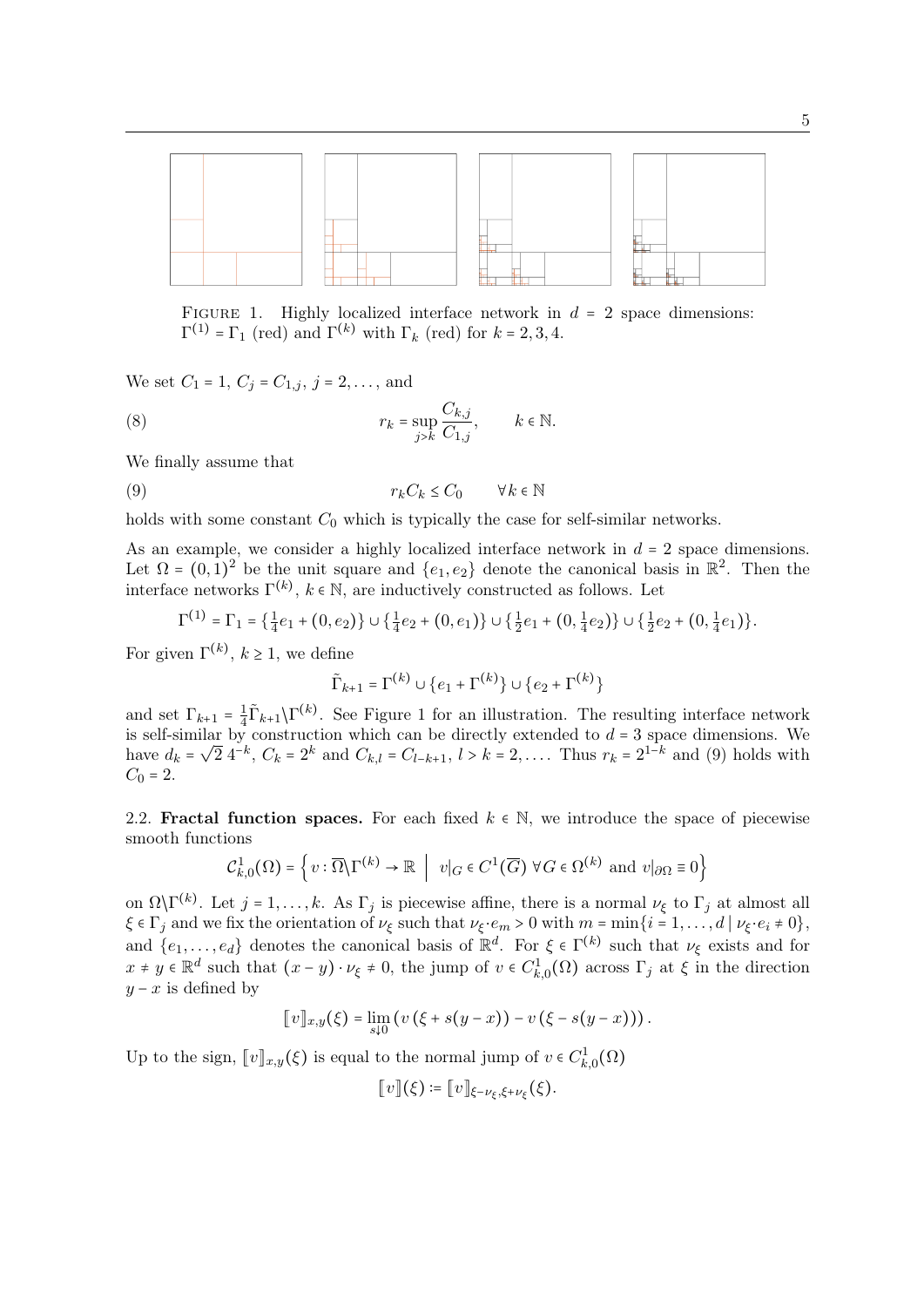FIGURE 1. Highly localized interface network in $d = 2$ space dimensions: $\Gamma^{(1)} = \Gamma_1$ (red) and $\Gamma^{(k)}$ with $\Gamma_k$ (red) for $k = 2, 3, 4$.

We set $C_1 = 1$, $C_j = C_{1,j}$, $j = 2, \ldots$, and

$$r_k = \sup_{j>k} \frac{C_{k,j}}{C_{1,j}}, \qquad k \in \mathbb{N}. \tag{8}$$

We finally assume that

$$r_k C_k \leq C_0 \qquad \forall\, k \in \mathbb{N} \tag{9}$$

holds with some constant $C_0$ which is typically the case for self-similar networks.

As an example, we consider a highly localized interface network in $d = 2$ space dimensions. Let $\Omega = (0,1)^2$ be the unit square and $\{e_1, e_2\}$ denote the canonical basis in $\mathbb{R}^2$. Then the interface networks $\Gamma^{(k)}$, $k \in \mathbb{N}$, are inductively constructed as follows. Let

$$\Gamma^{(1)} = \Gamma_1 = \{\tfrac{1}{4}e_1 + (0, e_2)\} \cup \{\tfrac{1}{4}e_2 + (0, e_1)\} \cup \{\tfrac{1}{2}e_1 + (0, \tfrac{1}{4}e_2)\} \cup \{\tfrac{1}{2}e_2 + (0, \tfrac{1}{4}e_1)\}.$$

For given $\Gamma^{(k)}$, $k \geq 1$, we define

$$\tilde{\Gamma}_{k+1} = \Gamma^{(k)} \cup \{e_1 + \Gamma^{(k)}\} \cup \{e_2 + \Gamma^{(k)}\}$$

and set $\Gamma_{k+1} = \frac{1}{4}\tilde{\Gamma}_{k+1} \backslash \Gamma^{(k)}$. See Figure 1 for an illustration. The resulting interface network is self-similar by construction which can be directly extended to $d = 3$ space dimensions. We have $d_k = \sqrt{2}\, 4^{-k}$, $C_k = 2^k$ and $C_{k,l} = C_{l-k+1}$, $l > k = 2, \ldots$. Thus $r_k = 2^{1-k}$ and (9) holds with $C_0 = 2$.

2.2. **Fractal function spaces.** For each fixed $k \in \mathbb{N}$, we introduce the space of piecewise smooth functions

$$\mathcal{C}^1_{k,0}(\Omega) = \left\{ v : \overline{\Omega} \backslash \Gamma^{(k)} \to \mathbb{R} \;\middle|\; v|_G \in C^1(\overline{G}) \;\forall G \in \Omega^{(k)} \text{ and } v|_{\partial\Omega} \equiv 0 \right\}$$

on $\Omega \backslash \Gamma^{(k)}$. Let $j = 1, \ldots, k$. As $\Gamma_j$ is piecewise affine, there is a normal $\nu_\xi$ to $\Gamma_j$ at almost all $\xi \in \Gamma_j$ and we fix the orientation of $\nu_\xi$ such that $\nu_\xi \cdot e_m > 0$ with $m = \min\{i = 1, \ldots, d \mid \nu_\xi \cdot e_i \neq 0\}$, and $\{e_1, \ldots, e_d\}$ denotes the canonical basis of $\mathbb{R}^d$. For $\xi \in \Gamma^{(k)}$ such that $\nu_\xi$ exists and for $x \neq y \in \mathbb{R}^d$ such that $(x - y) \cdot \nu_\xi \neq 0$, the jump of $v \in C^1_{k,0}(\Omega)$ across $\Gamma_j$ at $\xi$ in the direction $y - x$ is defined by

$$[\![v]\!]_{x,y}(\xi) = \lim_{s \downarrow 0} \left( v\left(\xi + s(y - x)\right) - v\left(\xi - s(y - x)\right) \right).$$

Up to the sign, $[\![v]\!]_{x,y}(\xi)$ is equal to the normal jump of $v \in C^1_{k,0}(\Omega)$

$$[\![v]\!](\xi) := [\![v]\!]_{\xi - \nu_\xi, \xi + \nu_\xi}(\xi).$$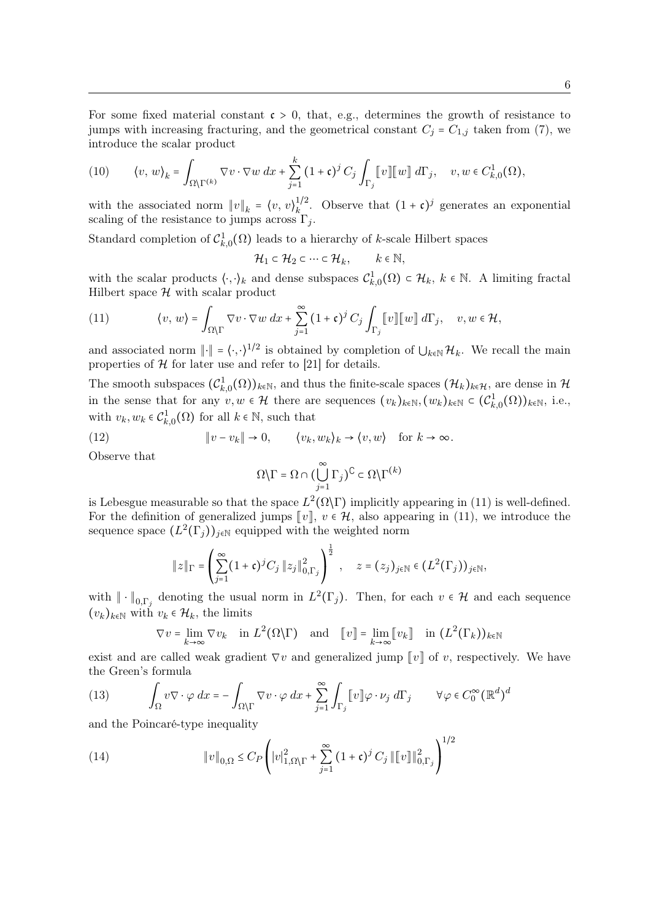For some fixed material constant $\mathfrak{c} > 0$, that, e.g., determines the growth of resistance to jumps with increasing fracturing, and the geometrical constant $C_j = C_{1,j}$ taken from (7), we introduce the scalar product

$$
\langle v, w \rangle_k = \int_{\Omega\setminus\Gamma^{(k)}} \nabla v \cdot \nabla w \, dx + \sum_{j=1}^{k} (1+\mathfrak{c})^j \, C_j \int_{\Gamma_j} [\![v]\!] [\![w]\!] \, d\Gamma_j, \quad v, w \in C^1_{k,0}(\Omega), \tag{10}
$$

with the associated norm $\|v\|_k = \langle v, v \rangle_k^{1/2}$. Observe that $(1+\mathfrak{c})^j$ generates an exponential scaling of the resistance to jumps across $\Gamma_j$.

Standard completion of $\mathcal{C}^1_{k,0}(\Omega)$ leads to a hierarchy of $k$-scale Hilbert spaces

$$
\mathcal{H}_1 \subset \mathcal{H}_2 \subset \cdots \subset \mathcal{H}_k, \qquad k \in \mathbb{N},
$$

with the scalar products $\langle \cdot, \cdot \rangle_k$ and dense subspaces $\mathcal{C}^1_{k,0}(\Omega) \subset \mathcal{H}_k$, $k \in \mathbb{N}$. A limiting fractal Hilbert space $\mathcal{H}$ with scalar product

$$
\langle v, w \rangle = \int_{\Omega\setminus\Gamma} \nabla v \cdot \nabla w \, dx + \sum_{j=1}^{\infty} (1+\mathfrak{c})^j \, C_j \int_{\Gamma_j} [\![v]\!] [\![w]\!] \, d\Gamma_j, \quad v, w \in \mathcal{H}, \tag{11}
$$

and associated norm $\|\cdot\| = \langle \cdot, \cdot \rangle^{1/2}$ is obtained by completion of $\bigcup_{k\in\mathbb{N}} \mathcal{H}_k$. We recall the main properties of $\mathcal{H}$ for later use and refer to [21] for details.

The smooth subspaces $(\mathcal{C}^1_{k,0}(\Omega))_{k\in\mathbb{N}}$, and thus the finite-scale spaces $(\mathcal{H}_k)_{k\in\mathcal{H}}$, are dense in $\mathcal{H}$ in the sense that for any $v, w \in \mathcal{H}$ there are sequences $(v_k)_{k\in\mathbb{N}}, (w_k)_{k\in\mathbb{N}} \subset (\mathcal{C}^1_{k,0}(\Omega))_{k\in\mathbb{N}}$, i.e., with $v_k, w_k \in \mathcal{C}^1_{k,0}(\Omega)$ for all $k \in \mathbb{N}$, such that

$$
\|v - v_k\| \to 0, \qquad \langle v_k, w_k \rangle_k \to \langle v, w \rangle \quad \text{for } k \to \infty. \tag{12}
$$

Observe that

$$
\Omega\setminus\Gamma = \Omega \cap (\bigcup_{j=1}^{\infty} \Gamma_j)^{\complement} \subset \Omega\setminus\Gamma^{(k)}
$$

is Lebesgue measurable so that the space $L^2(\Omega\setminus\Gamma)$ implicitly appearing in (11) is well-defined. For the definition of generalized jumps $[\![v]\!]$, $v \in \mathcal{H}$, also appearing in (11), we introduce the sequence space $(L^2(\Gamma_j))_{j\in\mathbb{N}}$ equipped with the weighted norm

$$
\|z\|_\Gamma = \left( \sum_{j=1}^{\infty} (1+\mathfrak{c})^j C_j \, \|z_j\|^2_{0,\Gamma_j} \right)^{\frac{1}{2}}, \quad z = (z_j)_{j\in\mathbb{N}} \in (L^2(\Gamma_j))_{j\in\mathbb{N}},
$$

with $\|\cdot\|_{0,\Gamma_j}$ denoting the usual norm in $L^2(\Gamma_j)$. Then, for each $v \in \mathcal{H}$ and each sequence $(v_k)_{k\in\mathbb{N}}$ with $v_k \in \mathcal{H}_k$, the limits

$$
\nabla v = \lim_{k\to\infty} \nabla v_k \quad \text{in } L^2(\Omega\setminus\Gamma) \quad \text{and} \quad [\![v]\!] = \lim_{k\to\infty} [\![v_k]\!] \quad \text{in } (L^2(\Gamma_k))_{k\in\mathbb{N}}
$$

exist and are called weak gradient $\nabla v$ and generalized jump $[\![v]\!]$ of $v$, respectively. We have the Green's formula

$$
\int_\Omega v \nabla \cdot \varphi \, dx = - \int_{\Omega\setminus\Gamma} \nabla v \cdot \varphi \, dx + \sum_{j=1}^{\infty} \int_{\Gamma_j} [\![v]\!] \varphi \cdot \nu_j \, d\Gamma_j \qquad \forall \varphi \in C_0^\infty(\mathbb{R}^d)^d \tag{13}
$$

and the Poincaré-type inequality

$$
\|v\|_{0,\Omega} \le C_P \left( |v|^2_{1,\Omega\setminus\Gamma} + \sum_{j=1}^{\infty} (1+\mathfrak{c})^j \, C_j \, \|[\![v]\!]\|^2_{0,\Gamma_j} \right)^{1/2} \tag{14}
$$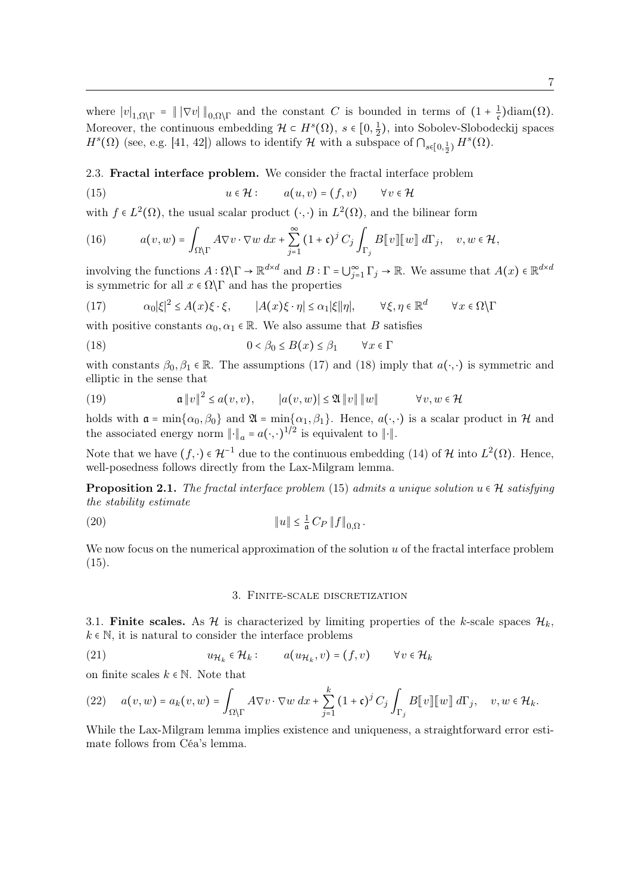where $|v|_{1,\Omega\setminus\Gamma} = \| |\nabla v| \|_{0,\Omega\setminus\Gamma}$ and the constant $C$ is bounded in terms of $(1+\frac{1}{\mathfrak{c}})\mathrm{diam}(\Omega)$. Moreover, the continuous embedding $\mathcal{H} \subset H^s(\Omega)$, $s \in [0,\frac{1}{2})$, into Sobolev-Slobodeckij spaces $H^s(\Omega)$ (see, e.g. [41, 42]) allows to identify $\mathcal{H}$ with a subspace of $\bigcap_{s\in[0,\frac{1}{2})} H^s(\Omega)$.

2.3. **Fractal interface problem.** We consider the fractal interface problem

$$
u \in \mathcal{H}: \qquad a(u,v) = (f,v) \qquad \forall v \in \mathcal{H} \tag{15}
$$

with $f \in L^2(\Omega)$, the usual scalar product $(\cdot,\cdot)$ in $L^2(\Omega)$, and the bilinear form

$$
a(v,w) = \int_{\Omega\setminus\Gamma} A\nabla v \cdot \nabla w \; dx + \sum_{j=1}^{\infty} (1+\mathfrak{c})^j C_j \int_{\Gamma_j} B[\![v]\!][\![w]\!] \; d\Gamma_j, \quad v,w \in \mathcal{H}, \tag{16}
$$

involving the functions $A : \Omega\setminus\Gamma \to \mathbb{R}^{d\times d}$ and $B : \Gamma = \bigcup_{j=1}^{\infty} \Gamma_j \to \mathbb{R}$. We assume that $A(x) \in \mathbb{R}^{d\times d}$ is symmetric for all $x \in \Omega\setminus\Gamma$ and has the properties

$$
\alpha_0|\xi|^2 \le A(x)\xi \cdot \xi, \qquad |A(x)\xi \cdot \eta| \le \alpha_1|\xi||\eta|, \qquad \forall \xi,\eta \in \mathbb{R}^d \qquad \forall x \in \Omega\setminus\Gamma \tag{17}
$$

with positive constants $\alpha_0, \alpha_1 \in \mathbb{R}$. We also assume that $B$ satisfies

$$
0 < \beta_0 \le B(x) \le \beta_1 \qquad \forall x \in \Gamma \tag{18}
$$

with constants $\beta_0, \beta_1 \in \mathbb{R}$. The assumptions (17) and (18) imply that $a(\cdot,\cdot)$ is symmetric and elliptic in the sense that

$$
\mathfrak{a}\|v\|^2 \le a(v,v), \qquad |a(v,w)| \le \mathfrak{A}\|v\|\|w\| \qquad \forall v,w \in \mathcal{H} \tag{19}
$$

holds with $\mathfrak{a} = \min\{\alpha_0,\beta_0\}$ and $\mathfrak{A} = \min\{\alpha_1,\beta_1\}$. Hence, $a(\cdot,\cdot)$ is a scalar product in $\mathcal{H}$ and the associated energy norm $\|\cdot\|_a = a(\cdot,\cdot)^{1/2}$ is equivalent to $\|\cdot\|$.

Note that we have $(f,\cdot) \in \mathcal{H}^{-1}$ due to the continuous embedding (14) of $\mathcal{H}$ into $L^2(\Omega)$. Hence, well-posedness follows directly from the Lax-Milgram lemma.

**Proposition 2.1.** *The fractal interface problem* (15) *admits a unique solution* $u \in \mathcal{H}$ *satisfying the stability estimate*

$$
\|u\| \le \tfrac{1}{\mathfrak{a}} C_P \|f\|_{0,\Omega}. \tag{20}
$$

We now focus on the numerical approximation of the solution $u$ of the fractal interface problem (15).

## 3. Finite-scale discretization

3.1. **Finite scales.** As $\mathcal{H}$ is characterized by limiting properties of the $k$-scale spaces $\mathcal{H}_k$, $k \in \mathbb{N}$, it is natural to consider the interface problems

$$
u_{\mathcal{H}_k} \in \mathcal{H}_k: \qquad a(u_{\mathcal{H}_k},v) = (f,v) \qquad \forall v \in \mathcal{H}_k \tag{21}
$$

on finite scales $k \in \mathbb{N}$. Note that

$$
a(v,w) = a_k(v,w) = \int_{\Omega\setminus\Gamma} A\nabla v \cdot \nabla w \; dx + \sum_{j=1}^{k} (1+\mathfrak{c})^j C_j \int_{\Gamma_j} B[\![v]\!][\![w]\!] \; d\Gamma_j, \quad v,w \in \mathcal{H}_k. \tag{22}
$$

While the Lax-Milgram lemma implies existence and uniqueness, a straightforward error estimate follows from Céa's lemma.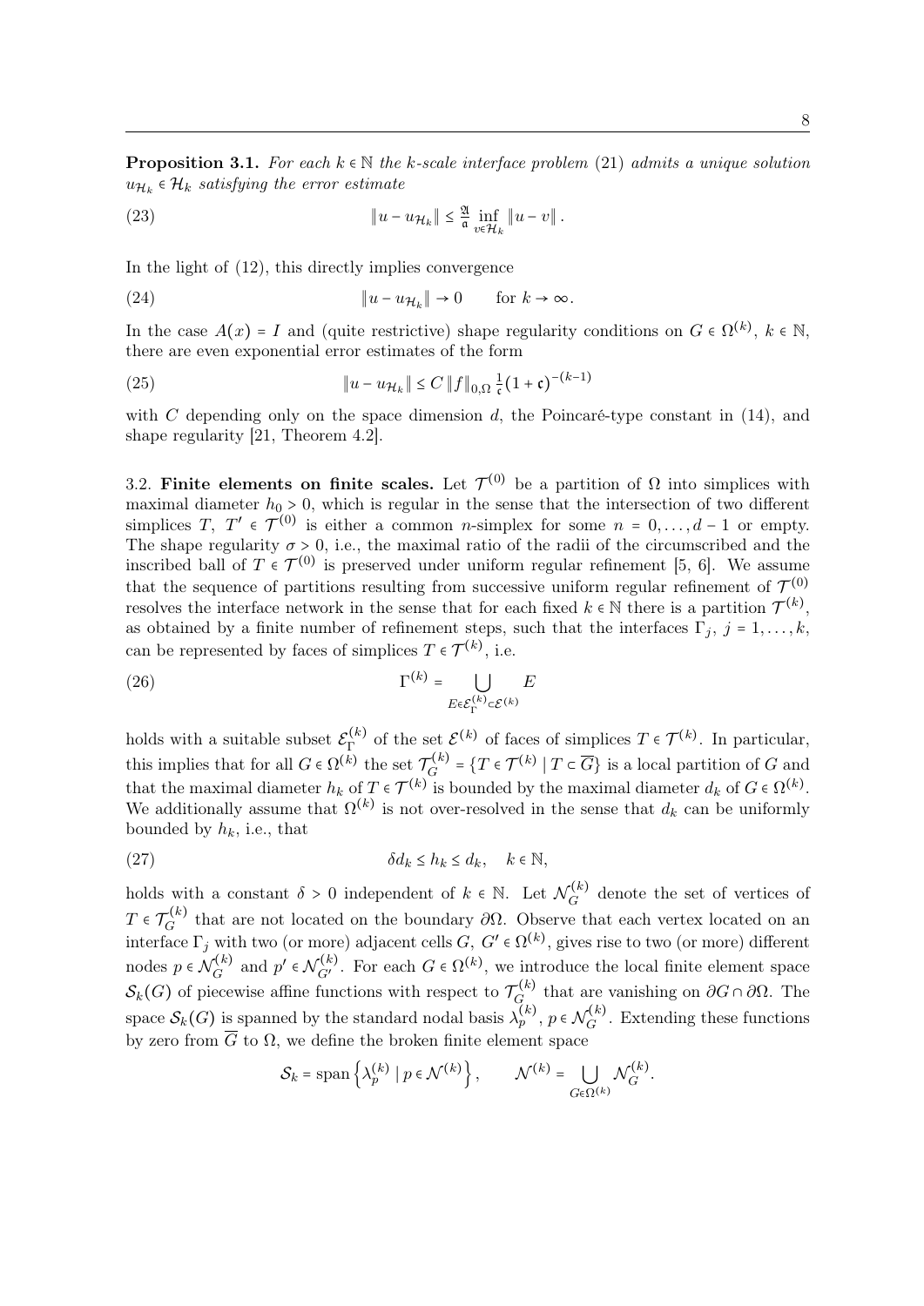**Proposition 3.1.** *For each $k \in \mathbb{N}$ the $k$-scale interface problem* (21) *admits a unique solution $u_{\mathcal{H}_k} \in \mathcal{H}_k$ satisfying the error estimate*

$$\|u - u_{\mathcal{H}_k}\| \leq \frac{\mathfrak{A}}{\mathfrak{a}} \inf_{v \in \mathcal{H}_k} \|u - v\| . \tag{23}$$

In the light of (12), this directly implies convergence

$$\|u - u_{\mathcal{H}_k}\| \to 0 \qquad \text{for } k \to \infty. \tag{24}$$

In the case $A(x) = I$ and (quite restrictive) shape regularity conditions on $G \in \Omega^{(k)}$, $k \in \mathbb{N}$, there are even exponential error estimates of the form

$$\|u - u_{\mathcal{H}_k}\| \leq C \|f\|_{0,\Omega} \tfrac{1}{\mathfrak{c}}(1+\mathfrak{c})^{-(k-1)} \tag{25}$$

with $C$ depending only on the space dimension $d$, the Poincaré-type constant in (14), and shape regularity [21, Theorem 4.2].

3.2. **Finite elements on finite scales.** Let $\mathcal{T}^{(0)}$ be a partition of $\Omega$ into simplices with maximal diameter $h_0 > 0$, which is regular in the sense that the intersection of two different simplices $T$, $T' \in \mathcal{T}^{(0)}$ is either a common $n$-simplex for some $n = 0, \ldots, d-1$ or empty. The shape regularity $\sigma > 0$, i.e., the maximal ratio of the radii of the circumscribed and the inscribed ball of $T \in \mathcal{T}^{(0)}$ is preserved under uniform regular refinement [5, 6]. We assume that the sequence of partitions resulting from successive uniform regular refinement of $\mathcal{T}^{(0)}$ resolves the interface network in the sense that for each fixed $k \in \mathbb{N}$ there is a partition $\mathcal{T}^{(k)}$, as obtained by a finite number of refinement steps, such that the interfaces $\Gamma_j$, $j = 1, \ldots, k$, can be represented by faces of simplices $T \in \mathcal{T}^{(k)}$, i.e.

$$\Gamma^{(k)} = \bigcup_{E \in \mathcal{E}_\Gamma^{(k)} \subset \mathcal{E}^{(k)}} E \tag{26}$$

holds with a suitable subset $\mathcal{E}_\Gamma^{(k)}$ of the set $\mathcal{E}^{(k)}$ of faces of simplices $T \in \mathcal{T}^{(k)}$. In particular, this implies that for all $G \in \Omega^{(k)}$ the set $\mathcal{T}_G^{(k)} = \{T \in \mathcal{T}^{(k)} \mid T \subset \overline{G}\}$ is a local partition of $G$ and that the maximal diameter $h_k$ of $T \in \mathcal{T}^{(k)}$ is bounded by the maximal diameter $d_k$ of $G \in \Omega^{(k)}$. We additionally assume that $\Omega^{(k)}$ is not over-resolved in the sense that $d_k$ can be uniformly bounded by $h_k$, i.e., that

$$\delta d_k \leq h_k \leq d_k, \quad k \in \mathbb{N}, \tag{27}$$

holds with a constant $\delta > 0$ independent of $k \in \mathbb{N}$. Let $\mathcal{N}_G^{(k)}$ denote the set of vertices of $T \in \mathcal{T}_G^{(k)}$ that are not located on the boundary $\partial\Omega$. Observe that each vertex located on an interface $\Gamma_j$ with two (or more) adjacent cells $G$, $G' \in \Omega^{(k)}$, gives rise to two (or more) different nodes $p \in \mathcal{N}_G^{(k)}$ and $p' \in \mathcal{N}_{G'}^{(k)}$. For each $G \in \Omega^{(k)}$, we introduce the local finite element space $\mathcal{S}_k(G)$ of piecewise affine functions with respect to $\mathcal{T}_G^{(k)}$ that are vanishing on $\partial G \cap \partial\Omega$. The space $\mathcal{S}_k(G)$ is spanned by the standard nodal basis $\lambda_p^{(k)}$, $p \in \mathcal{N}_G^{(k)}$. Extending these functions by zero from $\overline{G}$ to $\Omega$, we define the broken finite element space

$$\mathcal{S}_k = \operatorname{span}\left\{\lambda_p^{(k)} \mid p \in \mathcal{N}^{(k)}\right\}, \qquad \mathcal{N}^{(k)} = \bigcup_{G \in \Omega^{(k)}} \mathcal{N}_G^{(k)}.$$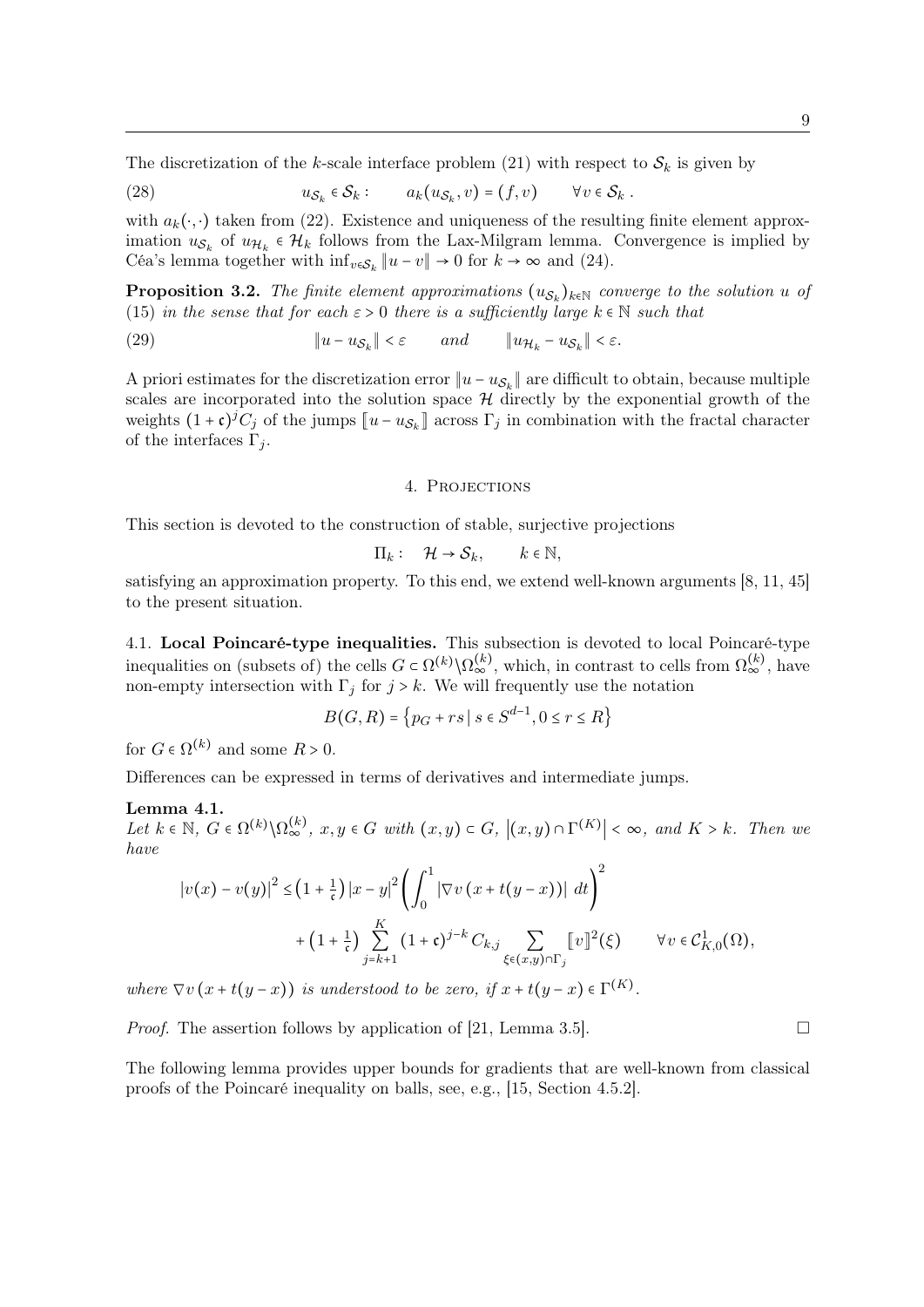The discretization of the $k$-scale interface problem (21) with respect to $\mathcal{S}_k$ is given by

$$u_{\mathcal{S}_k} \in \mathcal{S}_k : \qquad a_k(u_{\mathcal{S}_k}, v) = (f, v) \qquad \forall v \in \mathcal{S}_k \,. \tag{28}$$

with $a_k(\cdot,\cdot)$ taken from (22). Existence and uniqueness of the resulting finite element approximation $u_{\mathcal{S}_k}$ of $u_{\mathcal{H}_k} \in \mathcal{H}_k$ follows from the Lax-Milgram lemma. Convergence is implied by Céa's lemma together with $\inf_{v \in \mathcal{S}_k} \|u - v\| \to 0$ for $k \to \infty$ and (24).

**Proposition 3.2.** *The finite element approximations $(u_{\mathcal{S}_k})_{k\in\mathbb{N}}$ converge to the solution $u$ of (15) in the sense that for each $\varepsilon > 0$ there is a sufficiently large $k \in \mathbb{N}$ such that*

$$\|u - u_{\mathcal{S}_k}\| < \varepsilon \qquad \textit{and} \qquad \|u_{\mathcal{H}_k} - u_{\mathcal{S}_k}\| < \varepsilon. \tag{29}$$

A priori estimates for the discretization error $\|u - u_{\mathcal{S}_k}\|$ are difficult to obtain, because multiple scales are incorporated into the solution space $\mathcal{H}$ directly by the exponential growth of the weights $(1+\mathfrak{c})^j C_j$ of the jumps $[\![u - u_{\mathcal{S}_k}]\!]$ across $\Gamma_j$ in combination with the fractal character of the interfaces $\Gamma_j$.

## 4. Projections

This section is devoted to the construction of stable, surjective projections

$$\Pi_k : \quad \mathcal{H} \to \mathcal{S}_k, \qquad k \in \mathbb{N},$$

satisfying an approximation property. To this end, we extend well-known arguments [8, 11, 45] to the present situation.

### 4.1. Local Poincaré-type inequalities.

This subsection is devoted to local Poincaré-type inequalities on (subsets of) the cells $G \subset \Omega^{(k)} \backslash \Omega_\infty^{(k)}$, which, in contrast to cells from $\Omega_\infty^{(k)}$, have non-empty intersection with $\Gamma_j$ for $j > k$. We will frequently use the notation

$$B(G, R) = \left\{ p_G + rs \mid s \in S^{d-1}, 0 \le r \le R \right\}$$

for $G \in \Omega^{(k)}$ and some $R > 0$.

Differences can be expressed in terms of derivatives and intermediate jumps.

**Lemma 4.1.**
*Let $k \in \mathbb{N}$, $G \in \Omega^{(k)} \backslash \Omega_\infty^{(k)}$, $x, y \in G$ with $(x,y) \subset G$, $|(x,y) \cap \Gamma^{(K)}| < \infty$, and $K > k$. Then we have*

$$|v(x) - v(y)|^2 \le \left(1 + \tfrac{1}{\mathfrak{c}}\right) |x-y|^2 \left( \int_0^1 |\nabla v\,(x + t(y-x))| \; dt \right)^2$$
$$+ \left(1 + \tfrac{1}{\mathfrak{c}}\right) \sum_{j=k+1}^{K} (1+\mathfrak{c})^{j-k} C_{k,j} \sum_{\xi \in (x,y) \cap \Gamma_j} [\![v]\!]^2(\xi) \qquad \forall v \in \mathcal{C}^1_{K,0}(\Omega),$$

*where $\nabla v\,(x + t(y-x))$ is understood to be zero, if $x + t(y-x) \in \Gamma^{(K)}$.*

*Proof.* The assertion follows by application of [21, Lemma 3.5]. □

The following lemma provides upper bounds for gradients that are well-known from classical proofs of the Poincaré inequality on balls, see, e.g., [15, Section 4.5.2].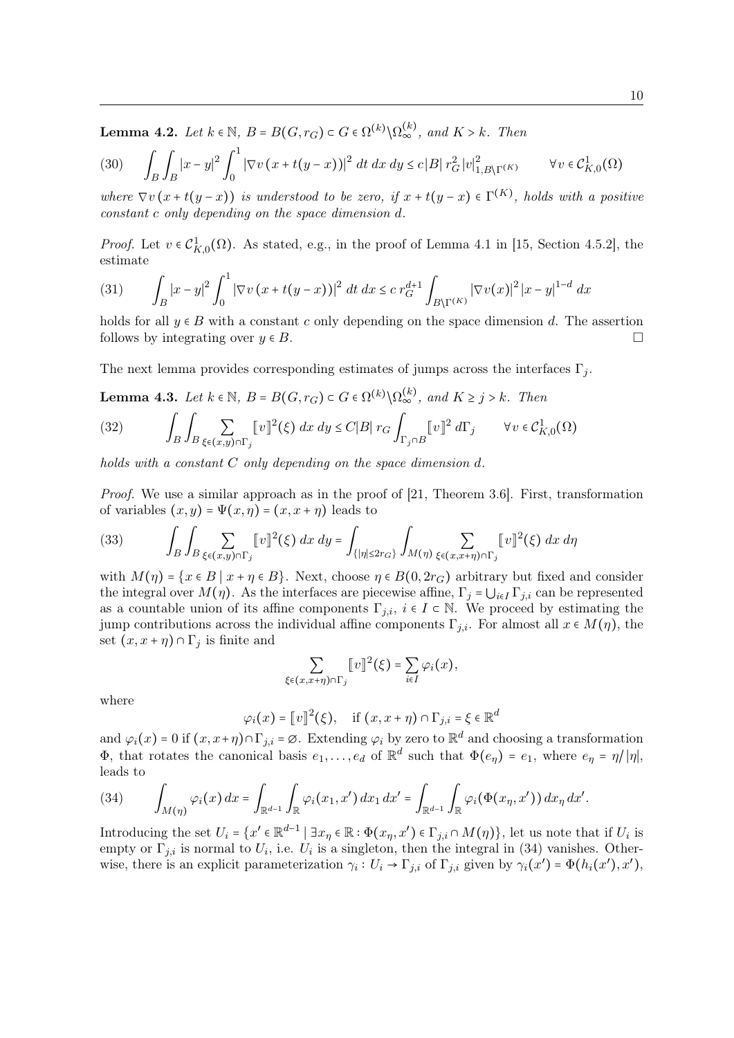**Lemma 4.2.** *Let $k \in \mathbb{N}$, $B = B(G, r_G) \subset G \in \Omega^{(k)} \backslash \Omega_\infty^{(k)}$, and $K > k$. Then*

$$\int_B \int_B |x-y|^2 \int_0^1 |\nabla v(x + t(y-x))|^2 \, dt \, dx \, dy \le c|B| \, r_G^2 |v|^2_{1, B\backslash\Gamma^{(K)}} \qquad \forall v \in \mathcal{C}^1_{K,0}(\Omega) \tag{30}$$

*where $\nabla v(x + t(y-x))$ is understood to be zero, if $x + t(y-x) \in \Gamma^{(K)}$, holds with a positive constant $c$ only depending on the space dimension $d$.*

*Proof.* Let $v \in \mathcal{C}^1_{K,0}(\Omega)$. As stated, e.g., in the proof of Lemma 4.1 in [15, Section 4.5.2], the estimate

$$\int_B |x-y|^2 \int_0^1 |\nabla v(x + t(y-x))|^2 \, dt \, dx \le c \, r_G^{d+1} \int_{B\backslash\Gamma^{(K)}} |\nabla v(x)|^2 |x-y|^{1-d} \, dx \tag{31}$$

holds for all $y \in B$ with a constant $c$ only depending on the space dimension $d$. The assertion follows by integrating over $y \in B$. □

The next lemma provides corresponding estimates of jumps across the interfaces $\Gamma_j$.

**Lemma 4.3.** *Let $k \in \mathbb{N}$, $B = B(G, r_G) \subset G \in \Omega^{(k)} \backslash \Omega_\infty^{(k)}$, and $K \ge j > k$. Then*

$$\int_B \int_B \sum_{\xi \in (x,y)\cap\Gamma_j} [\![v]\!]^2(\xi) \, dx \, dy \le C|B| \, r_G \int_{\Gamma_j \cap B} [\![v]\!]^2 \, d\Gamma_j \qquad \forall v \in \mathcal{C}^1_{K,0}(\Omega) \tag{32}$$

*holds with a constant $C$ only depending on the space dimension $d$.*

*Proof.* We use a similar approach as in the proof of [21, Theorem 3.6]. First, transformation of variables $(x, y) = \Psi(x, \eta) = (x, x + \eta)$ leads to

$$\int_B \int_B \sum_{\xi \in (x,y)\cap\Gamma_j} [\![v]\!]^2(\xi) \, dx \, dy = \int_{\{|\eta| \le 2r_G\}} \int_{M(\eta)} \sum_{\xi \in (x, x+\eta)\cap\Gamma_j} [\![v]\!]^2(\xi) \, dx \, d\eta \tag{33}$$

with $M(\eta) = \{x \in B \mid x + \eta \in B\}$. Next, choose $\eta \in B(0, 2r_G)$ arbitrary but fixed and consider the integral over $M(\eta)$. As the interfaces are piecewise affine, $\Gamma_j = \bigcup_{i \in I} \Gamma_{j,i}$ can be represented as a countable union of its affine components $\Gamma_{j,i}$, $i \in I \subset \mathbb{N}$. We proceed by estimating the jump contributions across the individual affine components $\Gamma_{j,i}$. For almost all $x \in M(\eta)$, the set $(x, x+\eta) \cap \Gamma_j$ is finite and

$$\sum_{\xi \in (x,x+\eta)\cap\Gamma_j} [\![v]\!]^2(\xi) = \sum_{i \in I} \varphi_i(x),$$

where

$$\varphi_i(x) = [\![v]\!]^2(\xi), \quad \text{if } (x, x+\eta) \cap \Gamma_{j,i} = \xi \in \mathbb{R}^d$$

and $\varphi_i(x) = 0$ if $(x, x+\eta) \cap \Gamma_{j,i} = \varnothing$. Extending $\varphi_i$ by zero to $\mathbb{R}^d$ and choosing a transformation $\Phi$, that rotates the canonical basis $e_1, \dots, e_d$ of $\mathbb{R}^d$ such that $\Phi(e_\eta) = e_1$, where $e_\eta = \eta/|\eta|$, leads to

$$\int_{M(\eta)} \varphi_i(x) \, dx = \int_{\mathbb{R}^{d-1}} \int_{\mathbb{R}} \varphi_i(x_1, x') \, dx_1 \, dx' = \int_{\mathbb{R}^{d-1}} \int_{\mathbb{R}} \varphi_i(\Phi(x_\eta, x')) \, dx_\eta \, dx'. \tag{34}$$

Introducing the set $U_i = \{x' \in \mathbb{R}^{d-1} \mid \exists x_\eta \in \mathbb{R} : \Phi(x_\eta, x') \in \Gamma_{j,i} \cap M(\eta)\}$, let us note that if $U_i$ is empty or $\Gamma_{j,i}$ is normal to $U_i$, i.e. $U_i$ is a singleton, then the integral in (34) vanishes. Otherwise, there is an explicit parameterization $\gamma_i : U_i \to \Gamma_{j,i}$ of $\Gamma_{j,i}$ given by $\gamma_i(x') = \Phi(h_i(x'), x')$,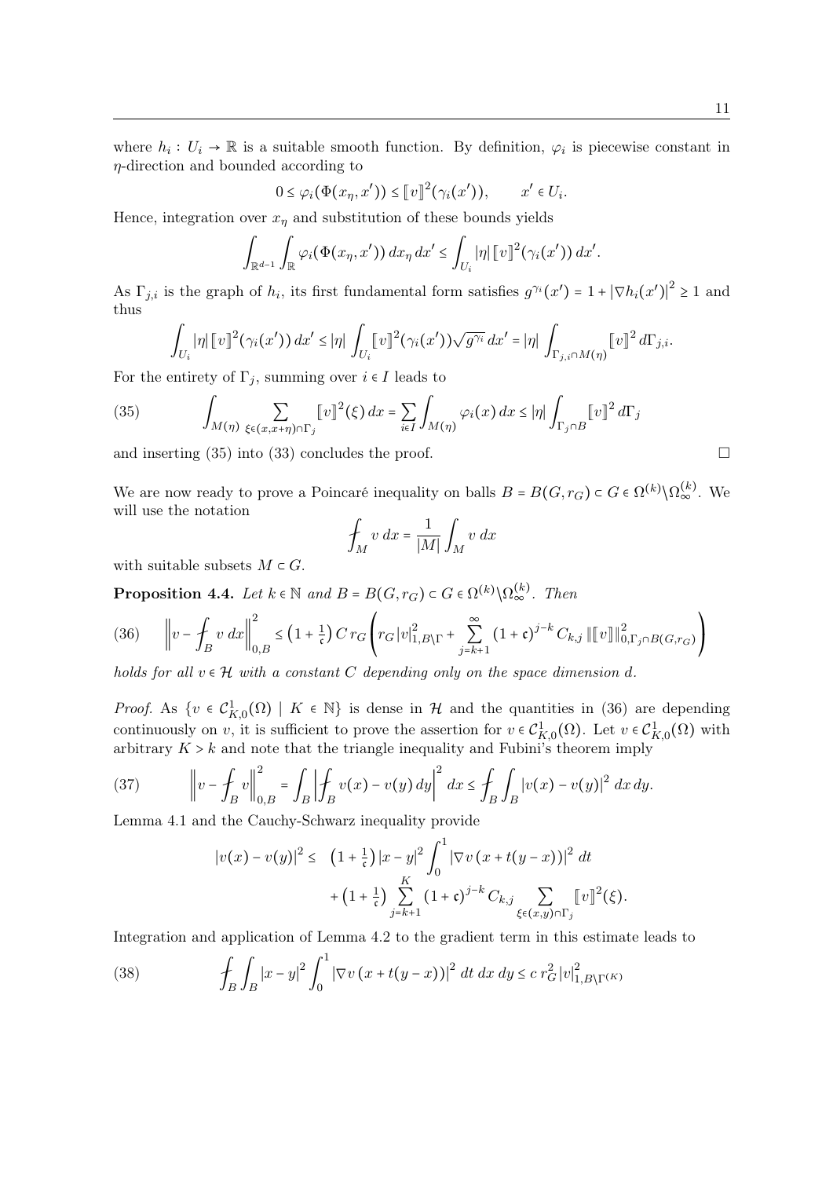where $h_i : U_i \to \mathbb{R}$ is a suitable smooth function. By definition, $\varphi_i$ is piecewise constant in $\eta$-direction and bounded according to

$$0 \le \varphi_i(\Phi(x_\eta, x')) \le [\![v]\!]^2(\gamma_i(x')), \qquad x' \in U_i.$$

Hence, integration over $x_\eta$ and substitution of these bounds yields

$$\int_{\mathbb{R}^{d-1}} \int_{\mathbb{R}} \varphi_i(\Phi(x_\eta, x'))\, dx_\eta\, dx' \le \int_{U_i} |\eta|\, [\![v]\!]^2(\gamma_i(x'))\, dx'.$$

As $\Gamma_{j,i}$ is the graph of $h_i$, its first fundamental form satisfies $g^{\gamma_i}(x') = 1 + |\nabla h_i(x')|^2 \ge 1$ and thus

$$\int_{U_i} |\eta|\, [\![v]\!]^2(\gamma_i(x'))\, dx' \le |\eta| \int_{U_i} [\![v]\!]^2(\gamma_i(x')) \sqrt{g^{\gamma_i}}\, dx' = |\eta| \int_{\Gamma_{j,i} \cap M(\eta)} [\![v]\!]^2\, d\Gamma_{j,i}.$$

For the entirety of $\Gamma_j$, summing over $i \in I$ leads to

$$\int_{M(\eta)} \sum_{\xi \in (x, x+\eta) \cap \Gamma_j} [\![v]\!]^2(\xi)\, dx = \sum_{i \in I} \int_{M(\eta)} \varphi_i(x)\, dx \le |\eta| \int_{\Gamma_j \cap B} [\![v]\!]^2\, d\Gamma_j \tag{35}$$

and inserting (35) into (33) concludes the proof. □

We are now ready to prove a Poincaré inequality on balls $B = B(G, r_G) \subset G \in \Omega^{(k)} \backslash \Omega_\infty^{(k)}$. We will use the notation

$$\fint_M v\, dx = \frac{1}{|M|} \int_M v\, dx$$

with suitable subsets $M \subset G$.

**Proposition 4.4.** *Let $k \in \mathbb{N}$ and $B = B(G, r_G) \subset G \in \Omega^{(k)} \backslash \Omega_\infty^{(k)}$. Then*

$$\left\| v - \fint_B v\, dx \right\|_{0,B}^2 \le \left(1 + \tfrac{1}{\mathfrak{c}}\right) C\, r_G \left( r_G |v|_{1, B\backslash\Gamma}^2 + \sum_{j=k+1}^{\infty} (1+\mathfrak{c})^{j-k} C_{k,j} \, \|[\![v]\!]\|_{0, \Gamma_j \cap B(G, r_G)}^2 \right) \tag{36}$$

*holds for all $v \in \mathcal{H}$ with a constant $C$ depending only on the space dimension $d$.*

*Proof.* As $\{v \in \mathcal{C}_{K,0}^1(\Omega) \mid K \in \mathbb{N}\}$ is dense in $\mathcal{H}$ and the quantities in (36) are depending continuously on $v$, it is sufficient to prove the assertion for $v \in \mathcal{C}_{K,0}^1(\Omega)$. Let $v \in \mathcal{C}_{K,0}^1(\Omega)$ with arbitrary $K > k$ and note that the triangle inequality and Fubini's theorem imply

$$\left\| v - \fint_B v \right\|_{0,B}^2 = \int_B \left| \fint_B v(x) - v(y)\, dy \right|^2 dx \le \fint_B \int_B |v(x) - v(y)|^2\, dx\, dy. \tag{37}$$

Lemma 4.1 and the Cauchy-Schwarz inequality provide

$$\begin{aligned} |v(x) - v(y)|^2 \le \; & \left(1 + \tfrac{1}{\mathfrak{c}}\right) |x - y|^2 \int_0^1 |\nabla v\,(x + t(y - x))|^2\, dt \\ & + \left(1 + \tfrac{1}{\mathfrak{c}}\right) \sum_{j=k+1}^{K} (1+\mathfrak{c})^{j-k} C_{k,j} \sum_{\xi \in (x,y) \cap \Gamma_j} [\![v]\!]^2(\xi). \end{aligned}$$

Integration and application of Lemma 4.2 to the gradient term in this estimate leads to

$$\fint_B \int_B |x - y|^2 \int_0^1 |\nabla v\,(x + t(y - x))|^2\, dt\, dx\, dy \le c\, r_G^2\, |v|_{1, B\backslash\Gamma^{(K)}}^2 \tag{38}$$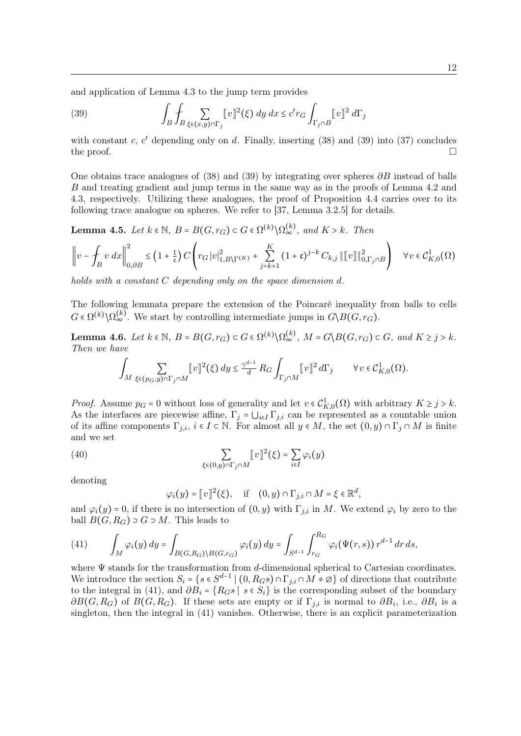and application of Lemma 4.3 to the jump term provides

$$\int_B \fint_B \sum_{\xi\in(x,y)\cap\Gamma_j} [\![v]\!]^2(\xi)\, dy\, dx \le c' r_G \int_{\Gamma_j\cap B} [\![v]\!]^2\, d\Gamma_j \tag{39}$$

with constant $c$, $c'$ depending only on $d$. Finally, inserting (38) and (39) into (37) concludes the proof. □

One obtains trace analogues of (38) and (39) by integrating over spheres $\partial B$ instead of balls $B$ and treating gradient and jump terms in the same way as in the proofs of Lemma 4.2 and 4.3, respectively. Utilizing these analogues, the proof of Proposition 4.4 carries over to its following trace analogue on spheres. We refer to [37, Lemma 3.2.5] for details.

**Lemma 4.5.** *Let $k\in\mathbb{N}$, $B = B(G, r_G) \subset G \in \Omega^{(k)}\backslash\Omega_\infty^{(k)}$, and $K > k$. Then*

$$\left\| v - \fint_B v\, dx \right\|_{0,\partial B}^2 \le \left(1+\tfrac{1}{\mathfrak{c}}\right) C \left( r_G |v|_{1,B\backslash\Gamma^{(K)}}^2 + \sum_{j=k+1}^{K} (1+\mathfrak{c})^{j-k} C_{k,j} \, \|[\![v]\!]\|_{0,\Gamma_j\cap B}^2 \right) \quad \forall v\in\mathcal{C}_{K,0}^1(\Omega)$$

*holds with a constant $C$ depending only on the space dimension $d$.*

The following lemmata prepare the extension of the Poincaré inequality from balls to cells $G\in\Omega^{(k)}\backslash\Omega_\infty^{(k)}$. We start by controlling intermediate jumps in $G\backslash B(G, r_G)$.

**Lemma 4.6.** *Let $k\in\mathbb{N}$, $B = B(G, r_G) \subset G \in \Omega^{(k)}\backslash\Omega_\infty^{(k)}$, $M = G\backslash B(G, r_G) \subset G$, and $K \ge j > k$. Then we have*

$$\int_M \sum_{\xi\in(p_G,y)\cap\Gamma_j\cap M} [\![v]\!]^2(\xi)\, dy \le \tfrac{\gamma^{d-1}}{d} R_G \int_{\Gamma_j\cap M} [\![v]\!]^2\, d\Gamma_j \qquad \forall v\in\mathcal{C}_{K,0}^1(\Omega).$$

*Proof.* Assume $p_G = 0$ without loss of generality and let $v\in\mathcal{C}_{K,0}^1(\Omega)$ with arbitrary $K\ge j>k$. As the interfaces are piecewise affine, $\Gamma_j = \bigcup_{i\in I}\Gamma_{j,i}$ can be represented as a countable union of its affine components $\Gamma_{j,i}$, $i\in I\subset\mathbb{N}$. For almost all $y\in M$, the set $(0,y)\cap\Gamma_j\cap M$ is finite and we set

$$\sum_{\xi\in(0,y)\cap\Gamma_j\cap M} [\![v]\!]^2(\xi) = \sum_{i\in I} \varphi_i(y) \tag{40}$$

denoting

$$\varphi_i(y) = [\![v]\!]^2(\xi), \quad \text{if} \quad (0,y)\cap\Gamma_{j,i}\cap M = \xi\in\mathbb{R}^d,$$

and $\varphi_i(y) = 0$, if there is no intersection of $(0,y)$ with $\Gamma_{j,i}$ in $M$. We extend $\varphi_i$ by zero to the ball $B(G,R_G)\supset G\supset M$. This leads to

$$\int_M \varphi_i(y)\, dy = \int_{B(G,R_G)\backslash B(G,r_G)} \varphi_i(y)\, dy = \int_{S^{d-1}} \int_{r_G}^{R_G} \varphi_i(\Psi(r,s))\, r^{d-1}\, dr\, ds, \tag{41}$$

where $\Psi$ stands for the transformation from $d$-dimensional spherical to Cartesian coordinates. We introduce the section $S_i = \{s\in S^{d-1} \mid (0, R_G s)\cap\Gamma_{j,i}\cap M \ne \varnothing\}$ of directions that contribute to the integral in (41), and $\partial B_i = \{R_G s \mid s\in S_i\}$ is the corresponding subset of the boundary $\partial B(G,R_G)$ of $B(G,R_G)$. If these sets are empty or if $\Gamma_{j,i}$ is normal to $\partial B_i$, i.e., $\partial B_i$ is a singleton, then the integral in (41) vanishes. Otherwise, there is an explicit parameterization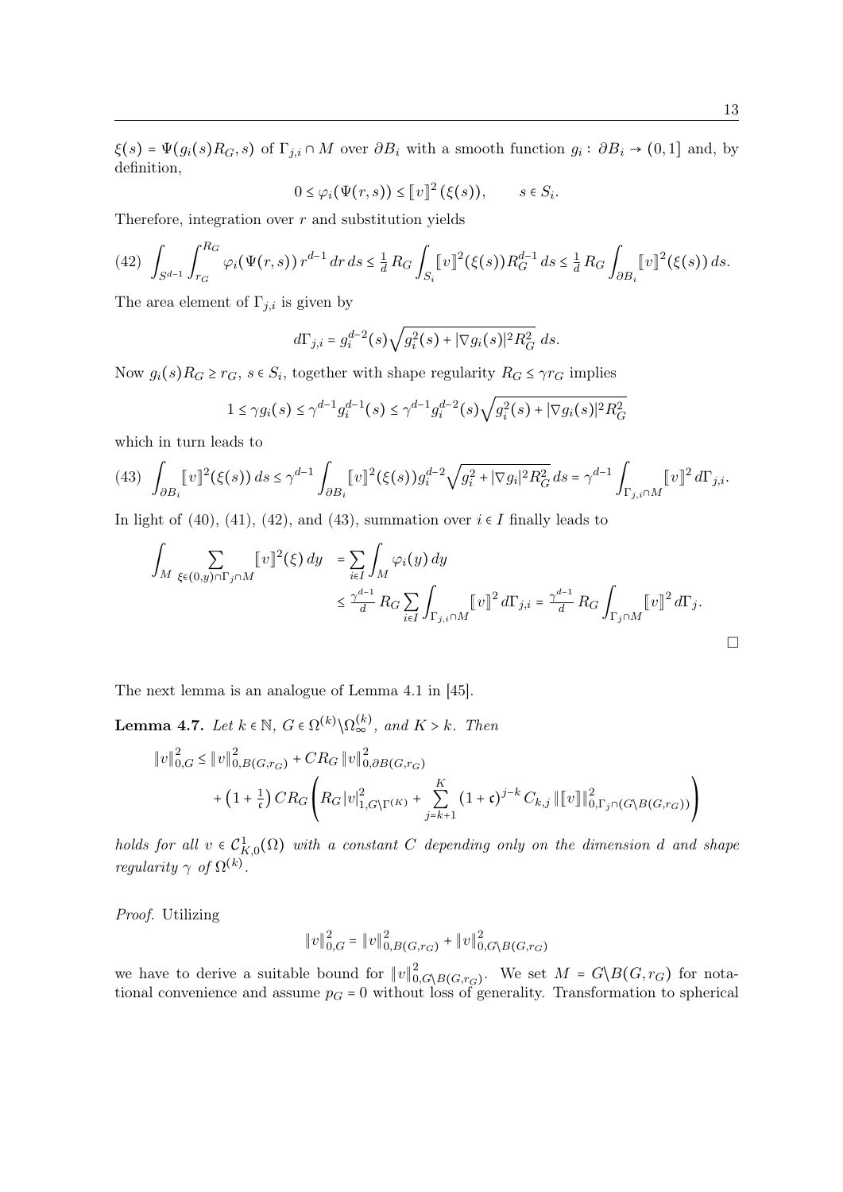$\xi(s) = \Psi(g_i(s)R_G, s)$ of $\Gamma_{j,i} \cap M$ over $\partial B_i$ with a smooth function $g_i\colon \partial B_i \to (0,1]$ and, by definition,

$$0 \le \varphi_i(\Psi(r,s)) \le [\![v]\!]^2(\xi(s)), \qquad s \in S_i.$$

Therefore, integration over $r$ and substitution yields

$$\int_{S^{d-1}} \int_{r_G}^{R_G} \varphi_i(\Psi(r,s))\, r^{d-1}\, dr\, ds \le \tfrac{1}{d} R_G \int_{S_i} [\![v]\!]^2(\xi(s)) R_G^{d-1}\, ds \le \tfrac{1}{d} R_G \int_{\partial B_i} [\![v]\!]^2(\xi(s))\, ds. \tag{42}$$

The area element of $\Gamma_{j,i}$ is given by

$$d\Gamma_{j,i} = g_i^{d-2}(s)\sqrt{g_i^2(s) + |\nabla g_i(s)|^2 R_G^2}\; ds.$$

Now $g_i(s) R_G \ge r_G$, $s \in S_i$, together with shape regularity $R_G \le \gamma r_G$ implies

$$1 \le \gamma g_i(s) \le \gamma^{d-1} g_i^{d-1}(s) \le \gamma^{d-1} g_i^{d-2}(s)\sqrt{g_i^2(s) + |\nabla g_i(s)|^2 R_G^2}$$

which in turn leads to

$$\int_{\partial B_i} [\![v]\!]^2(\xi(s))\, ds \le \gamma^{d-1} \int_{\partial B_i} [\![v]\!]^2(\xi(s)) g_i^{d-2} \sqrt{g_i^2 + |\nabla g_i|^2 R_G^2}\, ds = \gamma^{d-1} \int_{\Gamma_{j,i}\cap M} [\![v]\!]^2\, d\Gamma_{j,i}. \tag{43}$$

In light of (40), (41), (42), and (43), summation over $i \in I$ finally leads to

$$\begin{aligned}
\int_M \sum_{\xi \in (0,y)\cap \Gamma_j \cap M} [\![v]\!]^2(\xi)\, dy &= \sum_{i\in I} \int_M \varphi_i(y)\, dy \\
&\le \tfrac{\gamma^{d-1}}{d} R_G \sum_{i \in I} \int_{\Gamma_{j,i}\cap M} [\![v]\!]^2\, d\Gamma_{j,i} = \tfrac{\gamma^{d-1}}{d} R_G \int_{\Gamma_j \cap M} [\![v]\!]^2\, d\Gamma_j.
\end{aligned}$$

□

The next lemma is an analogue of Lemma 4.1 in [45].

**Lemma 4.7.** *Let $k \in \mathbb{N}$, $G \in \Omega^{(k)} \setminus \Omega^{(k)}_\infty$, and $K > k$. Then*

$$\begin{aligned}
\|v\|_{0,G}^2 \le \|v\|_{0,B(G,r_G)}^2 &+ C R_G \|v\|_{0,\partial B(G,r_G)}^2 \\
&+ \left(1 + \tfrac{1}{\mathfrak{c}}\right) C R_G \left( R_G |v|_{1,G\setminus\Gamma^{(K)}}^2 + \sum_{j=k+1}^{K} (1+\mathfrak{c})^{j-k} C_{k,j} \, \|[\![v]\!]\|_{0,\Gamma_j \cap (G\setminus B(G,r_G))}^2 \right)
\end{aligned}$$

*holds for all $v \in \mathcal{C}^1_{K,0}(\Omega)$ with a constant $C$ depending only on the dimension $d$ and shape regularity $\gamma$ of $\Omega^{(k)}$.*

*Proof.* Utilizing

$$\|v\|_{0,G}^2 = \|v\|_{0,B(G,r_G)}^2 + \|v\|_{0,G\setminus B(G,r_G)}^2$$

we have to derive a suitable bound for $\|v\|_{0,G\setminus B(G,r_G)}^2$. We set $M = G\setminus B(G,r_G)$ for notational convenience and assume $p_G = 0$ without loss of generality. Transformation to spherical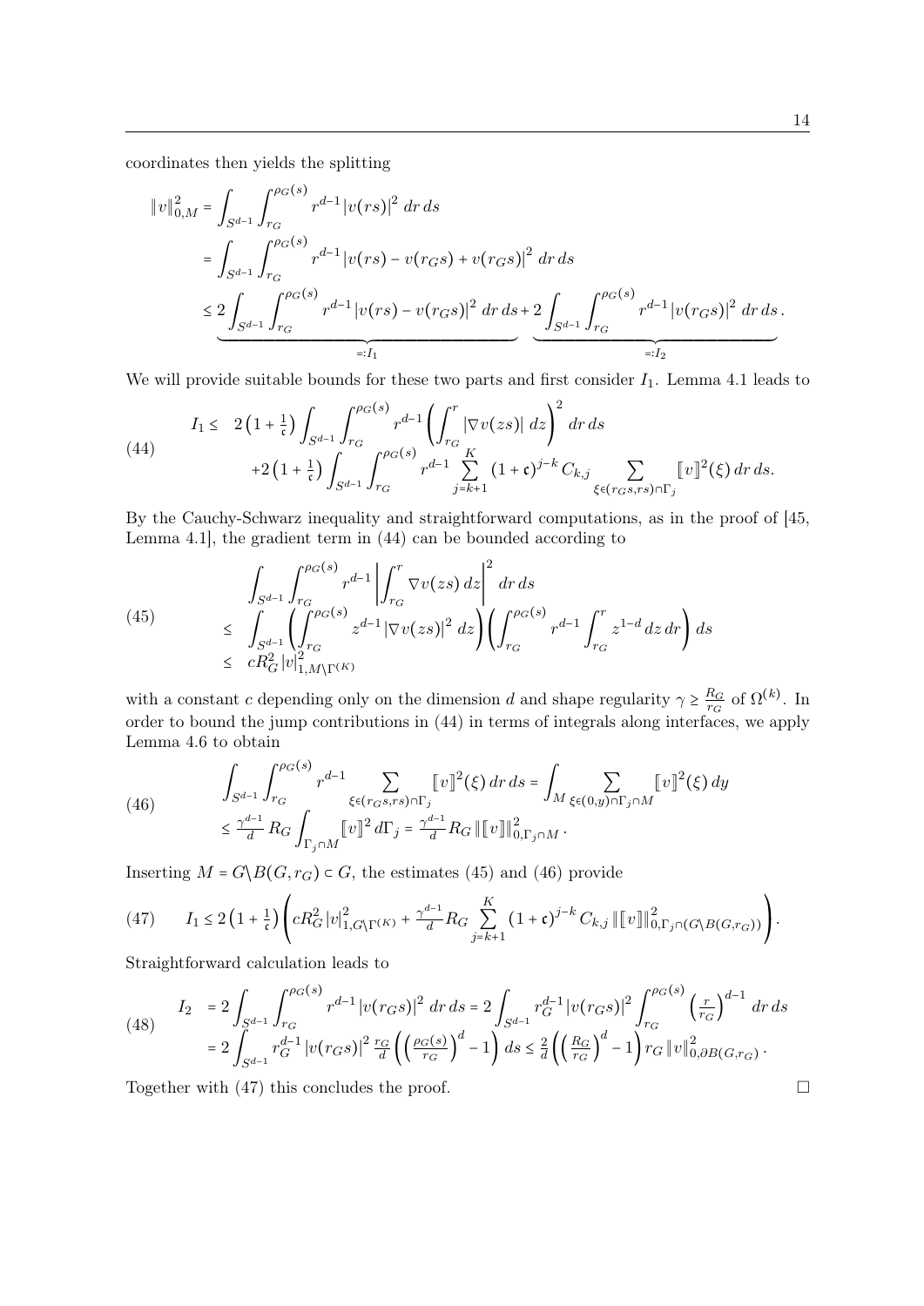coordinates then yields the splitting

$$
\begin{aligned}
\|v\|_{0,M}^2 &= \int_{S^{d-1}} \int_{r_G}^{\rho_G(s)} r^{d-1} |v(rs)|^2 \, dr \, ds \\
&= \int_{S^{d-1}} \int_{r_G}^{\rho_G(s)} r^{d-1} |v(rs) - v(r_G s) + v(r_G s)|^2 \, dr \, ds \\
&\le \underbrace{2 \int_{S^{d-1}} \int_{r_G}^{\rho_G(s)} r^{d-1} |v(rs) - v(r_G s)|^2 \, dr \, ds}_{=:I_1} + \underbrace{2 \int_{S^{d-1}} \int_{r_G}^{\rho_G(s)} r^{d-1} |v(r_G s)|^2 \, dr \, ds}_{=:I_2}.
\end{aligned}
$$

We will provide suitable bounds for these two parts and first consider $I_1$. Lemma 4.1 leads to

$$
\begin{aligned}
I_1 \le \;& 2\left(1 + \tfrac{1}{\mathfrak{c}}\right) \int_{S^{d-1}} \int_{r_G}^{\rho_G(s)} r^{d-1} \left( \int_{r_G}^{r} |\nabla v(zs)| \, dz \right)^2 dr \, ds \\
&+ 2\left(1 + \tfrac{1}{\mathfrak{c}}\right) \int_{S^{d-1}} \int_{r_G}^{\rho_G(s)} r^{d-1} \sum_{j=k+1}^{K} (1+\mathfrak{c})^{j-k} C_{k,j} \sum_{\xi \in (r_G s, rs) \cap \Gamma_j} [\![v]\!]^2(\xi) \, dr \, ds.
\end{aligned}
\tag{44}
$$

By the Cauchy-Schwarz inequality and straightforward computations, as in the proof of [45, Lemma 4.1], the gradient term in (44) can be bounded according to

$$
\begin{aligned}
&\int_{S^{d-1}} \int_{r_G}^{\rho_G(s)} r^{d-1} \left| \int_{r_G}^{r} \nabla v(zs) \, dz \right|^2 dr \, ds \\
\le\;& \int_{S^{d-1}} \left( \int_{r_G}^{\rho_G(s)} z^{d-1} |\nabla v(zs)|^2 \, dz \right) \left( \int_{r_G}^{\rho_G(s)} r^{d-1} \int_{r_G}^{r} z^{1-d} \, dz \, dr \right) ds \\
\le\;& c R_G^2 |v|_{1,M\setminus\Gamma^{(K)}}^2
\end{aligned}
\tag{45}
$$

with a constant $c$ depending only on the dimension $d$ and shape regularity $\gamma \ge \frac{R_G}{r_G}$ of $\Omega^{(k)}$. In order to bound the jump contributions in (44) in terms of integrals along interfaces, we apply Lemma 4.6 to obtain

$$
\begin{aligned}
&\int_{S^{d-1}} \int_{r_G}^{\rho_G(s)} r^{d-1} \sum_{\xi \in (r_G s, rs) \cap \Gamma_j} [\![v]\!]^2(\xi) \, dr \, ds = \int_M \sum_{\xi \in (0,y) \cap \Gamma_j \cap M} [\![v]\!]^2(\xi) \, dy \\
&\le \tfrac{\gamma^{d-1}}{d} R_G \int_{\Gamma_j \cap M} [\![v]\!]^2 \, d\Gamma_j = \tfrac{\gamma^{d-1}}{d} R_G \, \|[\![v]\!]\|_{0,\Gamma_j \cap M}^2.
\end{aligned}
\tag{46}
$$

Inserting $M = G \setminus B(G, r_G) \subset G$, the estimates (45) and (46) provide

$$
I_1 \le 2\left(1 + \tfrac{1}{\mathfrak{c}}\right) \left( c R_G^2 |v|_{1,G\setminus\Gamma^{(K)}}^2 + \tfrac{\gamma^{d-1}}{d} R_G \sum_{j=k+1}^{K} (1+\mathfrak{c})^{j-k} C_{k,j} \, \|[\![v]\!]\|_{0,\Gamma_j \cap (G \setminus B(G,r_G))}^2 \right).
\tag{47}
$$

Straightforward calculation leads to

$$
\begin{aligned}
I_2 &= 2 \int_{S^{d-1}} \int_{r_G}^{\rho_G(s)} r^{d-1} |v(r_G s)|^2 \, dr \, ds = 2 \int_{S^{d-1}} r_G^{d-1} |v(r_G s)|^2 \int_{r_G}^{\rho_G(s)} \left(\tfrac{r}{r_G}\right)^{d-1} dr \, ds \\
&= 2 \int_{S^{d-1}} r_G^{d-1} |v(r_G s)|^2 \, \tfrac{r_G}{d} \left( \left(\tfrac{\rho_G(s)}{r_G}\right)^d - 1 \right) ds \le \tfrac{2}{d} \left( \left(\tfrac{R_G}{r_G}\right)^d - 1 \right) r_G \|v\|_{0,\partial B(G,r_G)}^2.
\end{aligned}
\tag{48}
$$

Together with (47) this concludes the proof. $\square$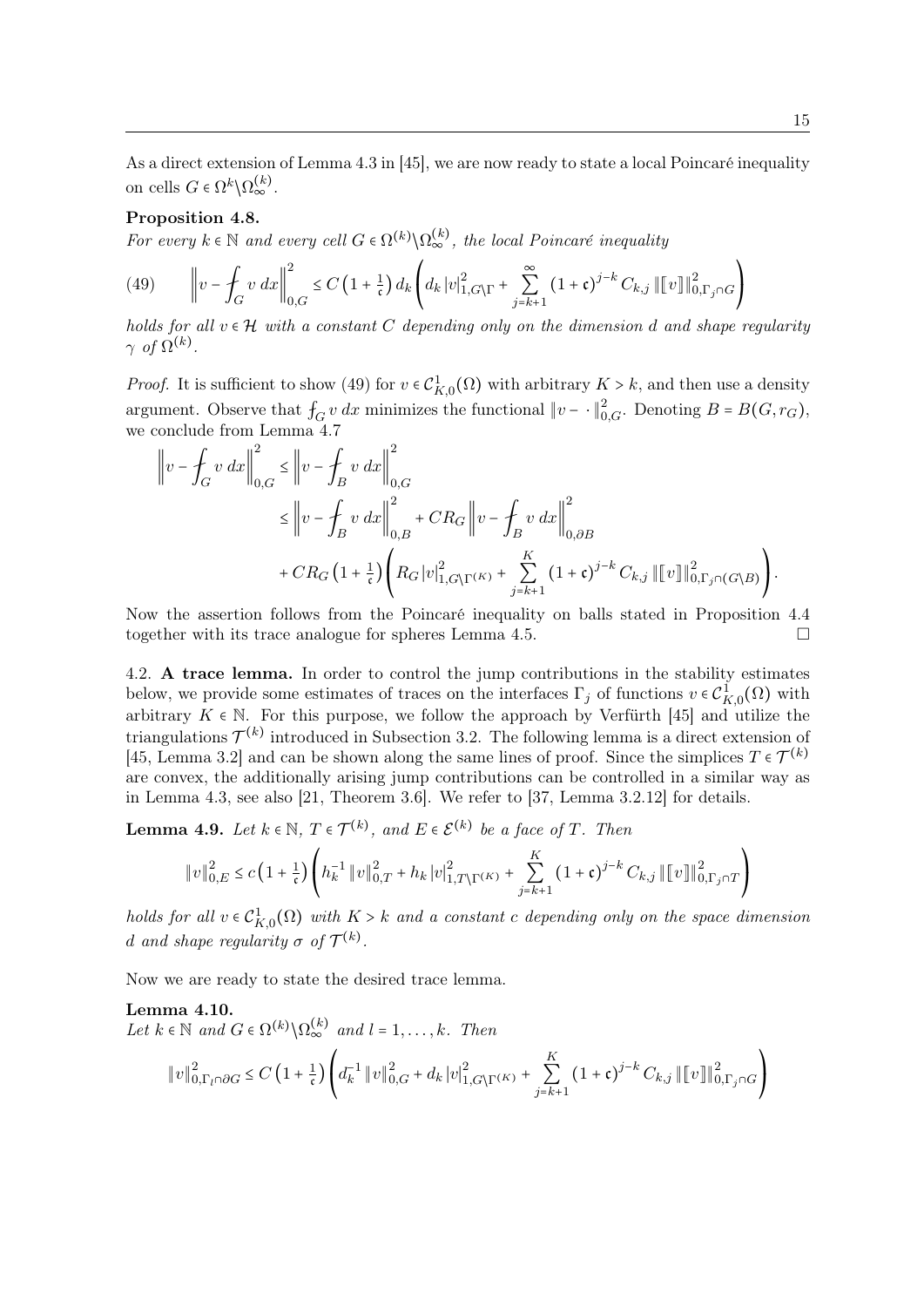As a direct extension of Lemma 4.3 in [45], we are now ready to state a local Poincaré inequality on cells $G \in \Omega^k \backslash \Omega_\infty^{(k)}$.

**Proposition 4.8.**
*For every $k \in \mathbb{N}$ and every cell $G \in \Omega^{(k)} \backslash \Omega_\infty^{(k)}$, the local Poincaré inequality*

$$
\left\| v - \fint_G v \, dx \right\|_{0,G}^2 \le C \left(1 + \tfrac{1}{\mathfrak{c}}\right) d_k \left( d_k \, |v|_{1,G\backslash\Gamma}^2 + \sum_{j=k+1}^{\infty} (1+\mathfrak{c})^{j-k} C_{k,j} \, \| [\![ v ]\!] \|_{0,\Gamma_j \cap G}^2 \right) \tag{49}
$$

*holds for all $v \in \mathcal{H}$ with a constant $C$ depending only on the dimension $d$ and shape regularity $\gamma$ of $\Omega^{(k)}$.*

*Proof.* It is sufficient to show (49) for $v \in \mathcal{C}_{K,0}^1(\Omega)$ with arbitrary $K > k$, and then use a density argument. Observe that $\fint_G v \, dx$ minimizes the functional $\|v - \cdot\|_{0,G}^2$. Denoting $B = B(G, r_G)$, we conclude from Lemma 4.7

$$
\begin{aligned}
\left\| v - \fint_G v \, dx \right\|_{0,G}^2 &\le \left\| v - \fint_B v \, dx \right\|_{0,G}^2 \\
&\le \left\| v - \fint_B v \, dx \right\|_{0,B}^2 + C R_G \left\| v - \fint_B v \, dx \right\|_{0,\partial B}^2 \\
&\quad + C R_G \left(1 + \tfrac{1}{\mathfrak{c}}\right) \left( R_G \, |v|_{1,G\backslash\Gamma^{(K)}}^2 + \sum_{j=k+1}^{K} (1+\mathfrak{c})^{j-k} C_{k,j} \, \| [\![ v ]\!] \|_{0,\Gamma_j \cap (G\backslash B)}^2 \right).
\end{aligned}
$$

Now the assertion follows from the Poincaré inequality on balls stated in Proposition 4.4 together with its trace analogue for spheres Lemma 4.5. □

4.2. **A trace lemma.** In order to control the jump contributions in the stability estimates below, we provide some estimates of traces on the interfaces $\Gamma_j$ of functions $v \in \mathcal{C}_{K,0}^1(\Omega)$ with arbitrary $K \in \mathbb{N}$. For this purpose, we follow the approach by Verfürth [45] and utilize the triangulations $\mathcal{T}^{(k)}$ introduced in Subsection 3.2. The following lemma is a direct extension of [45, Lemma 3.2] and can be shown along the same lines of proof. Since the simplices $T \in \mathcal{T}^{(k)}$ are convex, the additionally arising jump contributions can be controlled in a similar way as in Lemma 4.3, see also [21, Theorem 3.6]. We refer to [37, Lemma 3.2.12] for details.

**Lemma 4.9.** *Let $k \in \mathbb{N}$, $T \in \mathcal{T}^{(k)}$, and $E \in \mathcal{E}^{(k)}$ be a face of $T$. Then*

$$
\|v\|_{0,E}^2 \le c \left(1 + \tfrac{1}{\mathfrak{c}}\right) \left( h_k^{-1} \|v\|_{0,T}^2 + h_k \, |v|_{1,T\backslash\Gamma^{(K)}}^2 + \sum_{j=k+1}^{K} (1+\mathfrak{c})^{j-k} C_{k,j} \, \| [\![ v ]\!] \|_{0,\Gamma_j \cap T}^2 \right)
$$

*holds for all $v \in \mathcal{C}_{K,0}^1(\Omega)$ with $K > k$ and a constant $c$ depending only on the space dimension $d$ and shape regularity $\sigma$ of $\mathcal{T}^{(k)}$.*

Now we are ready to state the desired trace lemma.

**Lemma 4.10.**
*Let $k \in \mathbb{N}$ and $G \in \Omega^{(k)} \backslash \Omega_\infty^{(k)}$ and $l = 1, \ldots, k$. Then*

$$
\|v\|_{0,\Gamma_l \cap \partial G}^2 \le C \left(1 + \tfrac{1}{\mathfrak{c}}\right) \left( d_k^{-1} \|v\|_{0,G}^2 + d_k \, |v|_{1,G\backslash\Gamma^{(K)}}^2 + \sum_{j=k+1}^{K} (1+\mathfrak{c})^{j-k} C_{k,j} \, \| [\![ v ]\!] \|_{0,\Gamma_j \cap G}^2 \right)
$$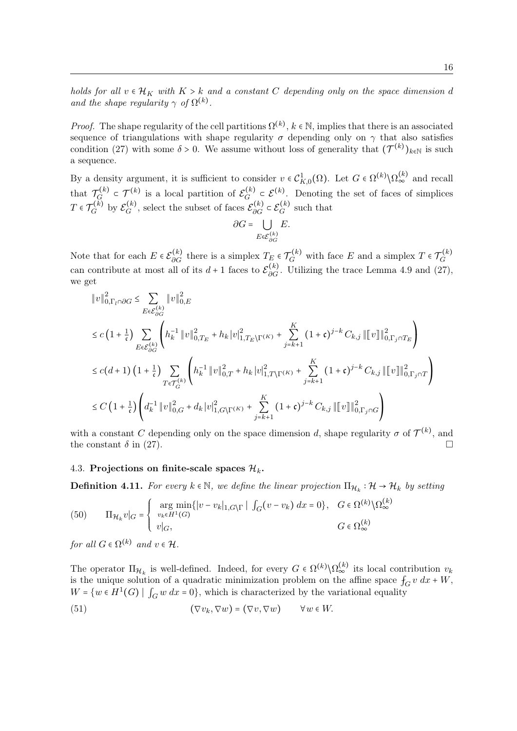*holds for all $v \in \mathcal{H}_K$ with $K > k$ and a constant $C$ depending only on the space dimension $d$ and the shape regularity $\gamma$ of $\Omega^{(k)}$.*

*Proof.* The shape regularity of the cell partitions $\Omega^{(k)}$, $k \in \mathbb{N}$, implies that there is an associated sequence of triangulations with shape regularity $\sigma$ depending only on $\gamma$ that also satisfies condition (27) with some $\delta > 0$. We assume without loss of generality that $(\mathcal{T}^{(k)})_{k\in\mathbb{N}}$ is such a sequence.

By a density argument, it is sufficient to consider $v \in \mathcal{C}^1_{K,0}(\Omega)$. Let $G \in \Omega^{(k)} \backslash \Omega^{(k)}_\infty$ and recall that $\mathcal{T}^{(k)}_G \subset \mathcal{T}^{(k)}$ is a local partition of $\mathcal{E}^{(k)}_G \subset \mathcal{E}^{(k)}$. Denoting the set of faces of simplices $T \in \mathcal{T}^{(k)}_G$ by $\mathcal{E}^{(k)}_G$, select the subset of faces $\mathcal{E}^{(k)}_{\partial G} \subset \mathcal{E}^{(k)}_G$ such that

$$\partial G = \bigcup_{E \in \mathcal{E}^{(k)}_{\partial G}} E.$$

Note that for each $E \in \mathcal{E}^{(k)}_{\partial G}$ there is a simplex $T_E \in \mathcal{T}^{(k)}_G$ with face $E$ and a simplex $T \in \mathcal{T}^{(k)}_G$ can contribute at most all of its $d+1$ faces to $\mathcal{E}^{(k)}_{\partial G}$. Utilizing the trace Lemma 4.9 and (27), we get

$$\begin{aligned}
\|v\|^2_{0,\Gamma_l \cap \partial G} &\leq \sum_{E \in \mathcal{E}^{(k)}_{\partial G}} \|v\|^2_{0,E} \\
&\leq c\left(1 + \tfrac{1}{\mathfrak{c}}\right) \sum_{E \in \mathcal{E}^{(k)}_{\partial G}} \left( h_k^{-1} \|v\|^2_{0,T_E} + h_k |v|^2_{1,T_E \backslash \Gamma^{(K)}} + \sum_{j=k+1}^{K} (1+\mathfrak{c})^{j-k} C_{k,j} \|[\![v]\!]\|^2_{0,\Gamma_j \cap T_E} \right) \\
&\leq c(d+1)\left(1 + \tfrac{1}{\mathfrak{c}}\right) \sum_{T \in \mathcal{T}^{(k)}_G} \left( h_k^{-1} \|v\|^2_{0,T} + h_k |v|^2_{1,T \backslash \Gamma^{(K)}} + \sum_{j=k+1}^{K} (1+\mathfrak{c})^{j-k} C_{k,j} \|[\![v]\!]\|^2_{0,\Gamma_j \cap T} \right) \\
&\leq C\left(1 + \tfrac{1}{\mathfrak{c}}\right) \left( d_k^{-1} \|v\|^2_{0,G} + d_k |v|^2_{1,G \backslash \Gamma^{(K)}} + \sum_{j=k+1}^{K} (1+\mathfrak{c})^{j-k} C_{k,j} \|[\![v]\!]\|^2_{0,\Gamma_j \cap G} \right)
\end{aligned}$$

with a constant $C$ depending only on the space dimension $d$, shape regularity $\sigma$ of $\mathcal{T}^{(k)}$, and the constant $\delta$ in (27). $\square$

### 4.3. Projections on finite-scale spaces $\mathcal{H}_k$.

**Definition 4.11.** *For every $k \in \mathbb{N}$, we define the linear projection $\Pi_{\mathcal{H}_k} : \mathcal{H} \to \mathcal{H}_k$ by setting*

$$\Pi_{\mathcal{H}_k} v|_G = \begin{cases} \underset{v_k \in H^1(G)}{\arg\min} \{ |v - v_k|_{1,G\backslash\Gamma} \mid \int_G (v - v_k)\, dx = 0 \}, & G \in \Omega^{(k)} \backslash \Omega^{(k)}_\infty \\ v|_G, & G \in \Omega^{(k)}_\infty \end{cases} \tag{50}$$

*for all $G \in \Omega^{(k)}$ and $v \in \mathcal{H}$.*

The operator $\Pi_{\mathcal{H}_k}$ is well-defined. Indeed, for every $G \in \Omega^{(k)} \backslash \Omega^{(k)}_\infty$ its local contribution $v_k$ is the unique solution of a quadratic minimization problem on the affine space $\fint_G v\, dx + W$, $W = \{ w \in H^1(G) \mid \int_G w\, dx = 0 \}$, which is characterized by the variational equality

$$(\nabla v_k, \nabla w) = (\nabla v, \nabla w) \qquad \forall\, w \in W. \tag{51}$$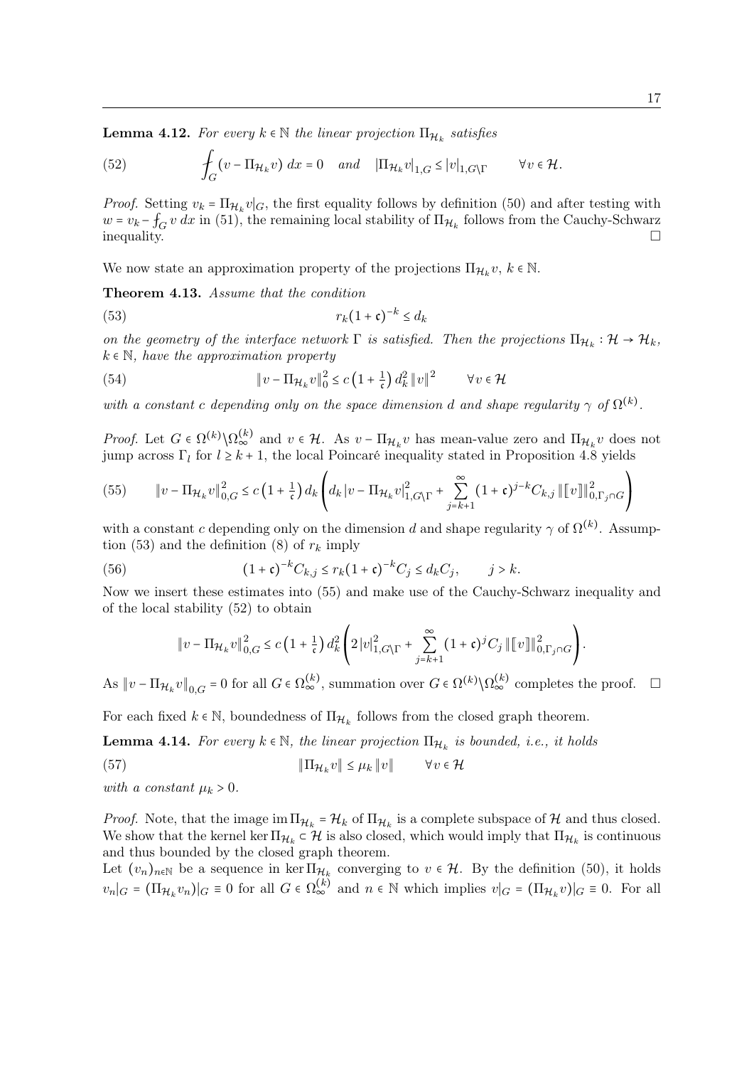**Lemma 4.12.** *For every $k \in \mathbb{N}$ the linear projection $\Pi_{\mathcal{H}_k}$ satisfies*

$$
\fint_G (v - \Pi_{\mathcal{H}_k} v)\, dx = 0 \quad \text{and} \quad |\Pi_{\mathcal{H}_k} v|_{1,G} \le |v|_{1,G\setminus\Gamma} \qquad \forall v \in \mathcal{H}. \tag{52}
$$

*Proof.* Setting $v_k = \Pi_{\mathcal{H}_k} v|_G$, the first equality follows by definition (50) and after testing with $w = v_k - \fint_G v\, dx$ in (51), the remaining local stability of $\Pi_{\mathcal{H}_k}$ follows from the Cauchy-Schwarz inequality. $\square$

We now state an approximation property of the projections $\Pi_{\mathcal{H}_k} v$, $k \in \mathbb{N}$.

**Theorem 4.13.** *Assume that the condition*

$$
r_k (1 + \mathfrak{c})^{-k} \le d_k \tag{53}
$$

*on the geometry of the interface network $\Gamma$ is satisfied. Then the projections $\Pi_{\mathcal{H}_k} : \mathcal{H} \to \mathcal{H}_k$, $k \in \mathbb{N}$, have the approximation property*

$$
\| v - \Pi_{\mathcal{H}_k} v \|_0^2 \le c \left(1 + \tfrac{1}{\mathfrak{c}}\right) d_k^2 \, \| v \|^2 \qquad \forall v \in \mathcal{H} \tag{54}
$$

*with a constant $c$ depending only on the space dimension $d$ and shape regularity $\gamma$ of $\Omega^{(k)}$.*

*Proof.* Let $G \in \Omega^{(k)} \setminus \Omega^{(k)}_\infty$ and $v \in \mathcal{H}$. As $v - \Pi_{\mathcal{H}_k} v$ has mean-value zero and $\Pi_{\mathcal{H}_k} v$ does not jump across $\Gamma_l$ for $l \ge k+1$, the local Poincaré inequality stated in Proposition 4.8 yields

$$
\| v - \Pi_{\mathcal{H}_k} v \|_{0,G}^2 \le c \left(1 + \tfrac{1}{\mathfrak{c}}\right) d_k \left( d_k \, | v - \Pi_{\mathcal{H}_k} v |_{1,G\setminus\Gamma}^2 + \sum_{j=k+1}^{\infty} (1 + \mathfrak{c})^{j-k} C_{k,j} \, \| [\![ v ]\!] \|_{0,\Gamma_j \cap G}^2 \right) \tag{55}
$$

with a constant $c$ depending only on the dimension $d$ and shape regularity $\gamma$ of $\Omega^{(k)}$. Assumption (53) and the definition (8) of $r_k$ imply

$$
(1 + \mathfrak{c})^{-k} C_{k,j} \le r_k (1 + \mathfrak{c})^{-k} C_j \le d_k C_j, \qquad j > k. \tag{56}
$$

Now we insert these estimates into (55) and make use of the Cauchy-Schwarz inequality and of the local stability (52) to obtain

$$
\| v - \Pi_{\mathcal{H}_k} v \|_{0,G}^2 \le c \left(1 + \tfrac{1}{\mathfrak{c}}\right) d_k^2 \left( 2 \, | v |_{1,G\setminus\Gamma}^2 + \sum_{j=k+1}^{\infty} (1 + \mathfrak{c})^{j} C_j \, \| [\![ v ]\!] \|_{0,\Gamma_j \cap G}^2 \right).
$$

As $\| v - \Pi_{\mathcal{H}_k} v \|_{0,G} = 0$ for all $G \in \Omega^{(k)}_\infty$, summation over $G \in \Omega^{(k)} \setminus \Omega^{(k)}_\infty$ completes the proof. $\square$

For each fixed $k \in \mathbb{N}$, boundedness of $\Pi_{\mathcal{H}_k}$ follows from the closed graph theorem.

**Lemma 4.14.** *For every $k \in \mathbb{N}$, the linear projection $\Pi_{\mathcal{H}_k}$ is bounded, i.e., it holds*

$$
\| \Pi_{\mathcal{H}_k} v \| \le \mu_k \, \| v \| \qquad \forall v \in \mathcal{H} \tag{57}
$$

*with a constant $\mu_k > 0$.*

*Proof.* Note, that the image $\operatorname{im} \Pi_{\mathcal{H}_k} = \mathcal{H}_k$ of $\Pi_{\mathcal{H}_k}$ is a complete subspace of $\mathcal{H}$ and thus closed. We show that the kernel $\ker \Pi_{\mathcal{H}_k} \subset \mathcal{H}$ is also closed, which would imply that $\Pi_{\mathcal{H}_k}$ is continuous and thus bounded by the closed graph theorem.
Let $(v_n)_{n\in\mathbb{N}}$ be a sequence in $\ker \Pi_{\mathcal{H}_k}$ converging to $v \in \mathcal{H}$. By the definition (50), it holds $v_n|_G = (\Pi_{\mathcal{H}_k} v_n)|_G \equiv 0$ for all $G \in \Omega^{(k)}_\infty$ and $n \in \mathbb{N}$ which implies $v|_G = (\Pi_{\mathcal{H}_k} v)|_G \equiv 0$. For all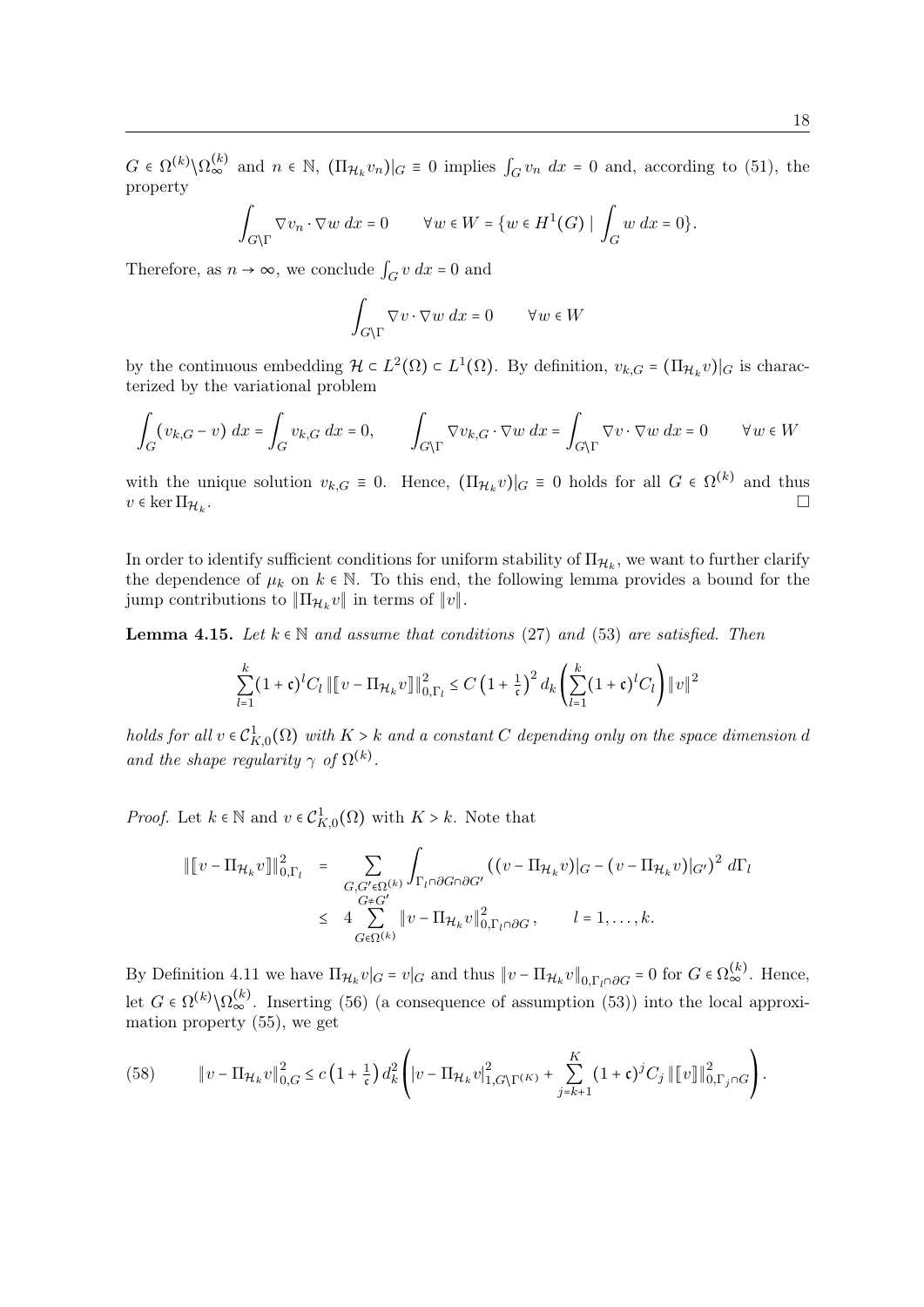$G \in \Omega^{(k)} \backslash \Omega_\infty^{(k)}$ and $n \in \mathbb{N}$, $(\Pi_{\mathcal{H}_k} v_n)|_G \equiv 0$ implies $\int_G v_n \, dx = 0$ and, according to (51), the property

$$\int_{G \backslash \Gamma} \nabla v_n \cdot \nabla w \, dx = 0 \qquad \forall w \in W = \{w \in H^1(G) \mid \int_G w \, dx = 0\}.$$

Therefore, as $n \to \infty$, we conclude $\int_G v \, dx = 0$ and

$$\int_{G \backslash \Gamma} \nabla v \cdot \nabla w \, dx = 0 \qquad \forall w \in W$$

by the continuous embedding $\mathcal{H} \subset L^2(\Omega) \subset L^1(\Omega)$. By definition, $v_{k,G} = (\Pi_{\mathcal{H}_k} v)|_G$ is characterized by the variational problem

$$\int_G (v_{k,G} - v) \, dx = \int_G v_{k,G} \, dx = 0, \qquad \int_{G \backslash \Gamma} \nabla v_{k,G} \cdot \nabla w \, dx = \int_{G \backslash \Gamma} \nabla v \cdot \nabla w \, dx = 0 \qquad \forall w \in W$$

with the unique solution $v_{k,G} \equiv 0$. Hence, $(\Pi_{\mathcal{H}_k} v)|_G \equiv 0$ holds for all $G \in \Omega^{(k)}$ and thus $v \in \ker \Pi_{\mathcal{H}_k}$. □

In order to identify sufficient conditions for uniform stability of $\Pi_{\mathcal{H}_k}$, we want to further clarify the dependence of $\mu_k$ on $k \in \mathbb{N}$. To this end, the following lemma provides a bound for the jump contributions to $\|\Pi_{\mathcal{H}_k} v\|$ in terms of $\|v\|$.

**Lemma 4.15.** *Let $k \in \mathbb{N}$ and assume that conditions* (27) *and* (53) *are satisfied. Then*

$$\sum_{l=1}^{k} (1+\mathfrak{c})^l C_l \, \|[\![v - \Pi_{\mathcal{H}_k} v]\!]\|_{0,\Gamma_l}^2 \le C \left(1 + \tfrac{1}{\mathfrak{c}}\right)^2 d_k \left(\sum_{l=1}^{k} (1+\mathfrak{c})^l C_l\right) \|v\|^2$$

*holds for all $v \in \mathcal{C}_{K,0}^1(\Omega)$ with $K > k$ and a constant $C$ depending only on the space dimension $d$ and the shape regularity $\gamma$ of $\Omega^{(k)}$.*

*Proof.* Let $k \in \mathbb{N}$ and $v \in \mathcal{C}_{K,0}^1(\Omega)$ with $K > k$. Note that

$$\begin{aligned}
\|[\![v - \Pi_{\mathcal{H}_k} v]\!]\|_{0,\Gamma_l}^2 &= \sum_{\substack{G, G' \in \Omega^{(k)} \\ G \neq G'}} \int_{\Gamma_l \cap \partial G \cap \partial G'} \left((v - \Pi_{\mathcal{H}_k} v)|_G - (v - \Pi_{\mathcal{H}_k} v)|_{G'}\right)^2 \, d\Gamma_l \\
&\le 4 \sum_{G \in \Omega^{(k)}} \|v - \Pi_{\mathcal{H}_k} v\|_{0,\Gamma_l \cap \partial G}^2, \qquad l = 1, \ldots, k.
\end{aligned}$$

By Definition 4.11 we have $\Pi_{\mathcal{H}_k} v|_G = v|_G$ and thus $\|v - \Pi_{\mathcal{H}_k} v\|_{0,\Gamma_l \cap \partial G} = 0$ for $G \in \Omega_\infty^{(k)}$. Hence, let $G \in \Omega^{(k)} \backslash \Omega_\infty^{(k)}$. Inserting (56) (a consequence of assumption (53)) into the local approximation property (55), we get

$$\|v - \Pi_{\mathcal{H}_k} v\|_{0,G}^2 \le c \left(1 + \tfrac{1}{\mathfrak{c}}\right) d_k^2 \left( |v - \Pi_{\mathcal{H}_k} v|_{1, G \backslash \Gamma^{(K)}}^2 + \sum_{j=k+1}^{K} (1+\mathfrak{c})^j C_j \, \|[\![v]\!]\|_{0,\Gamma_j \cap G}^2 \right). \tag{58}$$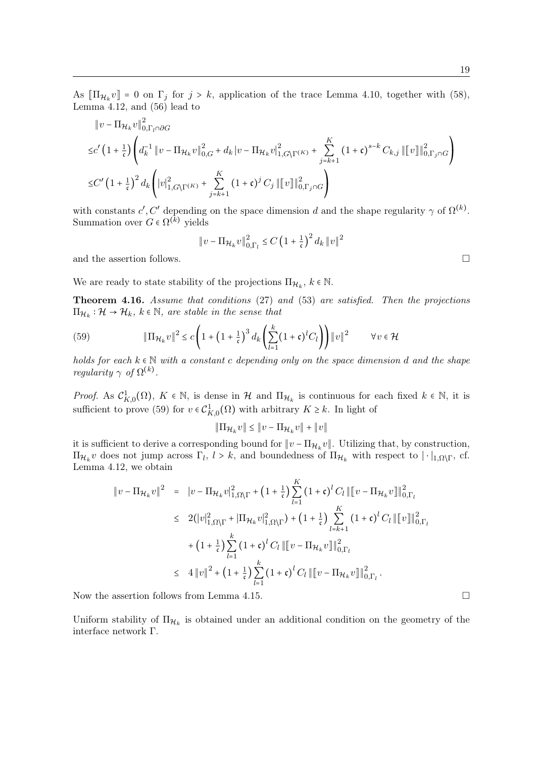As $[\![\Pi_{\mathcal{H}_k} v]\!] = 0$ on $\Gamma_j$ for $j > k$, application of the trace Lemma 4.10, together with (58), Lemma 4.12, and (56) lead to

$$
\begin{aligned}
&\|v - \Pi_{\mathcal{H}_k} v\|_{0,\Gamma_l \cap \partial G}^2 \\
\leq & c' \left(1 + \tfrac{1}{\mathfrak{c}}\right) \left( d_k^{-1} \|v - \Pi_{\mathcal{H}_k} v\|_{0,G}^2 + d_k |v - \Pi_{\mathcal{H}_k} v|_{1,G\setminus\Gamma^{(K)}}^2 + \sum_{j=k+1}^{K} (1+\mathfrak{c})^{s-k} C_{k,j} \|[\![v]\!]\|_{0,\Gamma_j \cap G}^2 \right) \\
\leq & C' \left(1 + \tfrac{1}{\mathfrak{c}}\right)^2 d_k \left( |v|_{1,G\setminus\Gamma^{(K)}}^2 + \sum_{j=k+1}^{K} (1+\mathfrak{c})^j C_j \|[\![v]\!]\|_{0,\Gamma_j \cap G}^2 \right)
\end{aligned}
$$

with constants $c', C'$ depending on the space dimension $d$ and the shape regularity $\gamma$ of $\Omega^{(k)}$. Summation over $G \in \Omega^{(k)}$ yields

$$
\|v - \Pi_{\mathcal{H}_k} v\|_{0,\Gamma_l}^2 \leq C \left(1 + \tfrac{1}{\mathfrak{c}}\right)^2 d_k \|v\|^2
$$

and the assertion follows. □

We are ready to state stability of the projections $\Pi_{\mathcal{H}_k}$, $k \in \mathbb{N}$.

**Theorem 4.16.** *Assume that conditions* (27) *and* (53) *are satisfied. Then the projections* $\Pi_{\mathcal{H}_k} : \mathcal{H} \to \mathcal{H}_k$, $k \in \mathbb{N}$, *are stable in the sense that*

$$
\|\Pi_{\mathcal{H}_k} v\|^2 \leq c \left( 1 + \left(1 + \tfrac{1}{\mathfrak{c}}\right)^3 d_k \left( \sum_{l=1}^{k} (1+\mathfrak{c})^l C_l \right) \right) \|v\|^2 \qquad \forall v \in \mathcal{H} \tag{59}
$$

*holds for each* $k \in \mathbb{N}$ *with a constant* $c$ *depending only on the space dimension* $d$ *and the shape regularity* $\gamma$ *of* $\Omega^{(k)}$.

*Proof.* As $\mathcal{C}^1_{K,0}(\Omega)$, $K \in \mathbb{N}$, is dense in $\mathcal{H}$ and $\Pi_{\mathcal{H}_k}$ is continuous for each fixed $k \in \mathbb{N}$, it is sufficient to prove (59) for $v \in \mathcal{C}^1_{K,0}(\Omega)$ with arbitrary $K \geq k$. In light of

$$
\|\Pi_{\mathcal{H}_k} v\| \leq \|v - \Pi_{\mathcal{H}_k} v\| + \|v\|
$$

it is sufficient to derive a corresponding bound for $\|v - \Pi_{\mathcal{H}_k} v\|$. Utilizing that, by construction, $\Pi_{\mathcal{H}_k} v$ does not jump across $\Gamma_l$, $l > k$, and boundedness of $\Pi_{\mathcal{H}_k}$ with respect to $|\cdot|_{1,\Omega\setminus\Gamma}$, cf. Lemma 4.12, we obtain

$$
\begin{aligned}
\|v - \Pi_{\mathcal{H}_k} v\|^2 &= |v - \Pi_{\mathcal{H}_k} v|_{1,\Omega\setminus\Gamma}^2 + \left(1 + \tfrac{1}{\mathfrak{c}}\right) \sum_{l=1}^{K} (1+\mathfrak{c})^l C_l \|[\![v - \Pi_{\mathcal{H}_k} v]\!]\|_{0,\Gamma_l}^2 \\
&\leq 2(|v|_{1,\Omega\setminus\Gamma}^2 + |\Pi_{\mathcal{H}_k} v|_{1,\Omega\setminus\Gamma}^2) + \left(1 + \tfrac{1}{\mathfrak{c}}\right) \sum_{l=k+1}^{K} (1+\mathfrak{c})^l C_l \|[\![v]\!]\|_{0,\Gamma_l}^2 \\
&\quad + \left(1 + \tfrac{1}{\mathfrak{c}}\right) \sum_{l=1}^{k} (1+\mathfrak{c})^l C_l \|[\![v - \Pi_{\mathcal{H}_k} v]\!]\|_{0,\Gamma_l}^2 \\
&\leq 4\|v\|^2 + \left(1 + \tfrac{1}{\mathfrak{c}}\right) \sum_{l=1}^{k} (1+\mathfrak{c})^l C_l \|[\![v - \Pi_{\mathcal{H}_k} v]\!]\|_{0,\Gamma_l}^2 .
\end{aligned}
$$

Now the assertion follows from Lemma 4.15. □

Uniform stability of $\Pi_{\mathcal{H}_k}$ is obtained under an additional condition on the geometry of the interface network $\Gamma$.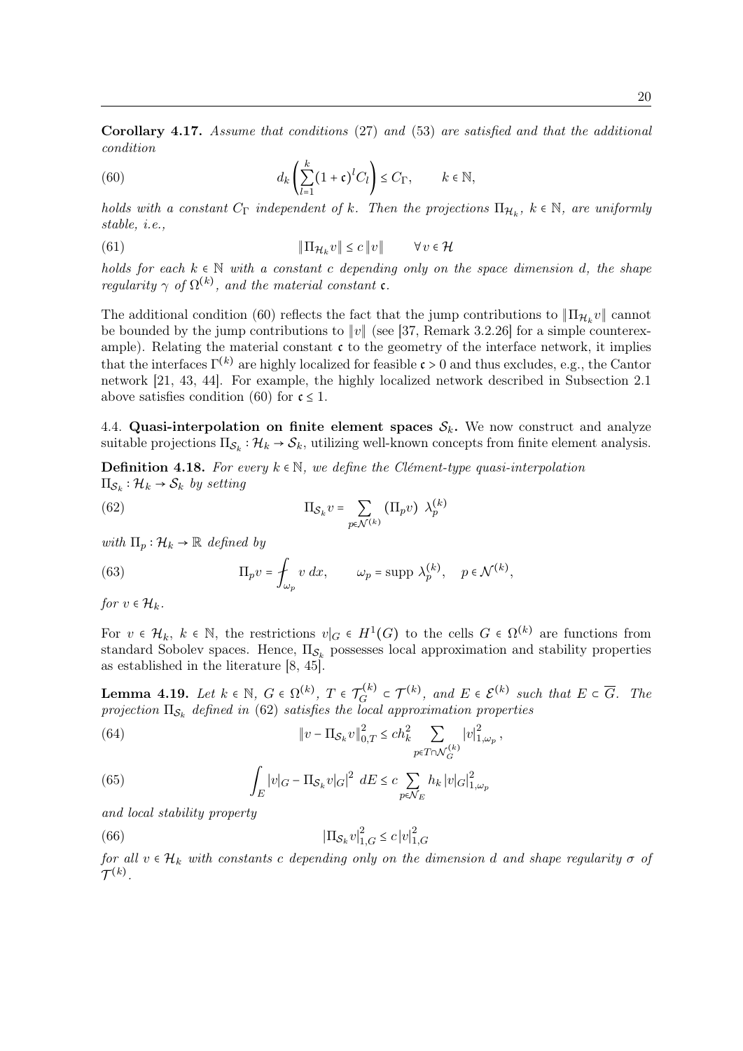**Corollary 4.17.** *Assume that conditions* (27) *and* (53) *are satisfied and that the additional condition*

$$d_k \left( \sum_{l=1}^{k} (1+\mathfrak{c})^l C_l \right) \le C_\Gamma, \qquad k \in \mathbb{N}, \tag{60}$$

*holds with a constant $C_\Gamma$ independent of $k$. Then the projections $\Pi_{\mathcal{H}_k}$, $k \in \mathbb{N}$, are uniformly stable, i.e.,*

$$\|\Pi_{\mathcal{H}_k} v\| \le c\,\|v\| \qquad \forall\, v \in \mathcal{H} \tag{61}$$

*holds for each $k \in \mathbb{N}$ with a constant $c$ depending only on the space dimension $d$, the shape regularity $\gamma$ of $\Omega^{(k)}$, and the material constant $\mathfrak{c}$.*

The additional condition (60) reflects the fact that the jump contributions to $\|\Pi_{\mathcal{H}_k} v\|$ cannot be bounded by the jump contributions to $\|v\|$ (see [37, Remark 3.2.26] for a simple counterexample). Relating the material constant $\mathfrak{c}$ to the geometry of the interface network, it implies that the interfaces $\Gamma^{(k)}$ are highly localized for feasible $\mathfrak{c} > 0$ and thus excludes, e.g., the Cantor network [21, 43, 44]. For example, the highly localized network described in Subsection 2.1 above satisfies condition (60) for $\mathfrak{c} \le 1$.

### 4.4. Quasi-interpolation on finite element spaces $\mathcal{S}_k$.

We now construct and analyze suitable projections $\Pi_{\mathcal{S}_k} : \mathcal{H}_k \to \mathcal{S}_k$, utilizing well-known concepts from finite element analysis.

**Definition 4.18.** *For every $k \in \mathbb{N}$, we define the Clément-type quasi-interpolation $\Pi_{\mathcal{S}_k} : \mathcal{H}_k \to \mathcal{S}_k$ by setting*

$$\Pi_{\mathcal{S}_k} v = \sum_{p \in \mathcal{N}^{(k)}} (\Pi_p v)\ \lambda_p^{(k)} \tag{62}$$

*with $\Pi_p : \mathcal{H}_k \to \mathbb{R}$ defined by*

$$\Pi_p v = \fint_{\omega_p} v\, dx, \qquad \omega_p = \operatorname{supp}\, \lambda_p^{(k)}, \quad p \in \mathcal{N}^{(k)}, \tag{63}$$

*for $v \in \mathcal{H}_k$.*

For $v \in \mathcal{H}_k$, $k \in \mathbb{N}$, the restrictions $v|_G \in H^1(G)$ to the cells $G \in \Omega^{(k)}$ are functions from standard Sobolev spaces. Hence, $\Pi_{\mathcal{S}_k}$ possesses local approximation and stability properties as established in the literature [8, 45].

**Lemma 4.19.** *Let $k \in \mathbb{N}$, $G \in \Omega^{(k)}$, $T \in \mathcal{T}_G^{(k)} \subset \mathcal{T}^{(k)}$, and $E \in \mathcal{E}^{(k)}$ such that $E \subset \overline{G}$. The projection $\Pi_{\mathcal{S}_k}$ defined in* (62) *satisfies the local approximation properties*

$$\|v - \Pi_{\mathcal{S}_k} v\|_{0,T}^2 \le c h_k^2 \sum_{p \in T \cap \mathcal{N}_G^{(k)}} |v|_{1,\omega_p}^2, \tag{64}$$

$$\int_E |v|_G - \Pi_{\mathcal{S}_k} v|_G|^2\ dE \le c \sum_{p \in \mathcal{N}_E} h_k\, |v|_G|_{1,\omega_p}^2 \tag{65}$$

*and local stability property*

$$|\Pi_{\mathcal{S}_k} v|_{1,G}^2 \le c\, |v|_{1,G}^2 \tag{66}$$

*for all $v \in \mathcal{H}_k$ with constants $c$ depending only on the dimension $d$ and shape regularity $\sigma$ of $\mathcal{T}^{(k)}$.*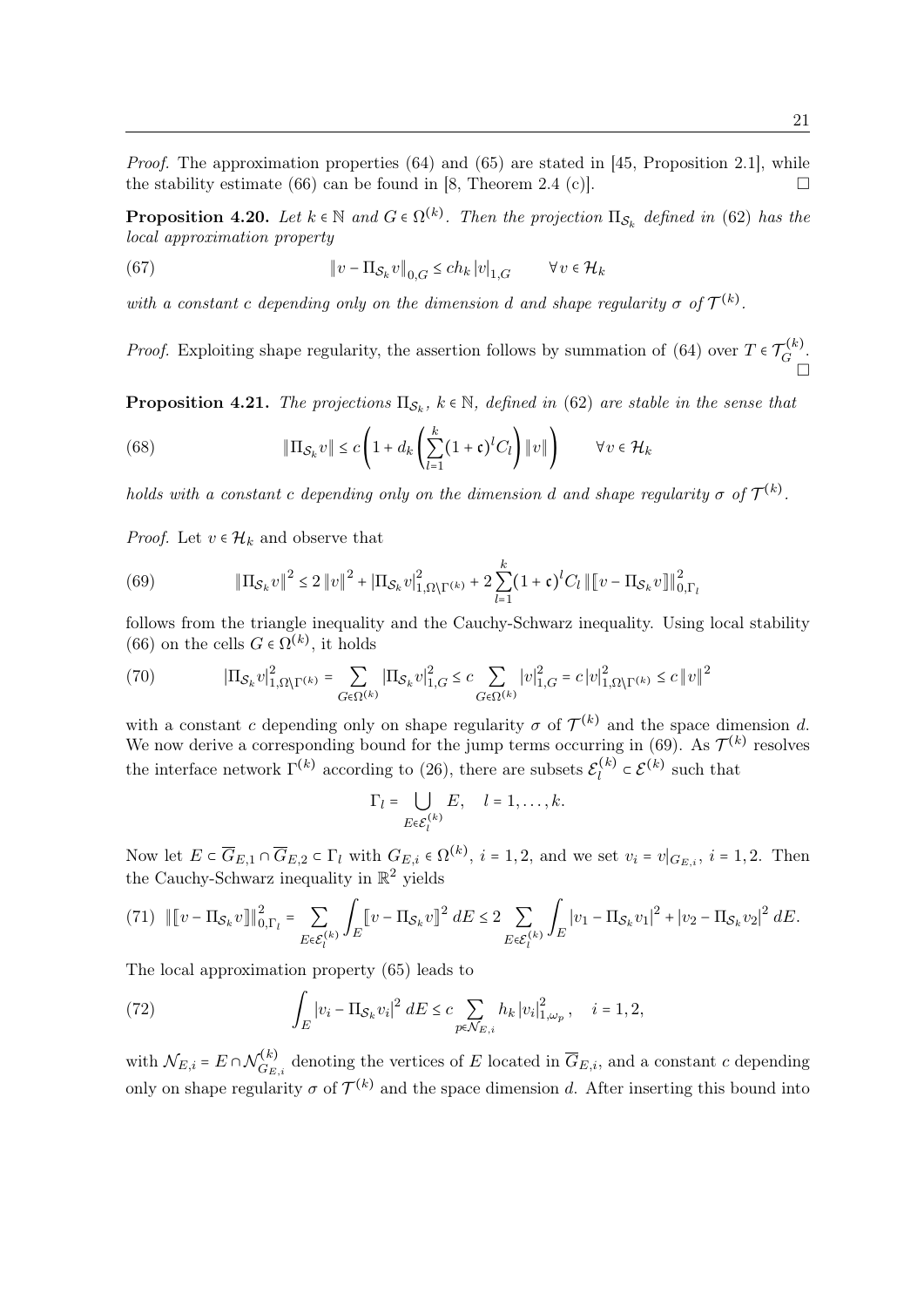*Proof.* The approximation properties (64) and (65) are stated in [45, Proposition 2.1], while the stability estimate (66) can be found in [8, Theorem 2.4 (c)]. □

**Proposition 4.20.** *Let $k \in \mathbb{N}$ and $G \in \Omega^{(k)}$. Then the projection $\Pi_{\mathcal{S}_k}$ defined in* (62) *has the local approximation property*

$$\|v - \Pi_{\mathcal{S}_k} v\|_{0,G} \le c h_k |v|_{1,G} \qquad \forall v \in \mathcal{H}_k \tag{67}$$

*with a constant $c$ depending only on the dimension $d$ and shape regularity $\sigma$ of $\mathcal{T}^{(k)}$.*

*Proof.* Exploiting shape regularity, the assertion follows by summation of (64) over $T \in \mathcal{T}_G^{(k)}$. □

**Proposition 4.21.** *The projections $\Pi_{\mathcal{S}_k}$, $k \in \mathbb{N}$, defined in* (62) *are stable in the sense that*

$$\|\Pi_{\mathcal{S}_k} v\| \le c\left(1 + d_k\left(\sum_{l=1}^{k}(1+\mathfrak{c})^l C_l\right)\|v\|\right) \qquad \forall v \in \mathcal{H}_k \tag{68}$$

*holds with a constant $c$ depending only on the dimension $d$ and shape regularity $\sigma$ of $\mathcal{T}^{(k)}$.*

*Proof.* Let $v \in \mathcal{H}_k$ and observe that

$$\|\Pi_{\mathcal{S}_k} v\|^2 \le 2\|v\|^2 + |\Pi_{\mathcal{S}_k} v|^2_{1,\Omega\setminus\Gamma^{(k)}} + 2\sum_{l=1}^{k}(1+\mathfrak{c})^l C_l \|[\![v - \Pi_{\mathcal{S}_k} v]\!]\|^2_{0,\Gamma_l} \tag{69}$$

follows from the triangle inequality and the Cauchy-Schwarz inequality. Using local stability (66) on the cells $G \in \Omega^{(k)}$, it holds

$$|\Pi_{\mathcal{S}_k} v|^2_{1,\Omega\setminus\Gamma^{(k)}} = \sum_{G\in\Omega^{(k)}} |\Pi_{\mathcal{S}_k} v|^2_{1,G} \le c \sum_{G\in\Omega^{(k)}} |v|^2_{1,G} = c|v|^2_{1,\Omega\setminus\Gamma^{(k)}} \le c\|v\|^2 \tag{70}$$

with a constant $c$ depending only on shape regularity $\sigma$ of $\mathcal{T}^{(k)}$ and the space dimension $d$. We now derive a corresponding bound for the jump terms occurring in (69). As $\mathcal{T}^{(k)}$ resolves the interface network $\Gamma^{(k)}$ according to (26), there are subsets $\mathcal{E}_l^{(k)} \subset \mathcal{E}^{(k)}$ such that

$$\Gamma_l = \bigcup_{E\in\mathcal{E}_l^{(k)}} E, \quad l = 1,\dots,k.$$

Now let $E \subset \overline{G}_{E,1} \cap \overline{G}_{E,2} \subset \Gamma_l$ with $G_{E,i} \in \Omega^{(k)}$, $i = 1,2$, and we set $v_i = v|_{G_{E,i}}$, $i = 1,2$. Then the Cauchy-Schwarz inequality in $\mathbb{R}^2$ yields

$$\|[\![v - \Pi_{\mathcal{S}_k} v]\!]\|^2_{0,\Gamma_l} = \sum_{E\in\mathcal{E}_l^{(k)}} \int_E [\![v - \Pi_{\mathcal{S}_k} v]\!]^2\, dE \le 2\sum_{E\in\mathcal{E}_l^{(k)}} \int_E |v_1 - \Pi_{\mathcal{S}_k} v_1|^2 + |v_2 - \Pi_{\mathcal{S}_k} v_2|^2\, dE. \tag{71}$$

The local approximation property (65) leads to

$$\int_E |v_i - \Pi_{\mathcal{S}_k} v_i|^2\, dE \le c \sum_{p\in\mathcal{N}_{E,i}} h_k |v_i|^2_{1,\omega_p}, \quad i = 1,2, \tag{72}$$

with $\mathcal{N}_{E,i} = E \cap \mathcal{N}^{(k)}_{G_{E,i}}$ denoting the vertices of $E$ located in $\overline{G}_{E,i}$, and a constant $c$ depending only on shape regularity $\sigma$ of $\mathcal{T}^{(k)}$ and the space dimension $d$. After inserting this bound into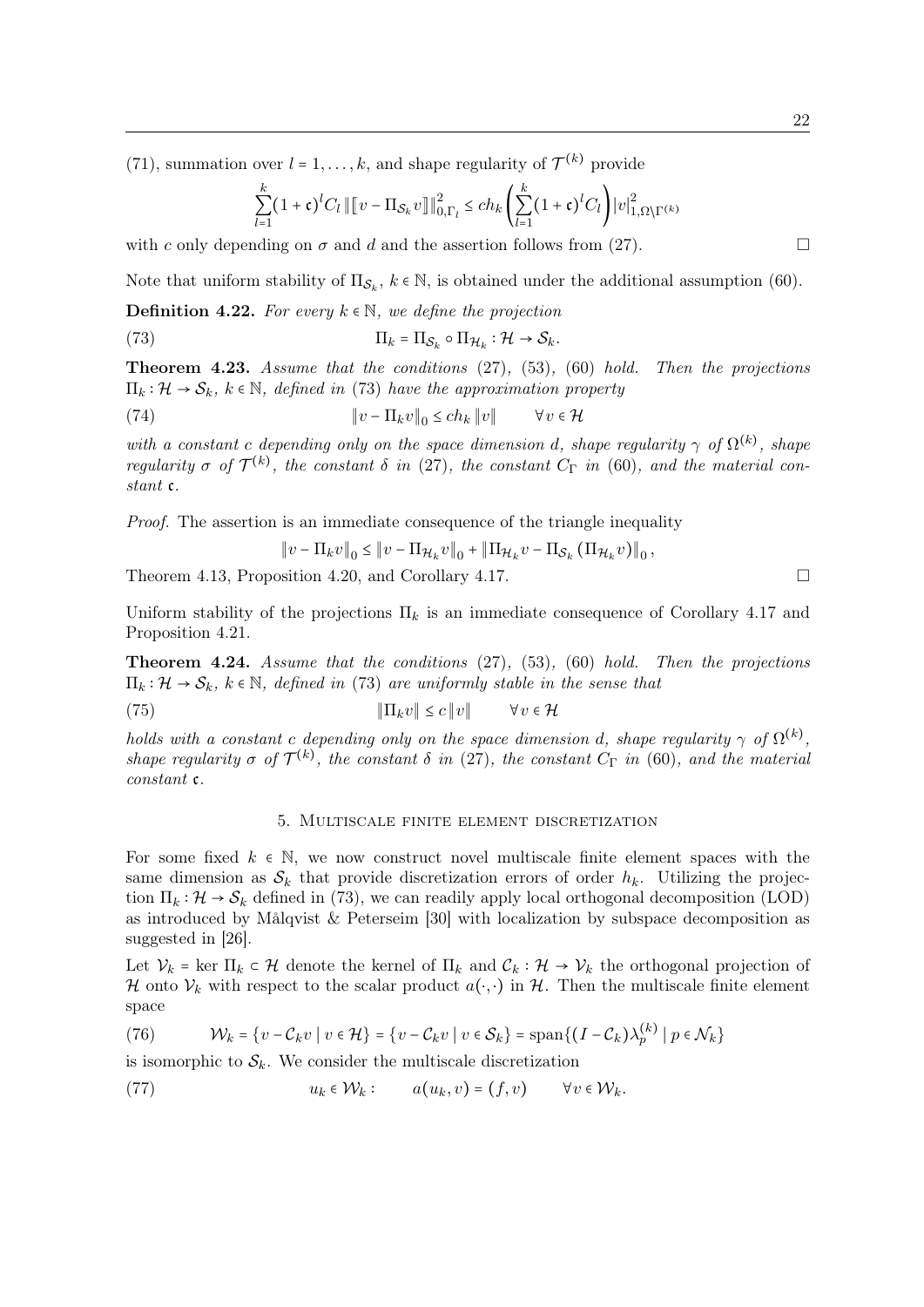(71), summation over $l = 1, \ldots, k$, and shape regularity of $\mathcal{T}^{(k)}$ provide

$$\sum_{l=1}^{k} (1+\mathfrak{c})^l C_l \, \| [\![ v - \Pi_{\mathcal{S}_k} v ]\!] \|_{0,\Gamma_l}^2 \le c h_k \left( \sum_{l=1}^{k} (1+\mathfrak{c})^l C_l \right) |v|_{1,\Omega\setminus\Gamma^{(k)}}^2$$

with $c$ only depending on $\sigma$ and $d$ and the assertion follows from (27). $\square$

Note that uniform stability of $\Pi_{\mathcal{S}_k}$, $k \in \mathbb{N}$, is obtained under the additional assumption (60).

**Definition 4.22.** *For every $k \in \mathbb{N}$, we define the projection*

$$\Pi_k = \Pi_{\mathcal{S}_k} \circ \Pi_{\mathcal{H}_k} : \mathcal{H} \to \mathcal{S}_k. \tag{73}$$

**Theorem 4.23.** *Assume that the conditions (27), (53), (60) hold. Then the projections $\Pi_k : \mathcal{H} \to \mathcal{S}_k$, $k \in \mathbb{N}$, defined in (73) have the approximation property*

$$\|v - \Pi_k v\|_0 \le c h_k \|v\| \qquad \forall v \in \mathcal{H} \tag{74}$$

*with a constant $c$ depending only on the space dimension $d$, shape regularity $\gamma$ of $\Omega^{(k)}$, shape regularity $\sigma$ of $\mathcal{T}^{(k)}$, the constant $\delta$ in (27), the constant $C_\Gamma$ in (60), and the material constant $\mathfrak{c}$.*

*Proof.* The assertion is an immediate consequence of the triangle inequality

$$\|v - \Pi_k v\|_0 \le \|v - \Pi_{\mathcal{H}_k} v\|_0 + \|\Pi_{\mathcal{H}_k} v - \Pi_{\mathcal{S}_k}(\Pi_{\mathcal{H}_k} v)\|_0,$$

Theorem 4.13, Proposition 4.20, and Corollary 4.17. $\square$

Uniform stability of the projections $\Pi_k$ is an immediate consequence of Corollary 4.17 and Proposition 4.21.

**Theorem 4.24.** *Assume that the conditions (27), (53), (60) hold. Then the projections $\Pi_k : \mathcal{H} \to \mathcal{S}_k$, $k \in \mathbb{N}$, defined in (73) are uniformly stable in the sense that*

$$\|\Pi_k v\| \le c \|v\| \qquad \forall v \in \mathcal{H} \tag{75}$$

*holds with a constant $c$ depending only on the space dimension $d$, shape regularity $\gamma$ of $\Omega^{(k)}$, shape regularity $\sigma$ of $\mathcal{T}^{(k)}$, the constant $\delta$ in (27), the constant $C_\Gamma$ in (60), and the material constant $\mathfrak{c}$.*

## 5. Multiscale finite element discretization

For some fixed $k \in \mathbb{N}$, we now construct novel multiscale finite element spaces with the same dimension as $\mathcal{S}_k$ that provide discretization errors of order $h_k$. Utilizing the projection $\Pi_k : \mathcal{H} \to \mathcal{S}_k$ defined in (73), we can readily apply local orthogonal decomposition (LOD) as introduced by Målqvist & Peterseim [30] with localization by subspace decomposition as suggested in [26].

Let $\mathcal{V}_k = \ker \Pi_k \subset \mathcal{H}$ denote the kernel of $\Pi_k$ and $\mathcal{C}_k : \mathcal{H} \to \mathcal{V}_k$ the orthogonal projection of $\mathcal{H}$ onto $\mathcal{V}_k$ with respect to the scalar product $a(\cdot,\cdot)$ in $\mathcal{H}$. Then the multiscale finite element space

$$\mathcal{W}_k = \{v - \mathcal{C}_k v \mid v \in \mathcal{H}\} = \{v - \mathcal{C}_k v \mid v \in \mathcal{S}_k\} = \operatorname{span}\{(I - \mathcal{C}_k)\lambda_p^{(k)} \mid p \in \mathcal{N}_k\} \tag{76}$$

is isomorphic to $\mathcal{S}_k$. We consider the multiscale discretization

$$u_k \in \mathcal{W}_k : \qquad a(u_k, v) = (f, v) \qquad \forall v \in \mathcal{W}_k. \tag{77}$$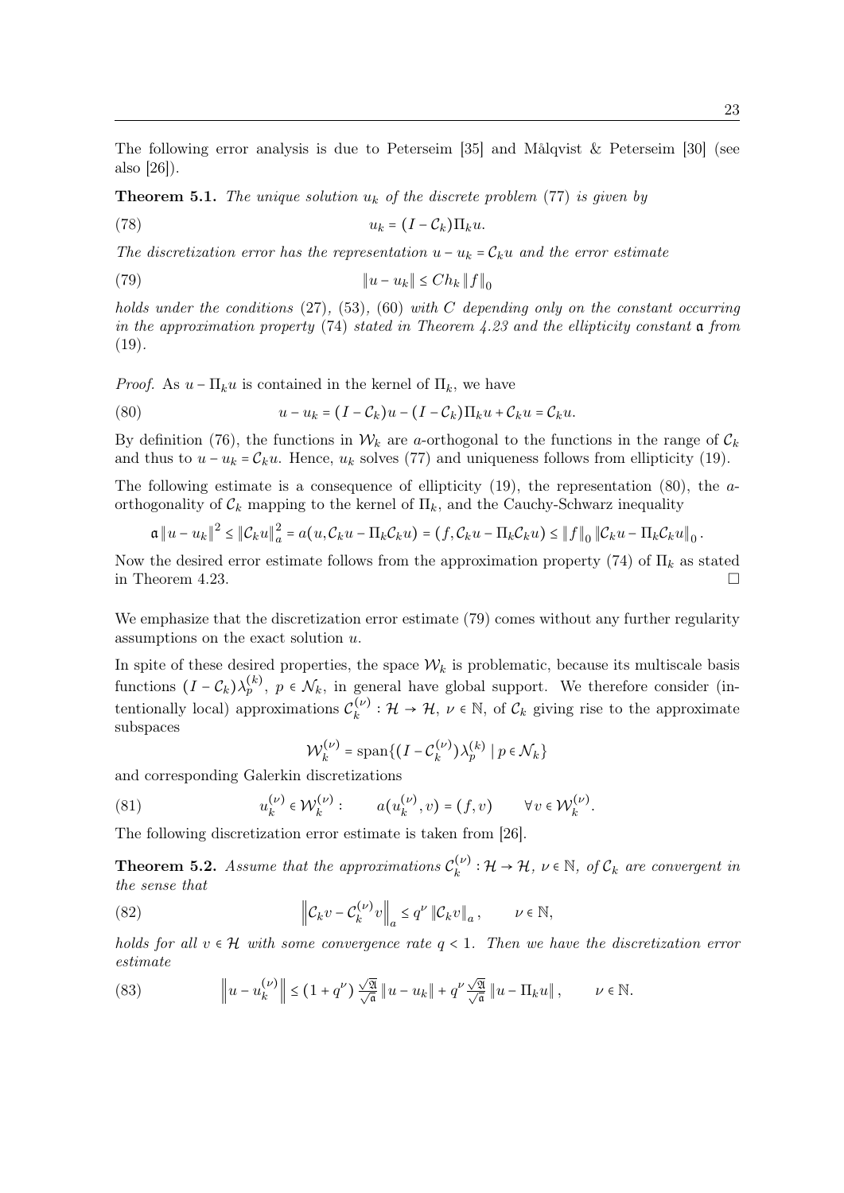The following error analysis is due to Peterseim [35] and Målqvist & Peterseim [30] (see also [26]).

**Theorem 5.1.** *The unique solution $u_k$ of the discrete problem* (77) *is given by*

$$u_k = (I - \mathcal{C}_k)\Pi_k u. \tag{78}$$

*The discretization error has the representation $u - u_k = \mathcal{C}_k u$ and the error estimate*

$$\|u - u_k\| \le C h_k \|f\|_0 \tag{79}$$

*holds under the conditions* (27), (53), (60) *with $C$ depending only on the constant occurring in the approximation property* (74) *stated in Theorem 4.23 and the ellipticity constant $\mathfrak{a}$ from* (19).

*Proof.* As $u - \Pi_k u$ is contained in the kernel of $\Pi_k$, we have

$$u - u_k = (I - \mathcal{C}_k)u - (I - \mathcal{C}_k)\Pi_k u + \mathcal{C}_k u = \mathcal{C}_k u. \tag{80}$$

By definition (76), the functions in $\mathcal{W}_k$ are $a$-orthogonal to the functions in the range of $\mathcal{C}_k$ and thus to $u - u_k = \mathcal{C}_k u$. Hence, $u_k$ solves (77) and uniqueness follows from ellipticity (19).

The following estimate is a consequence of ellipticity (19), the representation (80), the $a$-orthogonality of $\mathcal{C}_k$ mapping to the kernel of $\Pi_k$, and the Cauchy-Schwarz inequality

$$\mathfrak{a}\|u - u_k\|^2 \le \|\mathcal{C}_k u\|_a^2 = a(u, \mathcal{C}_k u - \Pi_k \mathcal{C}_k u) = (f, \mathcal{C}_k u - \Pi_k \mathcal{C}_k u) \le \|f\|_0 \|\mathcal{C}_k u - \Pi_k \mathcal{C}_k u\|_0 .$$

Now the desired error estimate follows from the approximation property (74) of $\Pi_k$ as stated in Theorem 4.23. □

We emphasize that the discretization error estimate (79) comes without any further regularity assumptions on the exact solution $u$.

In spite of these desired properties, the space $\mathcal{W}_k$ is problematic, because its multiscale basis functions $(I - \mathcal{C}_k)\lambda_p^{(k)}$, $p \in \mathcal{N}_k$, in general have global support. We therefore consider (intentionally local) approximations $\mathcal{C}_k^{(\nu)} : \mathcal{H} \to \mathcal{H}$, $\nu \in \mathbb{N}$, of $\mathcal{C}_k$ giving rise to the approximate subspaces

$$\mathcal{W}_k^{(\nu)} = \operatorname{span}\{(I - \mathcal{C}_k^{(\nu)})\lambda_p^{(k)} \mid p \in \mathcal{N}_k\}$$

and corresponding Galerkin discretizations

$$u_k^{(\nu)} \in \mathcal{W}_k^{(\nu)} : \qquad a(u_k^{(\nu)}, v) = (f, v) \qquad \forall v \in \mathcal{W}_k^{(\nu)}. \tag{81}$$

The following discretization error estimate is taken from [26].

**Theorem 5.2.** *Assume that the approximations $\mathcal{C}_k^{(\nu)} : \mathcal{H} \to \mathcal{H}$, $\nu \in \mathbb{N}$, of $\mathcal{C}_k$ are convergent in the sense that*

$$\left\|\mathcal{C}_k v - \mathcal{C}_k^{(\nu)} v\right\|_a \le q^\nu \|\mathcal{C}_k v\|_a, \qquad \nu \in \mathbb{N}, \tag{82}$$

*holds for all $v \in \mathcal{H}$ with some convergence rate $q < 1$. Then we have the discretization error estimate*

$$\left\|u - u_k^{(\nu)}\right\| \le (1 + q^\nu)\frac{\sqrt{\mathfrak{A}}}{\sqrt{\mathfrak{a}}}\|u - u_k\| + q^\nu \frac{\sqrt{\mathfrak{A}}}{\sqrt{\mathfrak{a}}}\|u - \Pi_k u\|, \qquad \nu \in \mathbb{N}. \tag{83}$$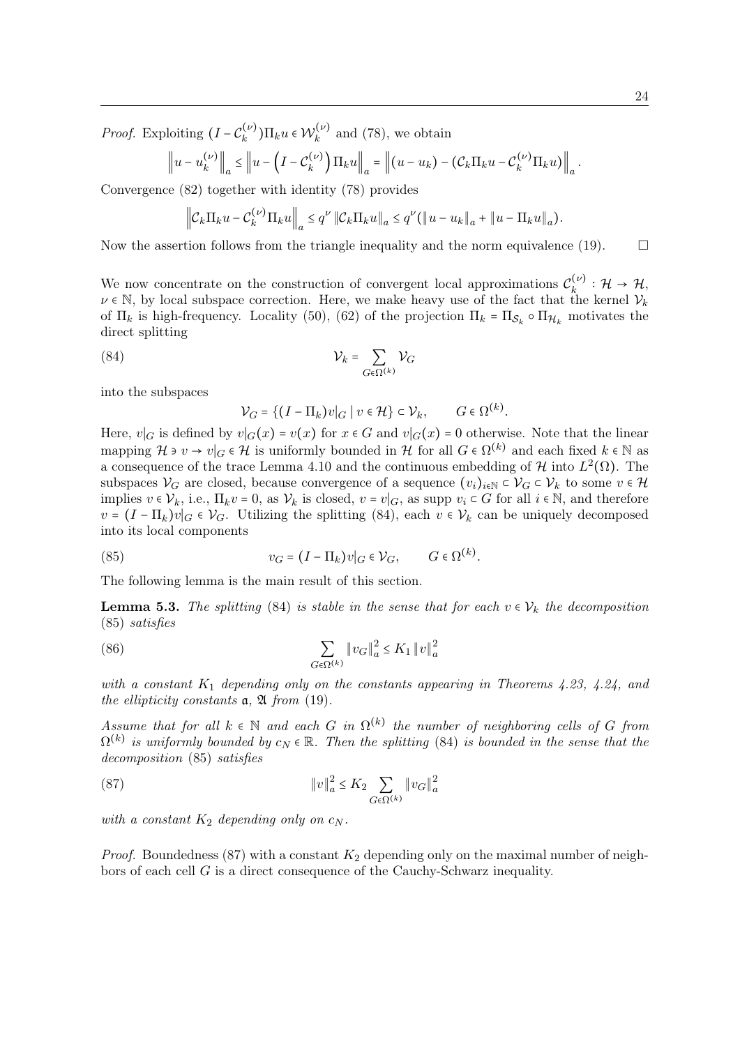*Proof.* Exploiting $(I - \mathcal{C}_k^{(\nu)})\Pi_k u \in \mathcal{W}_k^{(\nu)}$ and (78), we obtain

$$\left\| u - u_k^{(\nu)} \right\|_a \le \left\| u - \left( I - \mathcal{C}_k^{(\nu)} \right) \Pi_k u \right\|_a = \left\| (u - u_k) - (\mathcal{C}_k \Pi_k u - \mathcal{C}_k^{(\nu)} \Pi_k u) \right\|_a .$$

Convergence (82) together with identity (78) provides

$$\left\| \mathcal{C}_k \Pi_k u - \mathcal{C}_k^{(\nu)} \Pi_k u \right\|_a \le q^\nu \left\| \mathcal{C}_k \Pi_k u \right\|_a \le q^\nu (\left\| u - u_k \right\|_a + \left\| u - \Pi_k u \right\|_a).$$

Now the assertion follows from the triangle inequality and the norm equivalence (19). □

We now concentrate on the construction of convergent local approximations $\mathcal{C}_k^{(\nu)} : \mathcal{H} \to \mathcal{H}$, $\nu \in \mathbb{N}$, by local subspace correction. Here, we make heavy use of the fact that the kernel $\mathcal{V}_k$ of $\Pi_k$ is high-frequency. Locality (50), (62) of the projection $\Pi_k = \Pi_{\mathcal{S}_k} \circ \Pi_{\mathcal{H}_k}$ motivates the direct splitting

$$\mathcal{V}_k = \sum_{G \in \Omega^{(k)}} \mathcal{V}_G \tag{84}$$

into the subspaces

$$\mathcal{V}_G = \{ (I - \Pi_k) v|_G \mid v \in \mathcal{H} \} \subset \mathcal{V}_k, \qquad G \in \Omega^{(k)}.$$

Here, $v|_G$ is defined by $v|_G(x) = v(x)$ for $x \in G$ and $v|_G(x) = 0$ otherwise. Note that the linear mapping $\mathcal{H} \ni v \to v|_G \in \mathcal{H}$ is uniformly bounded in $\mathcal{H}$ for all $G \in \Omega^{(k)}$ and each fixed $k \in \mathbb{N}$ as a consequence of the trace Lemma 4.10 and the continuous embedding of $\mathcal{H}$ into $L^2(\Omega)$. The subspaces $\mathcal{V}_G$ are closed, because convergence of a sequence $(v_i)_{i \in \mathbb{N}} \subset \mathcal{V}_G \subset \mathcal{V}_k$ to some $v \in \mathcal{H}$ implies $v \in \mathcal{V}_k$, i.e., $\Pi_k v = 0$, as $\mathcal{V}_k$ is closed, $v = v|_G$, as $\operatorname{supp} v_i \subset G$ for all $i \in \mathbb{N}$, and therefore $v = (I - \Pi_k) v|_G \in \mathcal{V}_G$. Utilizing the splitting (84), each $v \in \mathcal{V}_k$ can be uniquely decomposed into its local components

$$v_G = (I - \Pi_k) v|_G \in \mathcal{V}_G, \qquad G \in \Omega^{(k)}. \tag{85}$$

The following lemma is the main result of this section.

**Lemma 5.3.** *The splitting* (84) *is stable in the sense that for each $v \in \mathcal{V}_k$ the decomposition* (85) *satisfies*

$$\sum_{G \in \Omega^{(k)}} \left\| v_G \right\|_a^2 \le K_1 \left\| v \right\|_a^2 \tag{86}$$

*with a constant $K_1$ depending only on the constants appearing in Theorems 4.23, 4.24, and the ellipticity constants $\mathfrak{a}$, $\mathfrak{A}$ from* (19).

*Assume that for all $k \in \mathbb{N}$ and each $G$ in $\Omega^{(k)}$ the number of neighboring cells of $G$ from $\Omega^{(k)}$ is uniformly bounded by $c_N \in \mathbb{R}$. Then the splitting* (84) *is bounded in the sense that the decomposition* (85) *satisfies*

$$\left\| v \right\|_a^2 \le K_2 \sum_{G \in \Omega^{(k)}} \left\| v_G \right\|_a^2 \tag{87}$$

*with a constant $K_2$ depending only on $c_N$.*

*Proof.* Boundedness (87) with a constant $K_2$ depending only on the maximal number of neighbors of each cell $G$ is a direct consequence of the Cauchy-Schwarz inequality.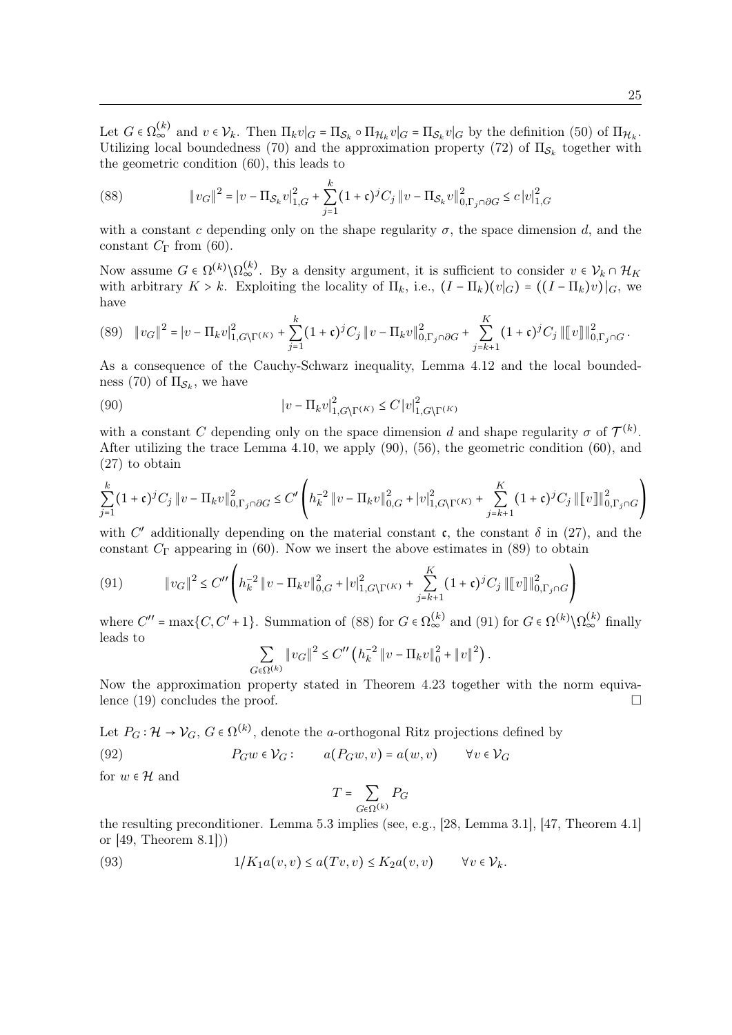Let $G \in \Omega_\infty^{(k)}$ and $v \in \mathcal{V}_k$. Then $\Pi_k v|_G = \Pi_{\mathcal{S}_k} \circ \Pi_{\mathcal{H}_k} v|_G = \Pi_{\mathcal{S}_k} v|_G$ by the definition (50) of $\Pi_{\mathcal{H}_k}$. Utilizing local boundedness (70) and the approximation property (72) of $\Pi_{\mathcal{S}_k}$ together with the geometric condition (60), this leads to

$$\|v_G\|^2 = |v - \Pi_{\mathcal{S}_k} v|_{1,G}^2 + \sum_{j=1}^{k} (1+\mathfrak{c})^j C_j \, \|v - \Pi_{\mathcal{S}_k} v\|_{0,\Gamma_j \cap \partial G}^2 \leq c\,|v|_{1,G}^2 \tag{88}$$

with a constant $c$ depending only on the shape regularity $\sigma$, the space dimension $d$, and the constant $C_\Gamma$ from (60).

Now assume $G \in \Omega^{(k)} \backslash \Omega_\infty^{(k)}$. By a density argument, it is sufficient to consider $v \in \mathcal{V}_k \cap \mathcal{H}_K$ with arbitrary $K > k$. Exploiting the locality of $\Pi_k$, i.e., $(I - \Pi_k)(v|_G) = ((I - \Pi_k)v)|_G$, we have

$$\|v_G\|^2 = |v - \Pi_k v|_{1,G\backslash\Gamma^{(K)}}^2 + \sum_{j=1}^{k} (1+\mathfrak{c})^j C_j \, \|v - \Pi_k v\|_{0,\Gamma_j \cap \partial G}^2 + \sum_{j=k+1}^{K} (1+\mathfrak{c})^j C_j \, \|[\![v]\!]\|_{0,\Gamma_j \cap G}^2. \tag{89}$$

As a consequence of the Cauchy-Schwarz inequality, Lemma 4.12 and the local boundedness (70) of $\Pi_{\mathcal{S}_k}$, we have

$$|v - \Pi_k v|_{1,G\backslash\Gamma^{(K)}}^2 \leq C\,|v|_{1,G\backslash\Gamma^{(K)}}^2 \tag{90}$$

with a constant $C$ depending only on the space dimension $d$ and shape regularity $\sigma$ of $\mathcal{T}^{(k)}$. After utilizing the trace Lemma 4.10, we apply (90), (56), the geometric condition (60), and (27) to obtain

$$\sum_{j=1}^{k} (1+\mathfrak{c})^j C_j \, \|v - \Pi_k v\|_{0,\Gamma_j \cap \partial G}^2 \leq C' \left( h_k^{-2} \|v - \Pi_k v\|_{0,G}^2 + |v|_{1,G\backslash\Gamma^{(K)}}^2 + \sum_{j=k+1}^{K} (1+\mathfrak{c})^j C_j \, \|[\![v]\!]\|_{0,\Gamma_j \cap G}^2 \right)$$

with $C'$ additionally depending on the material constant $\mathfrak{c}$, the constant $\delta$ in (27), and the constant $C_\Gamma$ appearing in (60). Now we insert the above estimates in (89) to obtain

$$\|v_G\|^2 \leq C'' \left( h_k^{-2} \|v - \Pi_k v\|_{0,G}^2 + |v|_{1,G\backslash\Gamma^{(K)}}^2 + \sum_{j=k+1}^{K} (1+\mathfrak{c})^j C_j \, \|[\![v]\!]\|_{0,\Gamma_j \cap G}^2 \right) \tag{91}$$

where $C'' = \max\{C, C'+1\}$. Summation of (88) for $G \in \Omega_\infty^{(k)}$ and (91) for $G \in \Omega^{(k)} \backslash \Omega_\infty^{(k)}$ finally leads to

$$\sum_{G \in \Omega^{(k)}} \|v_G\|^2 \leq C'' \left( h_k^{-2} \|v - \Pi_k v\|_0^2 + \|v\|^2 \right).$$

Now the approximation property stated in Theorem 4.23 together with the norm equivalence (19) concludes the proof. □

Let $P_G : \mathcal{H} \to \mathcal{V}_G$, $G \in \Omega^{(k)}$, denote the $a$-orthogonal Ritz projections defined by

$$P_G w \in \mathcal{V}_G : \qquad a(P_G w, v) = a(w, v) \qquad \forall v \in \mathcal{V}_G \tag{92}$$

for $w \in \mathcal{H}$ and

$$T = \sum_{G \in \Omega^{(k)}} P_G$$

the resulting preconditioner. Lemma 5.3 implies (see, e.g., [28, Lemma 3.1], [47, Theorem 4.1] or [49, Theorem 8.1]))

$$1/K_1 a(v,v) \leq a(Tv, v) \leq K_2 a(v,v) \qquad \forall v \in \mathcal{V}_k. \tag{93}$$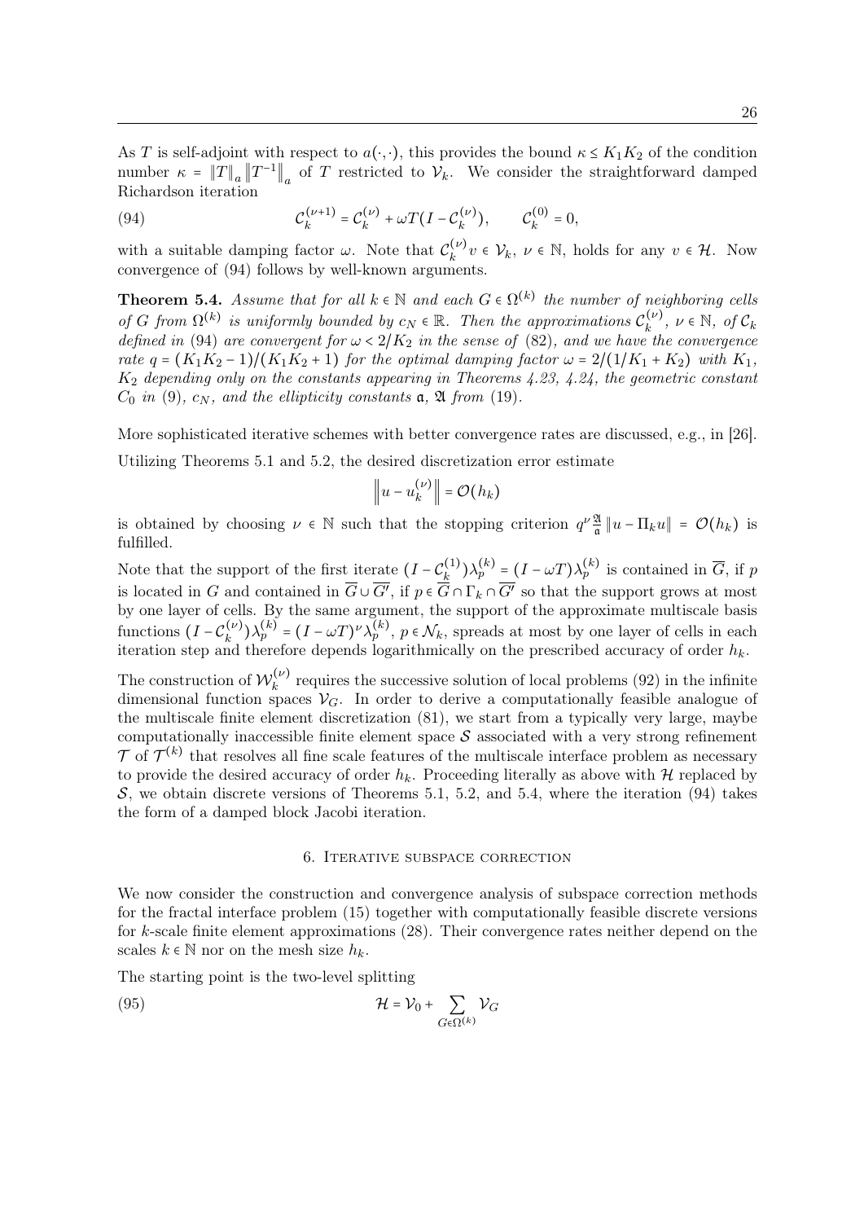As $T$ is self-adjoint with respect to $a(\cdot,\cdot)$, this provides the bound $\kappa \le K_1 K_2$ of the condition number $\kappa = \|T\|_a \|T^{-1}\|_a$ of $T$ restricted to $\mathcal{V}_k$. We consider the straightforward damped Richardson iteration

$$\mathcal{C}_k^{(\nu+1)} = \mathcal{C}_k^{(\nu)} + \omega T(I - \mathcal{C}_k^{(\nu)}), \qquad \mathcal{C}_k^{(0)} = 0, \tag{94}$$

with a suitable damping factor $\omega$. Note that $\mathcal{C}_k^{(\nu)} v \in \mathcal{V}_k$, $\nu \in \mathbb{N}$, holds for any $v \in \mathcal{H}$. Now convergence of (94) follows by well-known arguments.

**Theorem 5.4.** *Assume that for all $k \in \mathbb{N}$ and each $G \in \Omega^{(k)}$ the number of neighboring cells of $G$ from $\Omega^{(k)}$ is uniformly bounded by $c_N \in \mathbb{R}$. Then the approximations $\mathcal{C}_k^{(\nu)}$, $\nu \in \mathbb{N}$, of $\mathcal{C}_k$ defined in* (94) *are convergent for $\omega < 2/K_2$ in the sense of* (82)*, and we have the convergence rate $q = (K_1K_2 - 1)/(K_1K_2 + 1)$ for the optimal damping factor $\omega = 2/(1/K_1 + K_2)$ with $K_1$, $K_2$ depending only on the constants appearing in Theorems 4.23, 4.24, the geometric constant $C_0$ in* (9)*, $c_N$, and the ellipticity constants $\mathfrak{a}$, $\mathfrak{A}$ from* (19)*.*

More sophisticated iterative schemes with better convergence rates are discussed, e.g., in [26].

Utilizing Theorems 5.1 and 5.2, the desired discretization error estimate

$$\left\| u - u_k^{(\nu)} \right\| = \mathcal{O}(h_k)$$

is obtained by choosing $\nu \in \mathbb{N}$ such that the stopping criterion $q^\nu \frac{\mathfrak{A}}{\mathfrak{a}} \|u - \Pi_k u\| = \mathcal{O}(h_k)$ is fulfilled.

Note that the support of the first iterate $(I - \mathcal{C}_k^{(1)})\lambda_p^{(k)} = (I - \omega T)\lambda_p^{(k)}$ is contained in $\overline{G}$, if $p$ is located in $G$ and contained in $\overline{G} \cup \overline{G'}$, if $p \in \overline{G} \cap \Gamma_k \cap \overline{G'}$ so that the support grows at most by one layer of cells. By the same argument, the support of the approximate multiscale basis functions $(I - \mathcal{C}_k^{(\nu)})\lambda_p^{(k)} = (I - \omega T)^\nu \lambda_p^{(k)}$, $p \in \mathcal{N}_k$, spreads at most by one layer of cells in each iteration step and therefore depends logarithmically on the prescribed accuracy of order $h_k$.

The construction of $\mathcal{W}_k^{(\nu)}$ requires the successive solution of local problems (92) in the infinite dimensional function spaces $\mathcal{V}_G$. In order to derive a computationally feasible analogue of the multiscale finite element discretization (81), we start from a typically very large, maybe computationally inaccessible finite element space $\mathcal{S}$ associated with a very strong refinement $\mathcal{T}$ of $\mathcal{T}^{(k)}$ that resolves all fine scale features of the multiscale interface problem as necessary to provide the desired accuracy of order $h_k$. Proceeding literally as above with $\mathcal{H}$ replaced by $\mathcal{S}$, we obtain discrete versions of Theorems 5.1, 5.2, and 5.4, where the iteration (94) takes the form of a damped block Jacobi iteration.

## 6. Iterative subspace correction

We now consider the construction and convergence analysis of subspace correction methods for the fractal interface problem (15) together with computationally feasible discrete versions for $k$-scale finite element approximations (28). Their convergence rates neither depend on the scales $k \in \mathbb{N}$ nor on the mesh size $h_k$.

The starting point is the two-level splitting

$$\mathcal{H} = \mathcal{V}_0 + \sum_{G \in \Omega^{(k)}} \mathcal{V}_G \tag{95}$$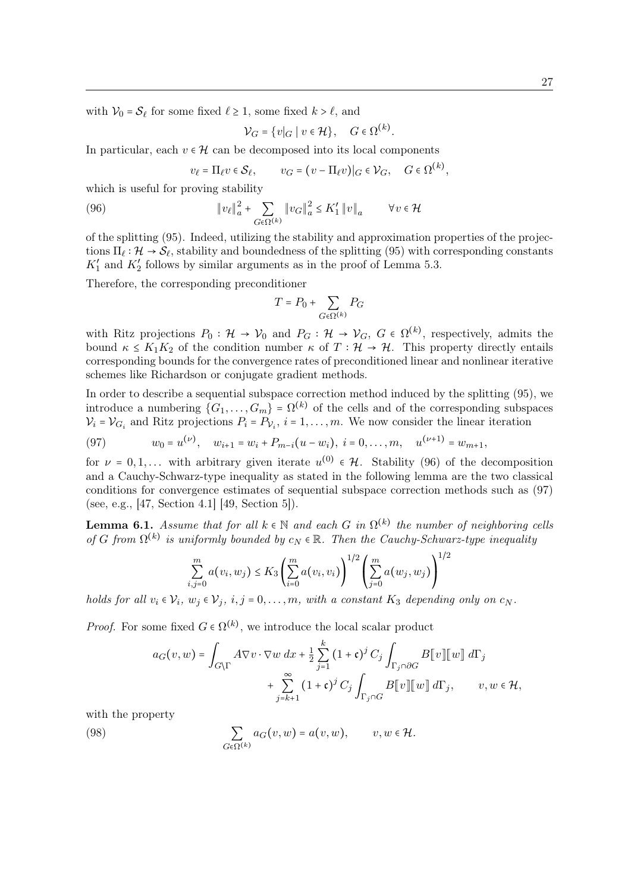with $\mathcal{V}_0 = \mathcal{S}_\ell$ for some fixed $\ell \ge 1$, some fixed $k > \ell$, and

$$\mathcal{V}_G = \{v|_G \mid v \in \mathcal{H}\}, \quad G \in \Omega^{(k)}.$$

In particular, each $v \in \mathcal{H}$ can be decomposed into its local components

$$v_\ell = \Pi_\ell v \in \mathcal{S}_\ell, \qquad v_G = (v - \Pi_\ell v)|_G \in \mathcal{V}_G, \quad G \in \Omega^{(k)},$$

which is useful for proving stability

$$\|v_\ell\|_a^2 + \sum_{G \in \Omega^{(k)}} \|v_G\|_a^2 \le K_1' \|v\|_a \qquad \forall v \in \mathcal{H} \tag{96}$$

of the splitting (95). Indeed, utilizing the stability and approximation properties of the projections $\Pi_\ell : \mathcal{H} \to \mathcal{S}_\ell$, stability and boundedness of the splitting (95) with corresponding constants $K_1'$ and $K_2'$ follows by similar arguments as in the proof of Lemma 5.3.

Therefore, the corresponding preconditioner

$$T = P_0 + \sum_{G \in \Omega^{(k)}} P_G$$

with Ritz projections $P_0 : \mathcal{H} \to \mathcal{V}_0$ and $P_G : \mathcal{H} \to \mathcal{V}_G$, $G \in \Omega^{(k)}$, respectively, admits the bound $\kappa \le K_1 K_2$ of the condition number $\kappa$ of $T : \mathcal{H} \to \mathcal{H}$. This property directly entails corresponding bounds for the convergence rates of preconditioned linear and nonlinear iterative schemes like Richardson or conjugate gradient methods.

In order to describe a sequential subspace correction method induced by the splitting (95), we introduce a numbering $\{G_1, \dots, G_m\} = \Omega^{(k)}$ of the cells and of the corresponding subspaces $\mathcal{V}_i = \mathcal{V}_{G_i}$ and Ritz projections $P_i = P_{\mathcal{V}_i}$, $i = 1, \dots, m$. We now consider the linear iteration

$$w_0 = u^{(\nu)}, \quad w_{i+1} = w_i + P_{m-i}(u - w_i), \; i = 0, \dots, m, \quad u^{(\nu+1)} = w_{m+1}, \tag{97}$$

for $\nu = 0, 1, \dots$ with arbitrary given iterate $u^{(0)} \in \mathcal{H}$. Stability (96) of the decomposition and a Cauchy-Schwarz-type inequality as stated in the following lemma are the two classical conditions for convergence estimates of sequential subspace correction methods such as (97) (see, e.g., [47, Section 4.1] [49, Section 5]).

**Lemma 6.1.** *Assume that for all $k \in \mathbb{N}$ and each $G$ in $\Omega^{(k)}$ the number of neighboring cells of $G$ from $\Omega^{(k)}$ is uniformly bounded by $c_N \in \mathbb{R}$. Then the Cauchy-Schwarz-type inequality*

$$\sum_{i,j=0}^{m} a(v_i, w_j) \le K_3 \left( \sum_{i=0}^{m} a(v_i, v_i) \right)^{1/2} \left( \sum_{j=0}^{m} a(w_j, w_j) \right)^{1/2}$$

*holds for all $v_i \in \mathcal{V}_i$, $w_j \in \mathcal{V}_j$, $i, j = 0, \dots, m$, with a constant $K_3$ depending only on $c_N$.*

*Proof.* For some fixed $G \in \Omega^{(k)}$, we introduce the local scalar product

$$a_G(v, w) = \int_{G \setminus \Gamma} A \nabla v \cdot \nabla w \, dx + \tfrac{1}{2} \sum_{j=1}^{k} (1 + \mathfrak{c})^j C_j \int_{\Gamma_j \cap \partial G} B[\![v]\!][\![w]\!] \, d\Gamma_j$$
$$+ \sum_{j=k+1}^{\infty} (1 + \mathfrak{c})^j C_j \int_{\Gamma_j \cap G} B[\![v]\!][\![w]\!] \, d\Gamma_j, \qquad v, w \in \mathcal{H},$$

with the property

$$\sum_{G \in \Omega^{(k)}} a_G(v, w) = a(v, w), \qquad v, w \in \mathcal{H}. \tag{98}$$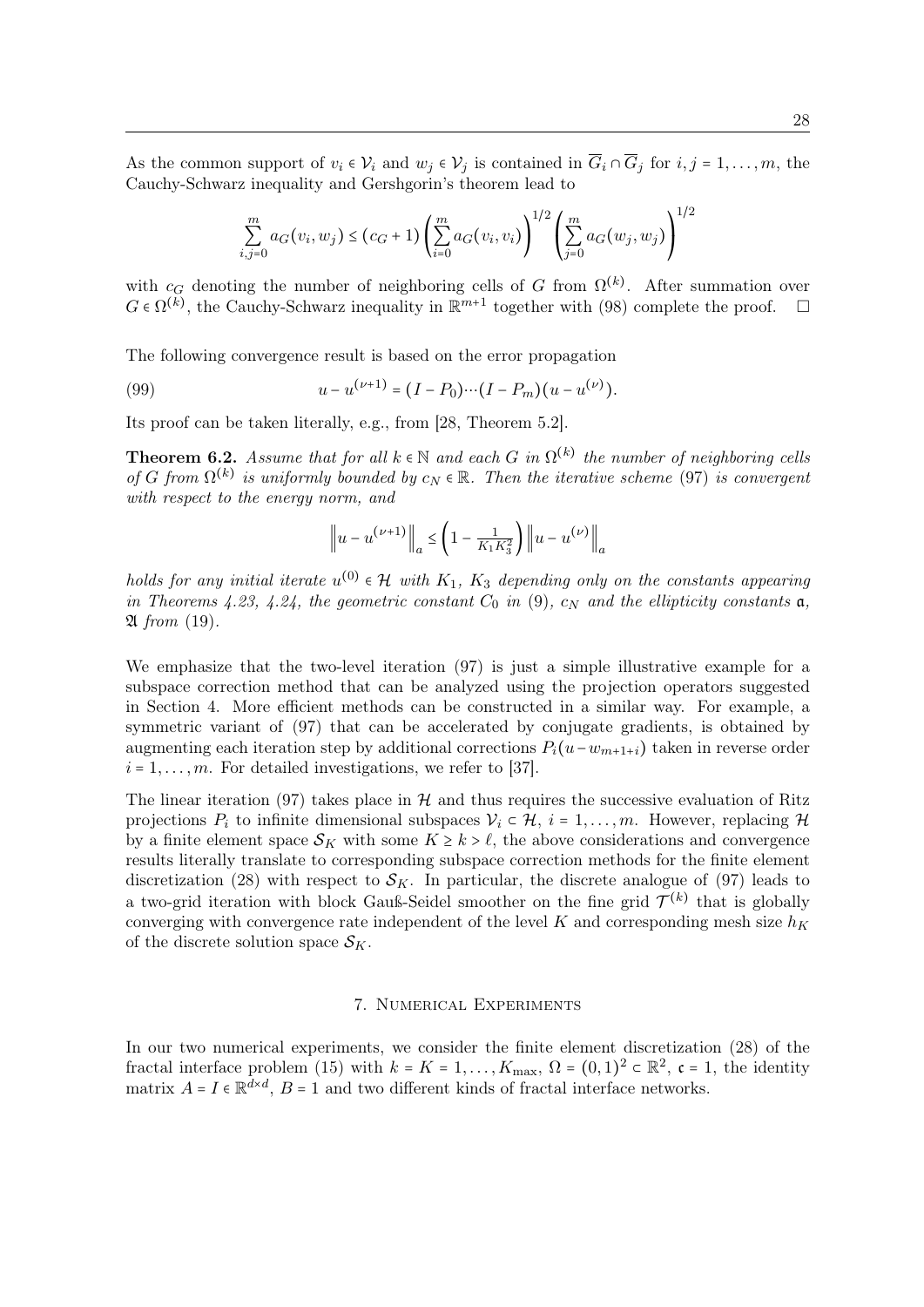As the common support of $v_i \in \mathcal{V}_i$ and $w_j \in \mathcal{V}_j$ is contained in $\overline{G}_i \cap \overline{G}_j$ for $i,j = 1,\dots,m$, the Cauchy-Schwarz inequality and Gershgorin's theorem lead to

$$\sum_{i,j=0}^{m} a_G(v_i, w_j) \le (c_G + 1) \left( \sum_{i=0}^{m} a_G(v_i, v_i) \right)^{1/2} \left( \sum_{j=0}^{m} a_G(w_j, w_j) \right)^{1/2}$$

with $c_G$ denoting the number of neighboring cells of $G$ from $\Omega^{(k)}$. After summation over $G \in \Omega^{(k)}$, the Cauchy-Schwarz inequality in $\mathbb{R}^{m+1}$ together with (98) complete the proof. $\square$

The following convergence result is based on the error propagation

$$u - u^{(\nu+1)} = (I - P_0) \cdots (I - P_m)(u - u^{(\nu)}). \tag{99}$$

Its proof can be taken literally, e.g., from [28, Theorem 5.2].

**Theorem 6.2.** *Assume that for all $k \in \mathbb{N}$ and each $G$ in $\Omega^{(k)}$ the number of neighboring cells of $G$ from $\Omega^{(k)}$ is uniformly bounded by $c_N \in \mathbb{R}$. Then the iterative scheme* (97) *is convergent with respect to the energy norm, and*

$$\left\| u - u^{(\nu+1)} \right\|_a \le \left( 1 - \tfrac{1}{K_1 K_3^2} \right) \left\| u - u^{(\nu)} \right\|_a$$

*holds for any initial iterate $u^{(0)} \in \mathcal{H}$ with $K_1$, $K_3$ depending only on the constants appearing in Theorems 4.23, 4.24, the geometric constant $C_0$ in* (9)*, $c_N$ and the ellipticity constants $\mathfrak{a}$, $\mathfrak{A}$ from* (19)*.*

We emphasize that the two-level iteration (97) is just a simple illustrative example for a subspace correction method that can be analyzed using the projection operators suggested in Section 4. More efficient methods can be constructed in a similar way. For example, a symmetric variant of (97) that can be accelerated by conjugate gradients, is obtained by augmenting each iteration step by additional corrections $P_i(u - w_{m+1+i})$ taken in reverse order $i = 1,\dots,m$. For detailed investigations, we refer to [37].

The linear iteration (97) takes place in $\mathcal{H}$ and thus requires the successive evaluation of Ritz projections $P_i$ to infinite dimensional subspaces $\mathcal{V}_i \subset \mathcal{H}$, $i = 1,\dots,m$. However, replacing $\mathcal{H}$ by a finite element space $\mathcal{S}_K$ with some $K \ge k > \ell$, the above considerations and convergence results literally translate to corresponding subspace correction methods for the finite element discretization (28) with respect to $\mathcal{S}_K$. In particular, the discrete analogue of (97) leads to a two-grid iteration with block Gauß-Seidel smoother on the fine grid $\mathcal{T}^{(k)}$ that is globally converging with convergence rate independent of the level $K$ and corresponding mesh size $h_K$ of the discrete solution space $\mathcal{S}_K$.

## 7. Numerical Experiments

In our two numerical experiments, we consider the finite element discretization (28) of the fractal interface problem (15) with $k = K = 1,\dots,K_{\max}$, $\Omega = (0,1)^2 \subset \mathbb{R}^2$, $\mathfrak{c} = 1$, the identity matrix $A = I \in \mathbb{R}^{d \times d}$, $B = 1$ and two different kinds of fractal interface networks.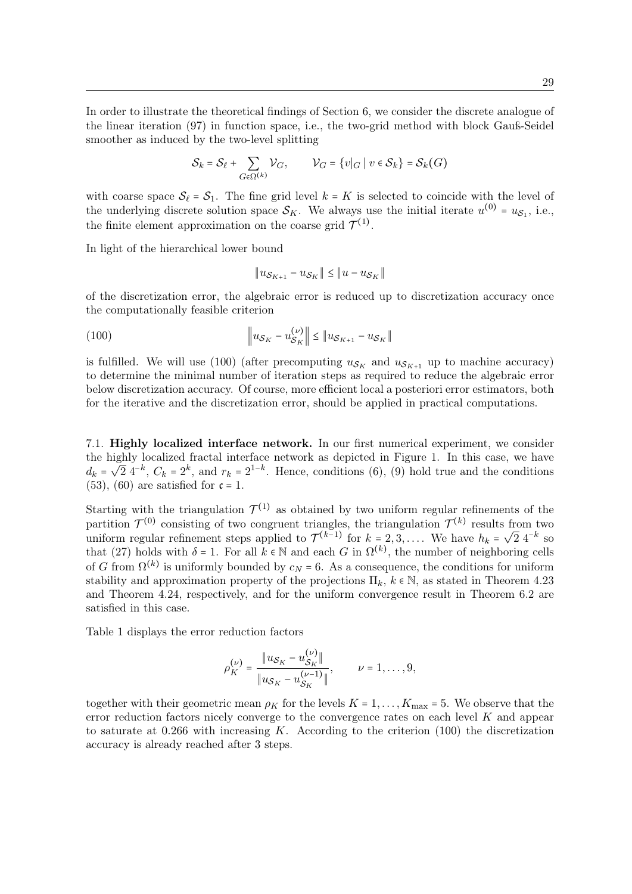In order to illustrate the theoretical findings of Section 6, we consider the discrete analogue of the linear iteration (97) in function space, i.e., the two-grid method with block Gauß-Seidel smoother as induced by the two-level splitting

$$\mathcal{S}_k = \mathcal{S}_\ell + \sum_{G \in \Omega^{(k)}} \mathcal{V}_G, \qquad \mathcal{V}_G = \{v|_G \mid v \in \mathcal{S}_k\} = \mathcal{S}_k(G)$$

with coarse space $\mathcal{S}_\ell = \mathcal{S}_1$. The fine grid level $k = K$ is selected to coincide with the level of the underlying discrete solution space $\mathcal{S}_K$. We always use the initial iterate $u^{(0)} = u_{\mathcal{S}_1}$, i.e., the finite element approximation on the coarse grid $\mathcal{T}^{(1)}$.

In light of the hierarchical lower bound

$$\|u_{\mathcal{S}_{K+1}} - u_{\mathcal{S}_K}\| \leq \|u - u_{\mathcal{S}_K}\|$$

of the discretization error, the algebraic error is reduced up to discretization accuracy once the computationally feasible criterion

$$\left\|u_{\mathcal{S}_K} - u_{\mathcal{S}_K}^{(\nu)}\right\| \leq \|u_{\mathcal{S}_{K+1}} - u_{\mathcal{S}_K}\| \tag{100}$$

is fulfilled. We will use (100) (after precomputing $u_{\mathcal{S}_K}$ and $u_{\mathcal{S}_{K+1}}$ up to machine accuracy) to determine the minimal number of iteration steps as required to reduce the algebraic error below discretization accuracy. Of course, more efficient local a posteriori error estimators, both for the iterative and the discretization error, should be applied in practical computations.

7.1. **Highly localized interface network.** In our first numerical experiment, we consider the highly localized fractal interface network as depicted in Figure 1. In this case, we have $d_k = \sqrt{2}\, 4^{-k}$, $C_k = 2^k$, and $r_k = 2^{1-k}$. Hence, conditions (6), (9) hold true and the conditions (53), (60) are satisfied for $\mathfrak{c} = 1$.

Starting with the triangulation $\mathcal{T}^{(1)}$ as obtained by two uniform regular refinements of the partition $\mathcal{T}^{(0)}$ consisting of two congruent triangles, the triangulation $\mathcal{T}^{(k)}$ results from two uniform regular refinement steps applied to $\mathcal{T}^{(k-1)}$ for $k = 2, 3, \dots$. We have $h_k = \sqrt{2}\, 4^{-k}$ so that (27) holds with $\delta = 1$. For all $k \in \mathbb{N}$ and each $G$ in $\Omega^{(k)}$, the number of neighboring cells of $G$ from $\Omega^{(k)}$ is uniformly bounded by $c_N = 6$. As a consequence, the conditions for uniform stability and approximation property of the projections $\Pi_k$, $k \in \mathbb{N}$, as stated in Theorem 4.23 and Theorem 4.24, respectively, and for the uniform convergence result in Theorem 6.2 are satisfied in this case.

Table 1 displays the error reduction factors

$$\rho_K^{(\nu)} = \frac{\|u_{\mathcal{S}_K} - u_{\mathcal{S}_K}^{(\nu)}\|}{\|u_{\mathcal{S}_K} - u_{\mathcal{S}_K}^{(\nu-1)}\|}, \qquad \nu = 1, \dots, 9,$$

together with their geometric mean $\rho_K$ for the levels $K = 1, \dots, K_{\max} = 5$. We observe that the error reduction factors nicely converge to the convergence rates on each level $K$ and appear to saturate at 0.266 with increasing $K$. According to the criterion (100) the discretization accuracy is already reached after 3 steps.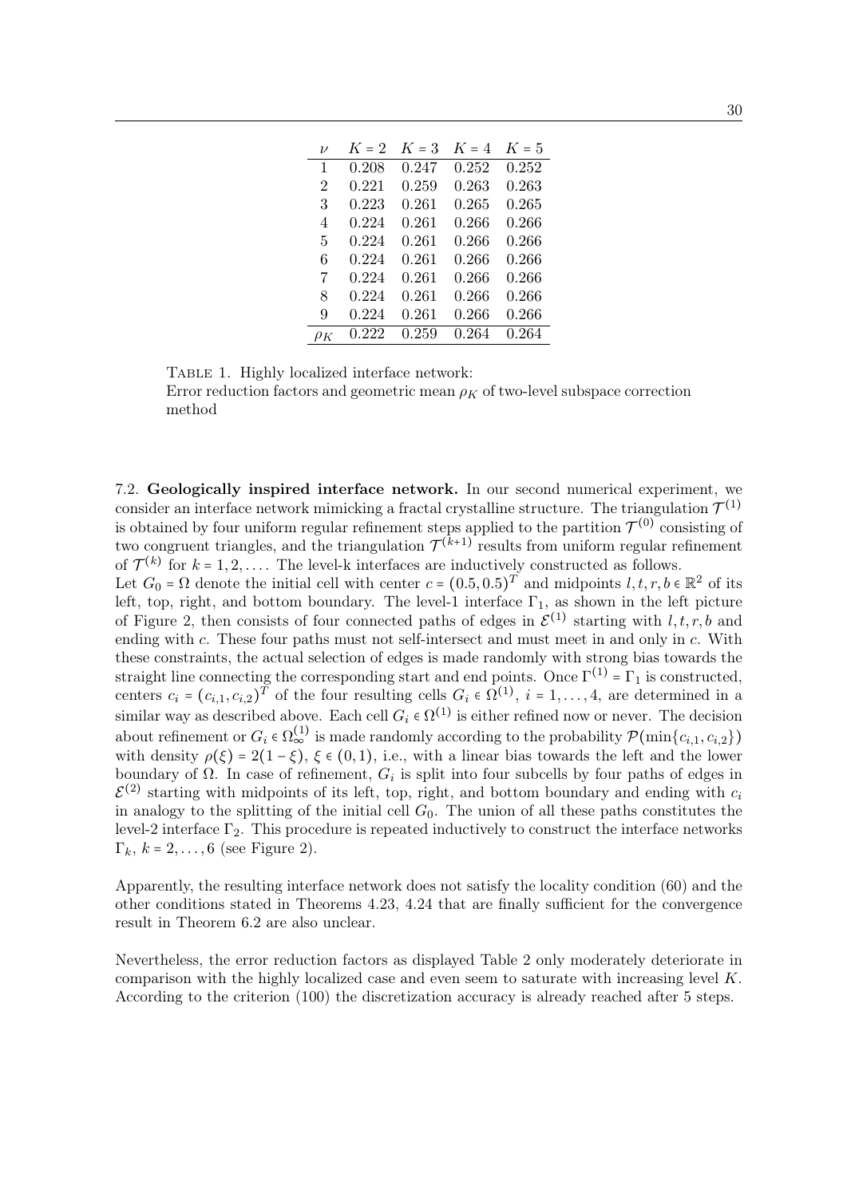| $\nu$ | $K=2$ | $K=3$ | $K=4$ | $K=5$ |
|---|---|---|---|---|
| 1 | 0.208 | 0.247 | 0.252 | 0.252 |
| 2 | 0.221 | 0.259 | 0.263 | 0.263 |
| 3 | 0.223 | 0.261 | 0.265 | 0.265 |
| 4 | 0.224 | 0.261 | 0.266 | 0.266 |
| 5 | 0.224 | 0.261 | 0.266 | 0.266 |
| 6 | 0.224 | 0.261 | 0.266 | 0.266 |
| 7 | 0.224 | 0.261 | 0.266 | 0.266 |
| 8 | 0.224 | 0.261 | 0.266 | 0.266 |
| 9 | 0.224 | 0.261 | 0.266 | 0.266 |
| $\rho_K$ | 0.222 | 0.259 | 0.264 | 0.264 |

TABLE 1. Highly localized interface network:
Error reduction factors and geometric mean $\rho_K$ of two-level subspace correction method

7.2. **Geologically inspired interface network.** In our second numerical experiment, we consider an interface network mimicking a fractal crystalline structure. The triangulation $\mathcal{T}^{(1)}$ is obtained by four uniform regular refinement steps applied to the partition $\mathcal{T}^{(0)}$ consisting of two congruent triangles, and the triangulation $\mathcal{T}^{(k+1)}$ results from uniform regular refinement of $\mathcal{T}^{(k)}$ for $k = 1, 2, \ldots$. The level-k interfaces are inductively constructed as follows.
Let $G_0 = \Omega$ denote the initial cell with center $c = (0.5, 0.5)^T$ and midpoints $l, t, r, b \in \mathbb{R}^2$ of its left, top, right, and bottom boundary. The level-1 interface $\Gamma_1$, as shown in the left picture of Figure 2, then consists of four connected paths of edges in $\mathcal{E}^{(1)}$ starting with $l, t, r, b$ and ending with $c$. These four paths must not self-intersect and must meet in and only in $c$. With these constraints, the actual selection of edges is made randomly with strong bias towards the straight line connecting the corresponding start and end points. Once $\Gamma^{(1)} = \Gamma_1$ is constructed, centers $c_i = (c_{i,1}, c_{i,2})^T$ of the four resulting cells $G_i \in \Omega^{(1)}$, $i = 1, \ldots, 4$, are determined in a similar way as described above. Each cell $G_i \in \Omega^{(1)}$ is either refined now or never. The decision about refinement or $G_i \in \Omega^{(1)}_\infty$ is made randomly according to the probability $\mathcal{P}(\min\{c_{i,1}, c_{i,2}\})$ with density $\rho(\xi) = 2(1-\xi)$, $\xi \in (0,1)$, i.e., with a linear bias towards the left and the lower boundary of $\Omega$. In case of refinement, $G_i$ is split into four subcells by four paths of edges in $\mathcal{E}^{(2)}$ starting with midpoints of its left, top, right, and bottom boundary and ending with $c_i$ in analogy to the splitting of the initial cell $G_0$. The union of all these paths constitutes the level-2 interface $\Gamma_2$. This procedure is repeated inductively to construct the interface networks $\Gamma_k$, $k = 2, \ldots, 6$ (see Figure 2).

Apparently, the resulting interface network does not satisfy the locality condition (60) and the other conditions stated in Theorems 4.23, 4.24 that are finally sufficient for the convergence result in Theorem 6.2 are also unclear.

Nevertheless, the error reduction factors as displayed Table 2 only moderately deteriorate in comparison with the highly localized case and even seem to saturate with increasing level $K$. According to the criterion (100) the discretization accuracy is already reached after 5 steps.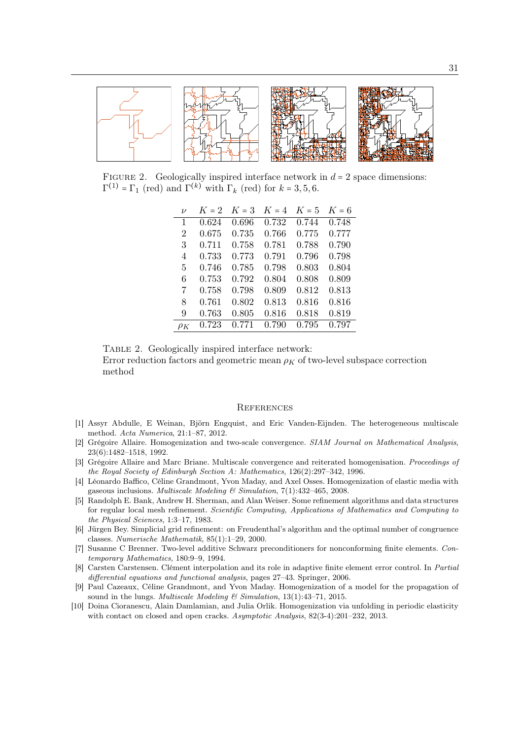FIGURE 2. Geologically inspired interface network in $d = 2$ space dimensions: $\Gamma^{(1)} = \Gamma_1$ (red) and $\Gamma^{(k)}$ with $\Gamma_k$ (red) for $k = 3, 5, 6$.

| $\nu$ | $K = 2$ | $K = 3$ | $K = 4$ | $K = 5$ | $K = 6$ |
|---|---|---|---|---|---|
| 1 | 0.624 | 0.696 | 0.732 | 0.744 | 0.748 |
| 2 | 0.675 | 0.735 | 0.766 | 0.775 | 0.777 |
| 3 | 0.711 | 0.758 | 0.781 | 0.788 | 0.790 |
| 4 | 0.733 | 0.773 | 0.791 | 0.796 | 0.798 |
| 5 | 0.746 | 0.785 | 0.798 | 0.803 | 0.804 |
| 6 | 0.753 | 0.792 | 0.804 | 0.808 | 0.809 |
| 7 | 0.758 | 0.798 | 0.809 | 0.812 | 0.813 |
| 8 | 0.761 | 0.802 | 0.813 | 0.816 | 0.816 |
| 9 | 0.763 | 0.805 | 0.816 | 0.818 | 0.819 |
| $\rho_K$ | 0.723 | 0.771 | 0.790 | 0.795 | 0.797 |

TABLE 2. Geologically inspired interface network:
Error reduction factors and geometric mean $\rho_K$ of two-level subspace correction method

## REFERENCES

[1] Assyr Abdulle, E Weinan, Björn Engquist, and Eric Vanden-Eijnden. The heterogeneous multiscale method. *Acta Numerica*, 21:1–87, 2012.

[2] Grégoire Allaire. Homogenization and two-scale convergence. *SIAM Journal on Mathematical Analysis*, 23(6):1482–1518, 1992.

[3] Grégoire Allaire and Marc Briane. Multiscale convergence and reiterated homogenisation. *Proceedings of the Royal Society of Edinburgh Section A: Mathematics*, 126(2):297–342, 1996.

[4] Léonardo Baffico, Céline Grandmont, Yvon Maday, and Axel Osses. Homogenization of elastic media with gaseous inclusions. *Multiscale Modeling & Simulation*, 7(1):432–465, 2008.

[5] Randolph E. Bank, Andrew H. Sherman, and Alan Weiser. Some refinement algorithms and data structures for regular local mesh refinement. *Scientific Computing, Applications of Mathematics and Computing to the Physical Sciences*, 1:3–17, 1983.

[6] Jürgen Bey. Simplicial grid refinement: on Freudenthal's algorithm and the optimal number of congruence classes. *Numerische Mathematik*, 85(1):1–29, 2000.

[7] Susanne C Brenner. Two-level additive Schwarz preconditioners for nonconforming finite elements. *Contemporary Mathematics*, 180:9–9, 1994.

[8] Carsten Carstensen. Clément interpolation and its role in adaptive finite element error control. In *Partial differential equations and functional analysis*, pages 27–43. Springer, 2006.

[9] Paul Cazeaux, Céline Grandmont, and Yvon Maday. Homogenization of a model for the propagation of sound in the lungs. *Multiscale Modeling & Simulation*, 13(1):43–71, 2015.

[10] Doina Cioranescu, Alain Damlamian, and Julia Orlik. Homogenization via unfolding in periodic elasticity with contact on closed and open cracks. *Asymptotic Analysis*, 82(3-4):201–232, 2013.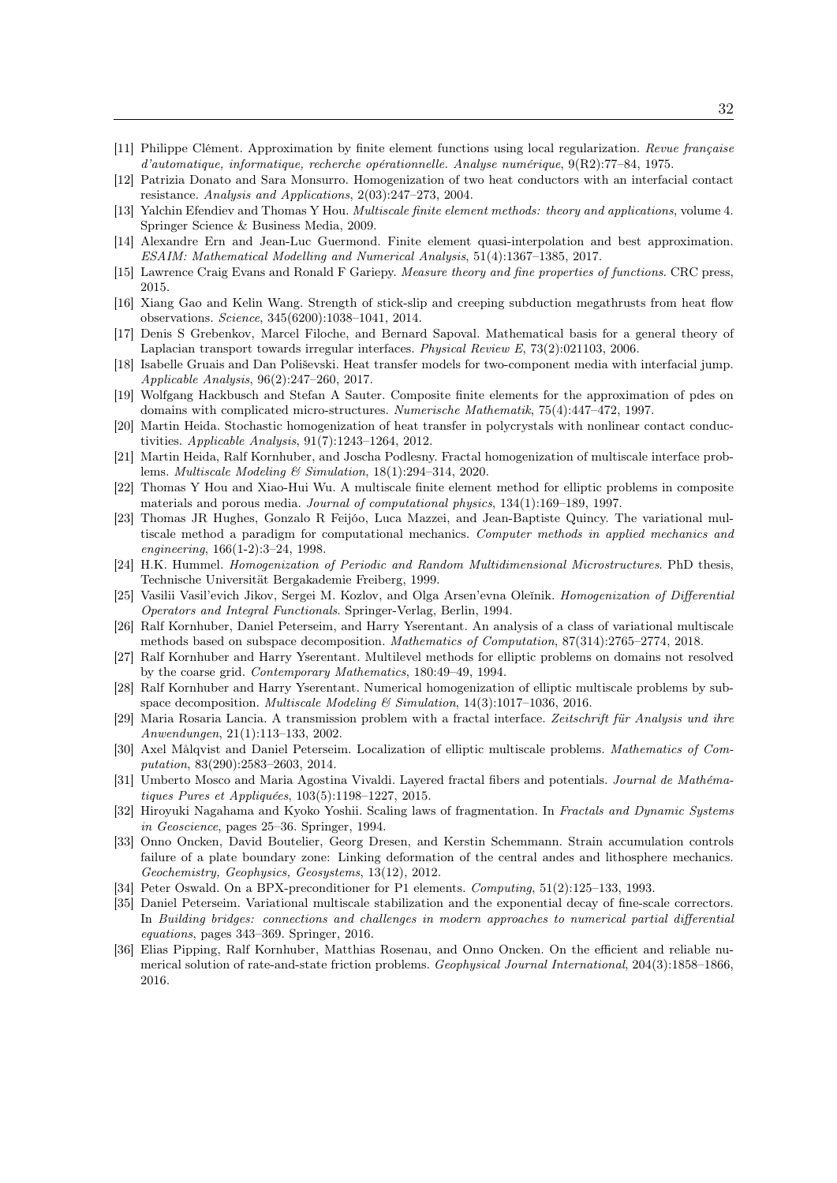[11] Philippe Clément. Approximation by finite element functions using local regularization. *Revue française d'automatique, informatique, recherche opérationnelle. Analyse numérique*, 9(R2):77–84, 1975.

[12] Patrizia Donato and Sara Monsurro. Homogenization of two heat conductors with an interfacial contact resistance. *Analysis and Applications*, 2(03):247–273, 2004.

[13] Yalchin Efendiev and Thomas Y Hou. *Multiscale finite element methods: theory and applications*, volume 4. Springer Science & Business Media, 2009.

[14] Alexandre Ern and Jean-Luc Guermond. Finite element quasi-interpolation and best approximation. *ESAIM: Mathematical Modelling and Numerical Analysis*, 51(4):1367–1385, 2017.

[15] Lawrence Craig Evans and Ronald F Gariepy. *Measure theory and fine properties of functions*. CRC press, 2015.

[16] Xiang Gao and Kelin Wang. Strength of stick-slip and creeping subduction megathrusts from heat flow observations. *Science*, 345(6200):1038–1041, 2014.

[17] Denis S Grebenkov, Marcel Filoche, and Bernard Sapoval. Mathematical basis for a general theory of Laplacian transport towards irregular interfaces. *Physical Review E*, 73(2):021103, 2006.

[18] Isabelle Gruais and Dan Poliševski. Heat transfer models for two-component media with interfacial jump. *Applicable Analysis*, 96(2):247–260, 2017.

[19] Wolfgang Hackbusch and Stefan A Sauter. Composite finite elements for the approximation of pdes on domains with complicated micro-structures. *Numerische Mathematik*, 75(4):447–472, 1997.

[20] Martin Heida. Stochastic homogenization of heat transfer in polycrystals with nonlinear contact conductivities. *Applicable Analysis*, 91(7):1243–1264, 2012.

[21] Martin Heida, Ralf Kornhuber, and Joscha Podlesny. Fractal homogenization of multiscale interface problems. *Multiscale Modeling & Simulation*, 18(1):294–314, 2020.

[22] Thomas Y Hou and Xiao-Hui Wu. A multiscale finite element method for elliptic problems in composite materials and porous media. *Journal of computational physics*, 134(1):169–189, 1997.

[23] Thomas JR Hughes, Gonzalo R Feijóo, Luca Mazzei, and Jean-Baptiste Quincy. The variational multiscale method a paradigm for computational mechanics. *Computer methods in applied mechanics and engineering*, 166(1-2):3–24, 1998.

[24] H.K. Hummel. *Homogenization of Periodic and Random Multidimensional Microstructures*. PhD thesis, Technische Universität Bergakademie Freiberg, 1999.

[25] Vasilii Vasil'evich Jikov, Sergei M. Kozlov, and Olga Arsen'evna Oleĭnik. *Homogenization of Differential Operators and Integral Functionals*. Springer-Verlag, Berlin, 1994.

[26] Ralf Kornhuber, Daniel Peterseim, and Harry Yserentant. An analysis of a class of variational multiscale methods based on subspace decomposition. *Mathematics of Computation*, 87(314):2765–2774, 2018.

[27] Ralf Kornhuber and Harry Yserentant. Multilevel methods for elliptic problems on domains not resolved by the coarse grid. *Contemporary Mathematics*, 180:49–49, 1994.

[28] Ralf Kornhuber and Harry Yserentant. Numerical homogenization of elliptic multiscale problems by subspace decomposition. *Multiscale Modeling & Simulation*, 14(3):1017–1036, 2016.

[29] Maria Rosaria Lancia. A transmission problem with a fractal interface. *Zeitschrift für Analysis und ihre Anwendungen*, 21(1):113–133, 2002.

[30] Axel Målqvist and Daniel Peterseim. Localization of elliptic multiscale problems. *Mathematics of Computation*, 83(290):2583–2603, 2014.

[31] Umberto Mosco and Maria Agostina Vivaldi. Layered fractal fibers and potentials. *Journal de Mathématiques Pures et Appliquées*, 103(5):1198–1227, 2015.

[32] Hiroyuki Nagahama and Kyoko Yoshii. Scaling laws of fragmentation. In *Fractals and Dynamic Systems in Geoscience*, pages 25–36. Springer, 1994.

[33] Onno Oncken, David Boutelier, Georg Dresen, and Kerstin Schemmann. Strain accumulation controls failure of a plate boundary zone: Linking deformation of the central andes and lithosphere mechanics. *Geochemistry, Geophysics, Geosystems*, 13(12), 2012.

[34] Peter Oswald. On a BPX-preconditioner for P1 elements. *Computing*, 51(2):125–133, 1993.

[35] Daniel Peterseim. Variational multiscale stabilization and the exponential decay of fine-scale correctors. In *Building bridges: connections and challenges in modern approaches to numerical partial differential equations*, pages 343–369. Springer, 2016.

[36] Elias Pipping, Ralf Kornhuber, Matthias Rosenau, and Onno Oncken. On the efficient and reliable numerical solution of rate-and-state friction problems. *Geophysical Journal International*, 204(3):1858–1866, 2016.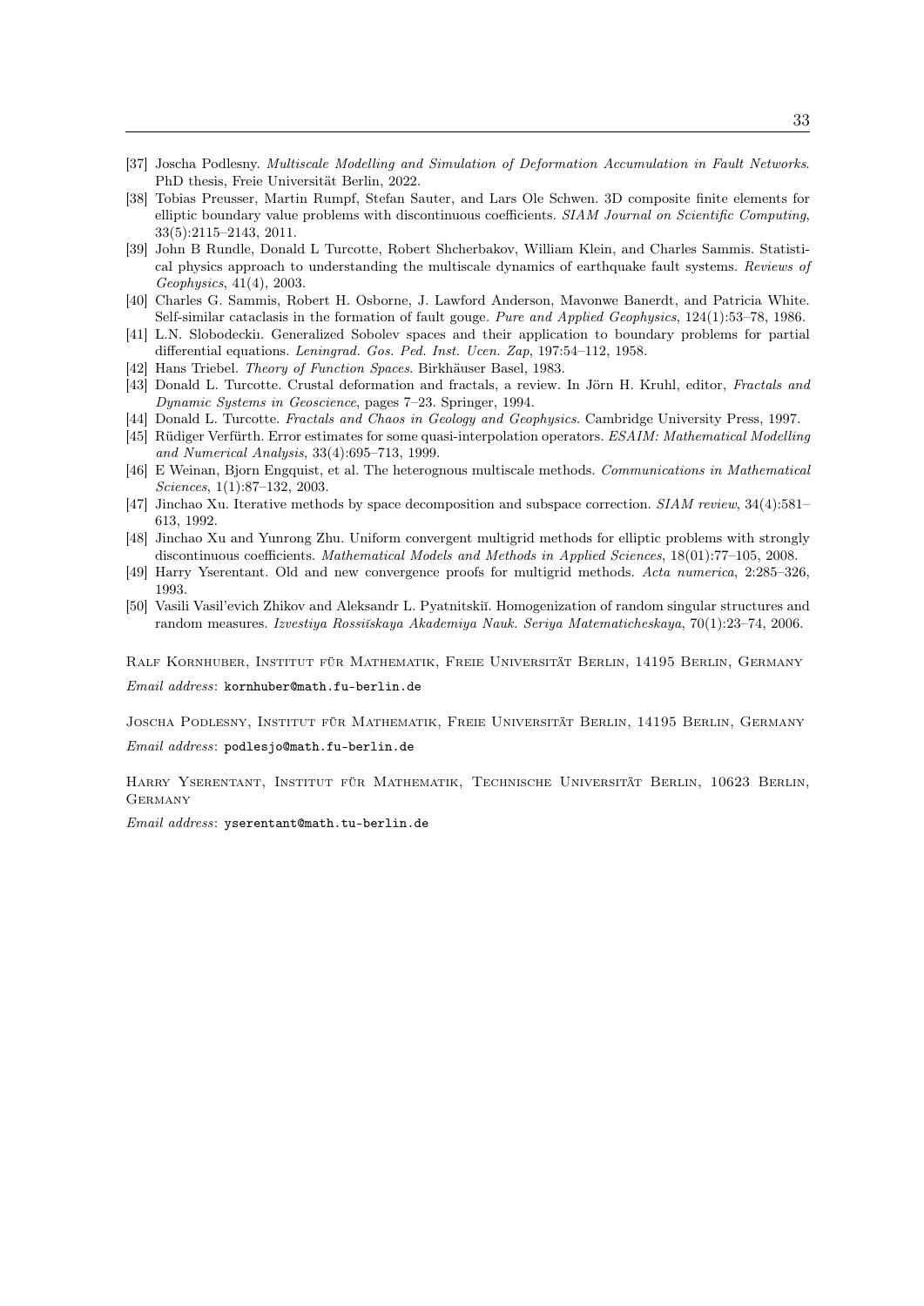[37] Joscha Podlesny. *Multiscale Modelling and Simulation of Deformation Accumulation in Fault Networks*. PhD thesis, Freie Universität Berlin, 2022.

[38] Tobias Preusser, Martin Rumpf, Stefan Sauter, and Lars Ole Schwen. 3D composite finite elements for elliptic boundary value problems with discontinuous coefficients. *SIAM Journal on Scientific Computing*, 33(5):2115–2143, 2011.

[39] John B Rundle, Donald L Turcotte, Robert Shcherbakov, William Klein, and Charles Sammis. Statistical physics approach to understanding the multiscale dynamics of earthquake fault systems. *Reviews of Geophysics*, 41(4), 2003.

[40] Charles G. Sammis, Robert H. Osborne, J. Lawford Anderson, Mavonwe Banerdt, and Patricia White. Self-similar cataclasis in the formation of fault gouge. *Pure and Applied Geophysics*, 124(1):53–78, 1986.

[41] L.N. Slobodeckii. Generalized Sobolev spaces and their application to boundary problems for partial differential equations. *Leningrad. Gos. Ped. Inst. Ucen. Zap*, 197:54–112, 1958.

[42] Hans Triebel. *Theory of Function Spaces*. Birkhäuser Basel, 1983.

[43] Donald L. Turcotte. Crustal deformation and fractals, a review. In Jörn H. Kruhl, editor, *Fractals and Dynamic Systems in Geoscience*, pages 7–23. Springer, 1994.

[44] Donald L. Turcotte. *Fractals and Chaos in Geology and Geophysics*. Cambridge University Press, 1997.

[45] Rüdiger Verfürth. Error estimates for some quasi-interpolation operators. *ESAIM: Mathematical Modelling and Numerical Analysis*, 33(4):695–713, 1999.

[46] E Weinan, Bjorn Engquist, et al. The heterognous multiscale methods. *Communications in Mathematical Sciences*, 1(1):87–132, 2003.

[47] Jinchao Xu. Iterative methods by space decomposition and subspace correction. *SIAM review*, 34(4):581–613, 1992.

[48] Jinchao Xu and Yunrong Zhu. Uniform convergent multigrid methods for elliptic problems with strongly discontinuous coefficients. *Mathematical Models and Methods in Applied Sciences*, 18(01):77–105, 2008.

[49] Harry Yserentant. Old and new convergence proofs for multigrid methods. *Acta numerica*, 2:285–326, 1993.

[50] Vasili Vasil'evich Zhikov and Aleksandr L. Pyatnitskiĭ. Homogenization of random singular structures and random measures. *Izvestiya Rossiĭskaya Akademiya Nauk. Seriya Matematicheskaya*, 70(1):23–74, 2006.

Ralf Kornhuber, Institut für Mathematik, Freie Universität Berlin, 14195 Berlin, Germany

*Email address*: kornhuber@math.fu-berlin.de

Joscha Podlesny, Institut für Mathematik, Freie Universität Berlin, 14195 Berlin, Germany

*Email address*: podlesjo@math.fu-berlin.de

Harry Yserentant, Institut für Mathematik, Technische Universität Berlin, 10623 Berlin, Germany

*Email address*: yserentant@math.tu-berlin.de